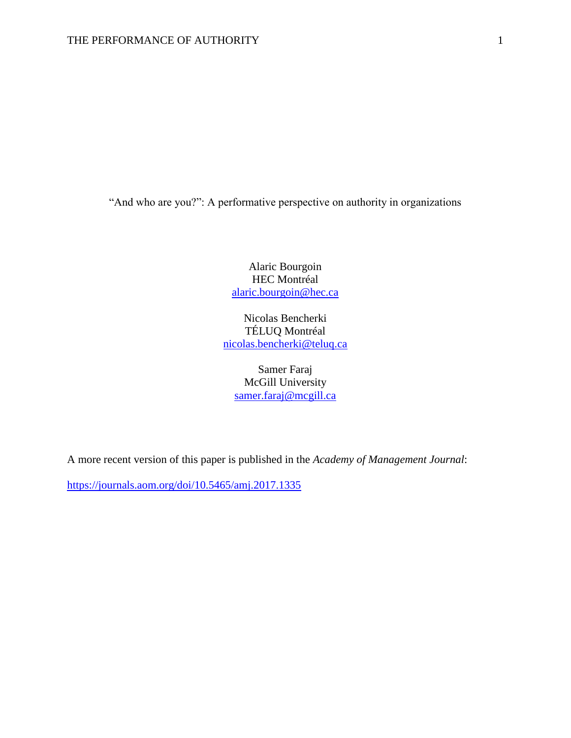# "And who are you?": A performative perspective on authority in organizations

Alaric Bourgoin
HEC Montréal
alaric.bourgoin@hec.ca

Nicolas Bencherki
TÉLUQ Montréal
nicolas.bencherki@teluq.ca

Samer Faraj
McGill University
samer.faraj@mcgill.ca

A more recent version of this paper is published in the *Academy of Management Journal*:

https://journals.aom.org/doi/10.5465/amj.2017.1335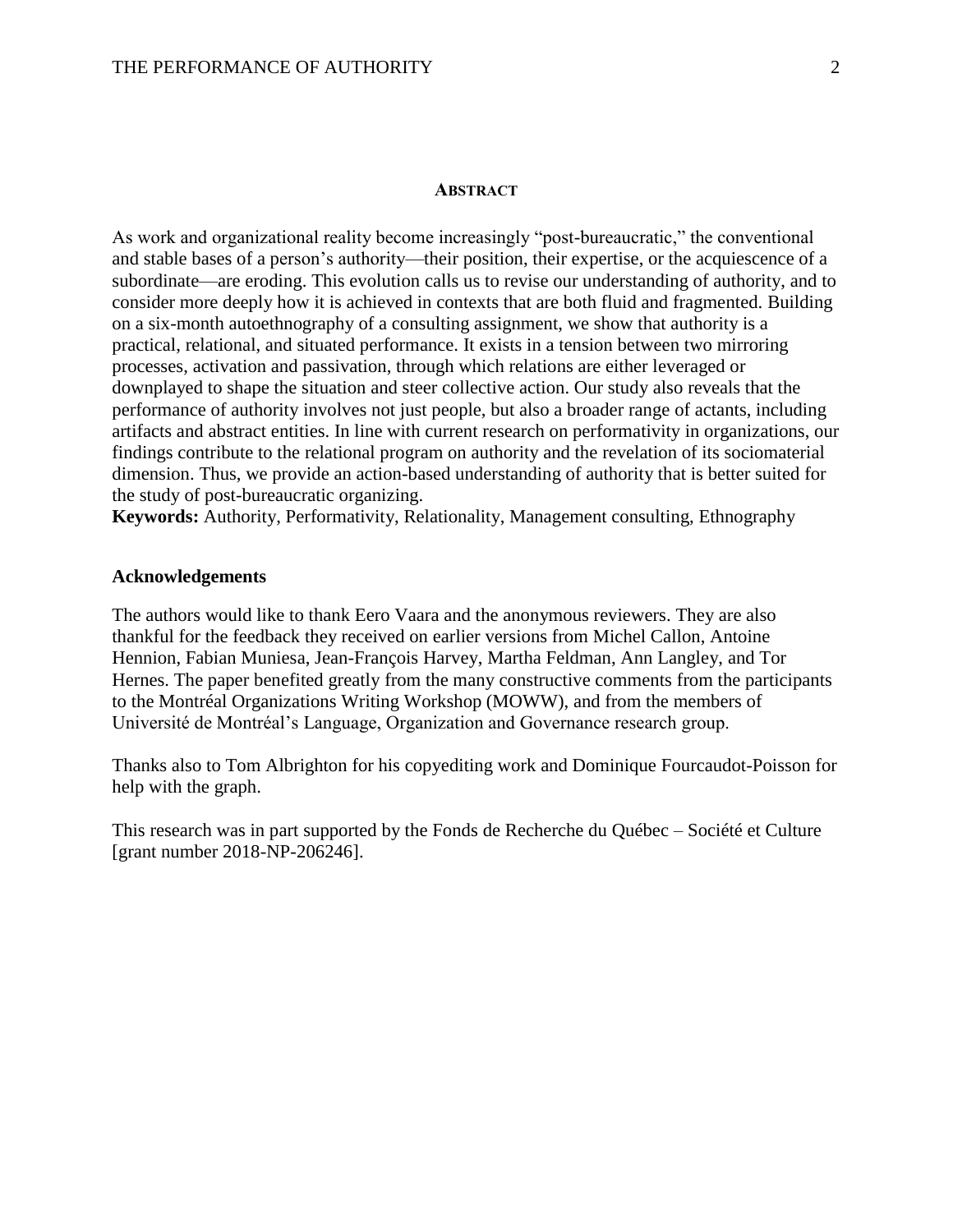## Abstract

As work and organizational reality become increasingly "post-bureaucratic," the conventional and stable bases of a person's authority—their position, their expertise, or the acquiescence of a subordinate—are eroding. This evolution calls us to revise our understanding of authority, and to consider more deeply how it is achieved in contexts that are both fluid and fragmented. Building on a six-month autoethnography of a consulting assignment, we show that authority is a practical, relational, and situated performance. It exists in a tension between two mirroring processes, activation and passivation, through which relations are either leveraged or downplayed to shape the situation and steer collective action. Our study also reveals that the performance of authority involves not just people, but also a broader range of actants, including artifacts and abstract entities. In line with current research on performativity in organizations, our findings contribute to the relational program on authority and the revelation of its sociomaterial dimension. Thus, we provide an action-based understanding of authority that is better suited for the study of post-bureaucratic organizing.

**Keywords:** Authority, Performativity, Relationality, Management consulting, Ethnography

### Acknowledgements

The authors would like to thank Eero Vaara and the anonymous reviewers. They are also thankful for the feedback they received on earlier versions from Michel Callon, Antoine Hennion, Fabian Muniesa, Jean-François Harvey, Martha Feldman, Ann Langley, and Tor Hernes. The paper benefited greatly from the many constructive comments from the participants to the Montréal Organizations Writing Workshop (MOWW), and from the members of Université de Montréal's Language, Organization and Governance research group.

Thanks also to Tom Albrighton for his copyediting work and Dominique Fourcaudot-Poisson for help with the graph.

This research was in part supported by the Fonds de Recherche du Québec – Société et Culture [grant number 2018-NP-206246].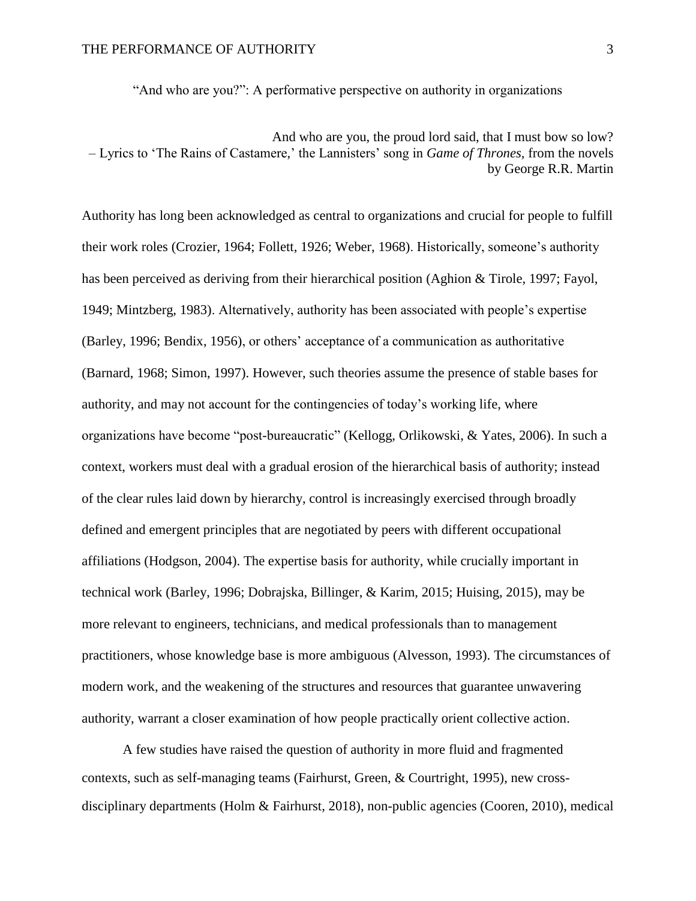“And who are you?”: A performative perspective on authority in organizations

> And who are you, the proud lord said, that I must bow so low?
> – Lyrics to ‘The Rains of Castamere,’ the Lannisters’ song in *Game of Thrones,* from the novels by George R.R. Martin

Authority has long been acknowledged as central to organizations and crucial for people to fulfill their work roles (Crozier, 1964; Follett, 1926; Weber, 1968). Historically, someone’s authority has been perceived as deriving from their hierarchical position (Aghion & Tirole, 1997; Fayol, 1949; Mintzberg, 1983). Alternatively, authority has been associated with people’s expertise (Barley, 1996; Bendix, 1956), or others’ acceptance of a communication as authoritative (Barnard, 1968; Simon, 1997). However, such theories assume the presence of stable bases for authority, and may not account for the contingencies of today’s working life, where organizations have become “post-bureaucratic” (Kellogg, Orlikowski, & Yates, 2006). In such a context, workers must deal with a gradual erosion of the hierarchical basis of authority; instead of the clear rules laid down by hierarchy, control is increasingly exercised through broadly defined and emergent principles that are negotiated by peers with different occupational affiliations (Hodgson, 2004). The expertise basis for authority, while crucially important in technical work (Barley, 1996; Dobrajska, Billinger, & Karim, 2015; Huising, 2015), may be more relevant to engineers, technicians, and medical professionals than to management practitioners, whose knowledge base is more ambiguous (Alvesson, 1993). The circumstances of modern work, and the weakening of the structures and resources that guarantee unwavering authority, warrant a closer examination of how people practically orient collective action.

A few studies have raised the question of authority in more fluid and fragmented contexts, such as self-managing teams (Fairhurst, Green, & Courtright, 1995), new cross-disciplinary departments (Holm & Fairhurst, 2018), non-public agencies (Cooren, 2010), medical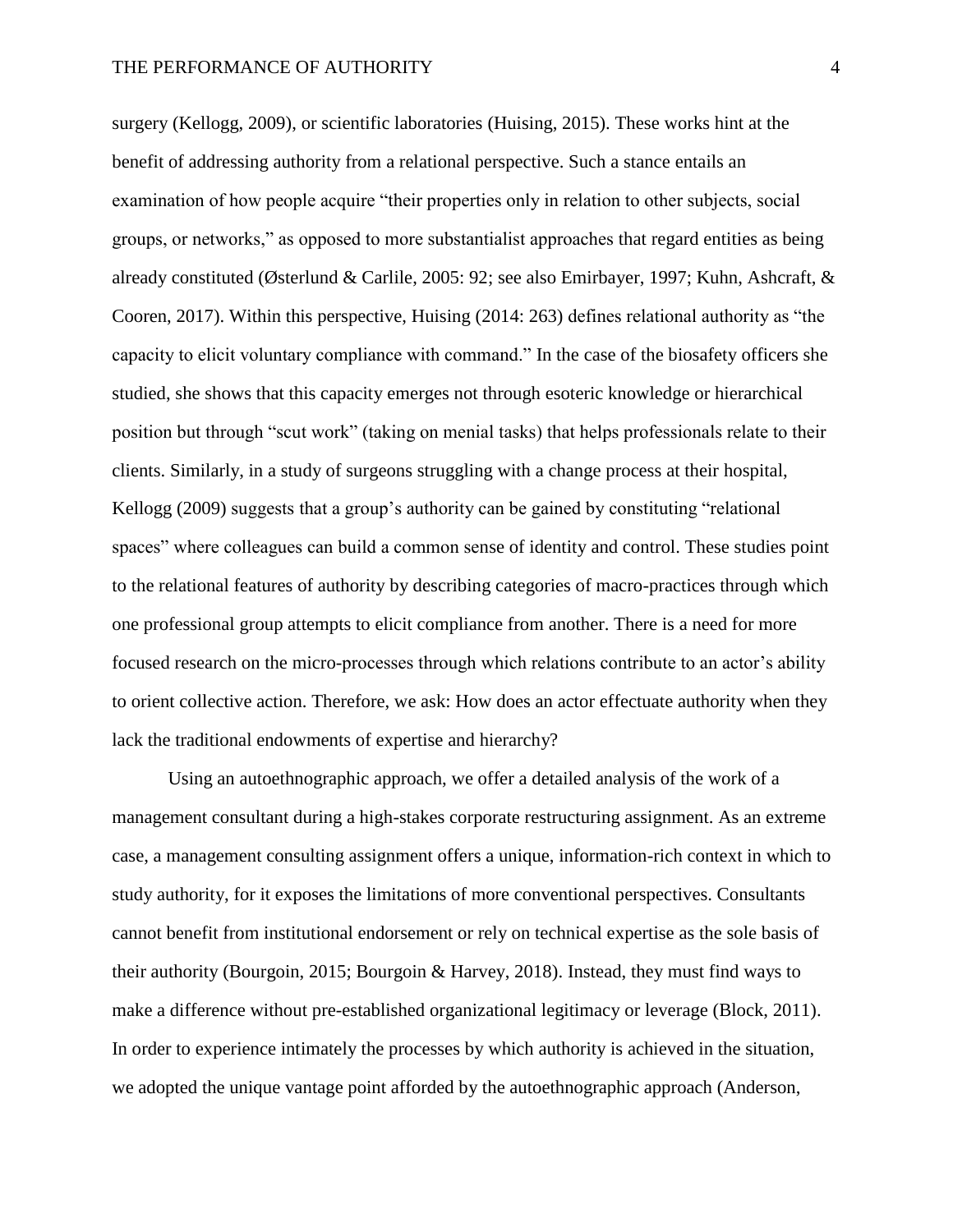surgery (Kellogg, 2009), or scientific laboratories (Huising, 2015). These works hint at the benefit of addressing authority from a relational perspective. Such a stance entails an examination of how people acquire "their properties only in relation to other subjects, social groups, or networks," as opposed to more substantialist approaches that regard entities as being already constituted (Østerlund & Carlile, 2005: 92; see also Emirbayer, 1997; Kuhn, Ashcraft, & Cooren, 2017). Within this perspective, Huising (2014: 263) defines relational authority as "the capacity to elicit voluntary compliance with command." In the case of the biosafety officers she studied, she shows that this capacity emerges not through esoteric knowledge or hierarchical position but through "scut work" (taking on menial tasks) that helps professionals relate to their clients. Similarly, in a study of surgeons struggling with a change process at their hospital, Kellogg (2009) suggests that a group's authority can be gained by constituting "relational spaces" where colleagues can build a common sense of identity and control. These studies point to the relational features of authority by describing categories of macro-practices through which one professional group attempts to elicit compliance from another. There is a need for more focused research on the micro-processes through which relations contribute to an actor's ability to orient collective action. Therefore, we ask: How does an actor effectuate authority when they lack the traditional endowments of expertise and hierarchy?

Using an autoethnographic approach, we offer a detailed analysis of the work of a management consultant during a high-stakes corporate restructuring assignment. As an extreme case, a management consulting assignment offers a unique, information-rich context in which to study authority, for it exposes the limitations of more conventional perspectives. Consultants cannot benefit from institutional endorsement or rely on technical expertise as the sole basis of their authority (Bourgoin, 2015; Bourgoin & Harvey, 2018). Instead, they must find ways to make a difference without pre-established organizational legitimacy or leverage (Block, 2011). In order to experience intimately the processes by which authority is achieved in the situation, we adopted the unique vantage point afforded by the autoethnographic approach (Anderson,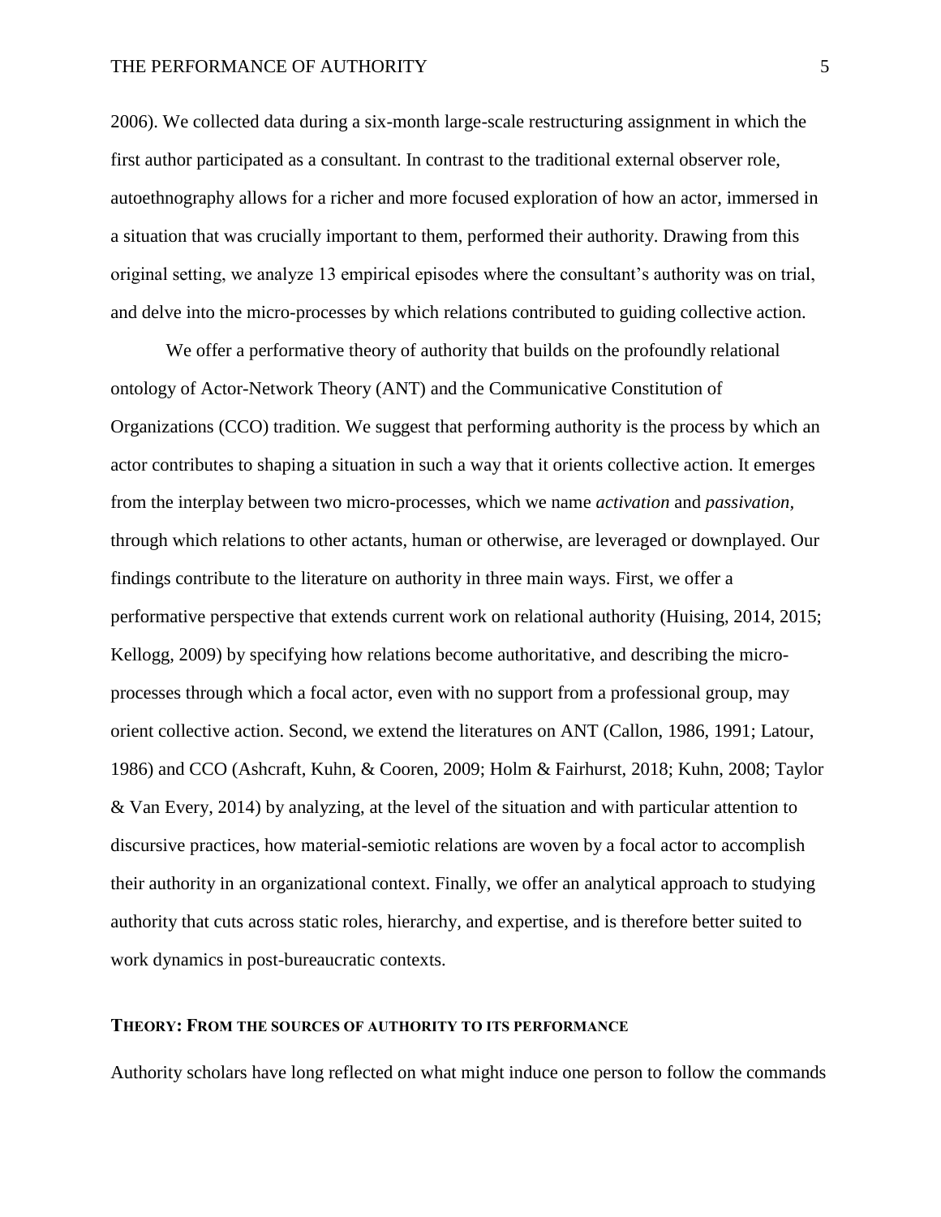2006). We collected data during a six-month large-scale restructuring assignment in which the first author participated as a consultant. In contrast to the traditional external observer role, autoethnography allows for a richer and more focused exploration of how an actor, immersed in a situation that was crucially important to them, performed their authority. Drawing from this original setting, we analyze 13 empirical episodes where the consultant's authority was on trial, and delve into the micro-processes by which relations contributed to guiding collective action.

We offer a performative theory of authority that builds on the profoundly relational ontology of Actor-Network Theory (ANT) and the Communicative Constitution of Organizations (CCO) tradition. We suggest that performing authority is the process by which an actor contributes to shaping a situation in such a way that it orients collective action. It emerges from the interplay between two micro-processes, which we name *activation* and *passivation,* through which relations to other actants, human or otherwise, are leveraged or downplayed. Our findings contribute to the literature on authority in three main ways. First, we offer a performative perspective that extends current work on relational authority (Huising, 2014, 2015; Kellogg, 2009) by specifying how relations become authoritative, and describing the micro-processes through which a focal actor, even with no support from a professional group, may orient collective action. Second, we extend the literatures on ANT (Callon, 1986, 1991; Latour, 1986) and CCO (Ashcraft, Kuhn, & Cooren, 2009; Holm & Fairhurst, 2018; Kuhn, 2008; Taylor & Van Every, 2014) by analyzing, at the level of the situation and with particular attention to discursive practices, how material-semiotic relations are woven by a focal actor to accomplish their authority in an organizational context. Finally, we offer an analytical approach to studying authority that cuts across static roles, hierarchy, and expertise, and is therefore better suited to work dynamics in post-bureaucratic contexts.

## THEORY: FROM THE SOURCES OF AUTHORITY TO ITS PERFORMANCE

Authority scholars have long reflected on what might induce one person to follow the commands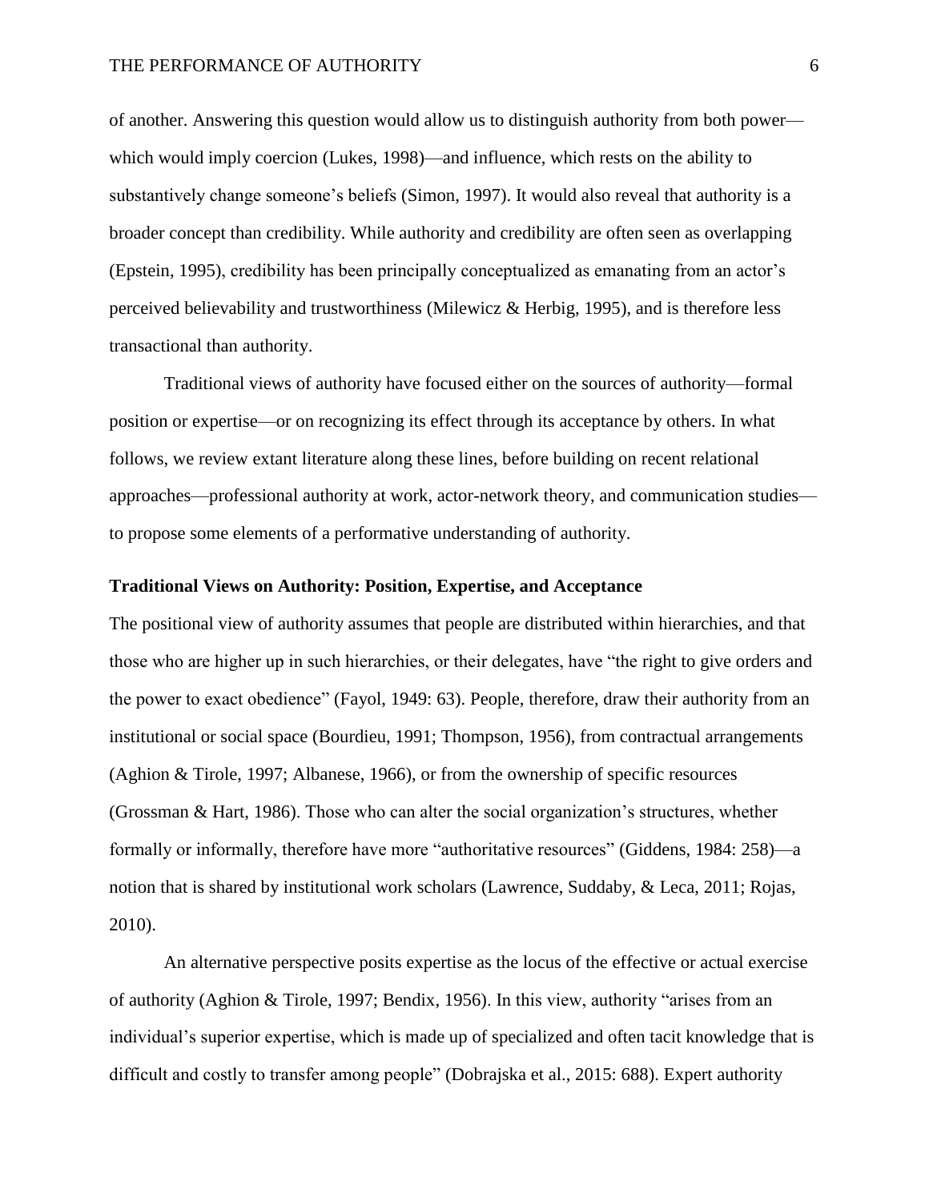of another. Answering this question would allow us to distinguish authority from both power—which would imply coercion (Lukes, 1998)—and influence, which rests on the ability to substantively change someone's beliefs (Simon, 1997). It would also reveal that authority is a broader concept than credibility. While authority and credibility are often seen as overlapping (Epstein, 1995), credibility has been principally conceptualized as emanating from an actor's perceived believability and trustworthiness (Milewicz & Herbig, 1995), and is therefore less transactional than authority.

Traditional views of authority have focused either on the sources of authority—formal position or expertise—or on recognizing its effect through its acceptance by others. In what follows, we review extant literature along these lines, before building on recent relational approaches—professional authority at work, actor-network theory, and communication studies—to propose some elements of a performative understanding of authority.

### Traditional Views on Authority: Position, Expertise, and Acceptance

The positional view of authority assumes that people are distributed within hierarchies, and that those who are higher up in such hierarchies, or their delegates, have "the right to give orders and the power to exact obedience" (Fayol, 1949: 63). People, therefore, draw their authority from an institutional or social space (Bourdieu, 1991; Thompson, 1956), from contractual arrangements (Aghion & Tirole, 1997; Albanese, 1966), or from the ownership of specific resources (Grossman & Hart, 1986). Those who can alter the social organization's structures, whether formally or informally, therefore have more "authoritative resources" (Giddens, 1984: 258)—a notion that is shared by institutional work scholars (Lawrence, Suddaby, & Leca, 2011; Rojas, 2010).

An alternative perspective posits expertise as the locus of the effective or actual exercise of authority (Aghion & Tirole, 1997; Bendix, 1956). In this view, authority "arises from an individual's superior expertise, which is made up of specialized and often tacit knowledge that is difficult and costly to transfer among people" (Dobrajska et al., 2015: 688). Expert authority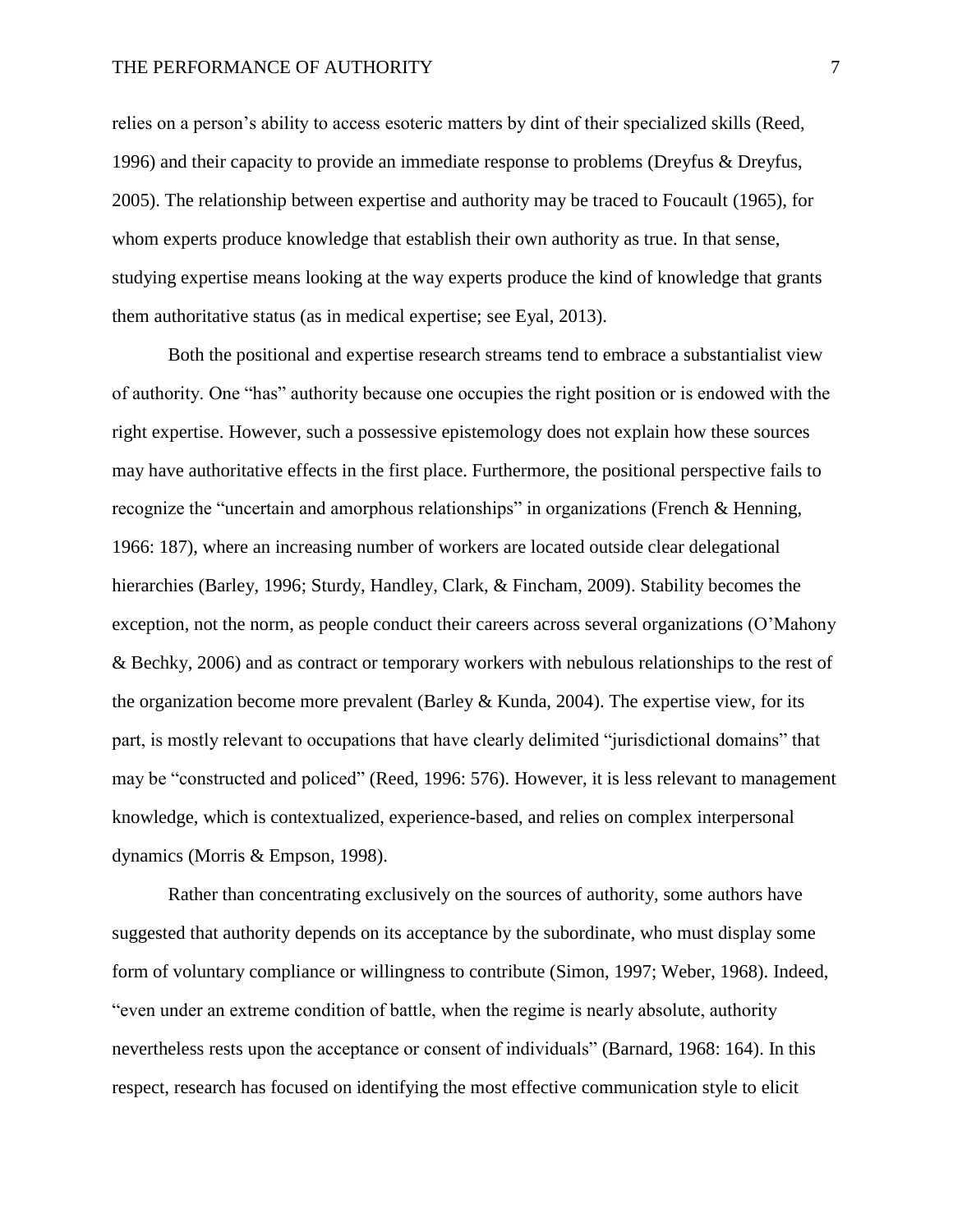relies on a person's ability to access esoteric matters by dint of their specialized skills (Reed, 1996) and their capacity to provide an immediate response to problems (Dreyfus & Dreyfus, 2005). The relationship between expertise and authority may be traced to Foucault (1965), for whom experts produce knowledge that establish their own authority as true. In that sense, studying expertise means looking at the way experts produce the kind of knowledge that grants them authoritative status (as in medical expertise; see Eyal, 2013).

Both the positional and expertise research streams tend to embrace a substantialist view of authority. One "has" authority because one occupies the right position or is endowed with the right expertise. However, such a possessive epistemology does not explain how these sources may have authoritative effects in the first place. Furthermore, the positional perspective fails to recognize the "uncertain and amorphous relationships" in organizations (French & Henning, 1966: 187), where an increasing number of workers are located outside clear delegational hierarchies (Barley, 1996; Sturdy, Handley, Clark, & Fincham, 2009). Stability becomes the exception, not the norm, as people conduct their careers across several organizations (O'Mahony & Bechky, 2006) and as contract or temporary workers with nebulous relationships to the rest of the organization become more prevalent (Barley & Kunda, 2004). The expertise view, for its part, is mostly relevant to occupations that have clearly delimited "jurisdictional domains" that may be "constructed and policed" (Reed, 1996: 576). However, it is less relevant to management knowledge, which is contextualized, experience-based, and relies on complex interpersonal dynamics (Morris & Empson, 1998).

Rather than concentrating exclusively on the sources of authority, some authors have suggested that authority depends on its acceptance by the subordinate, who must display some form of voluntary compliance or willingness to contribute (Simon, 1997; Weber, 1968). Indeed, "even under an extreme condition of battle, when the regime is nearly absolute, authority nevertheless rests upon the acceptance or consent of individuals" (Barnard, 1968: 164). In this respect, research has focused on identifying the most effective communication style to elicit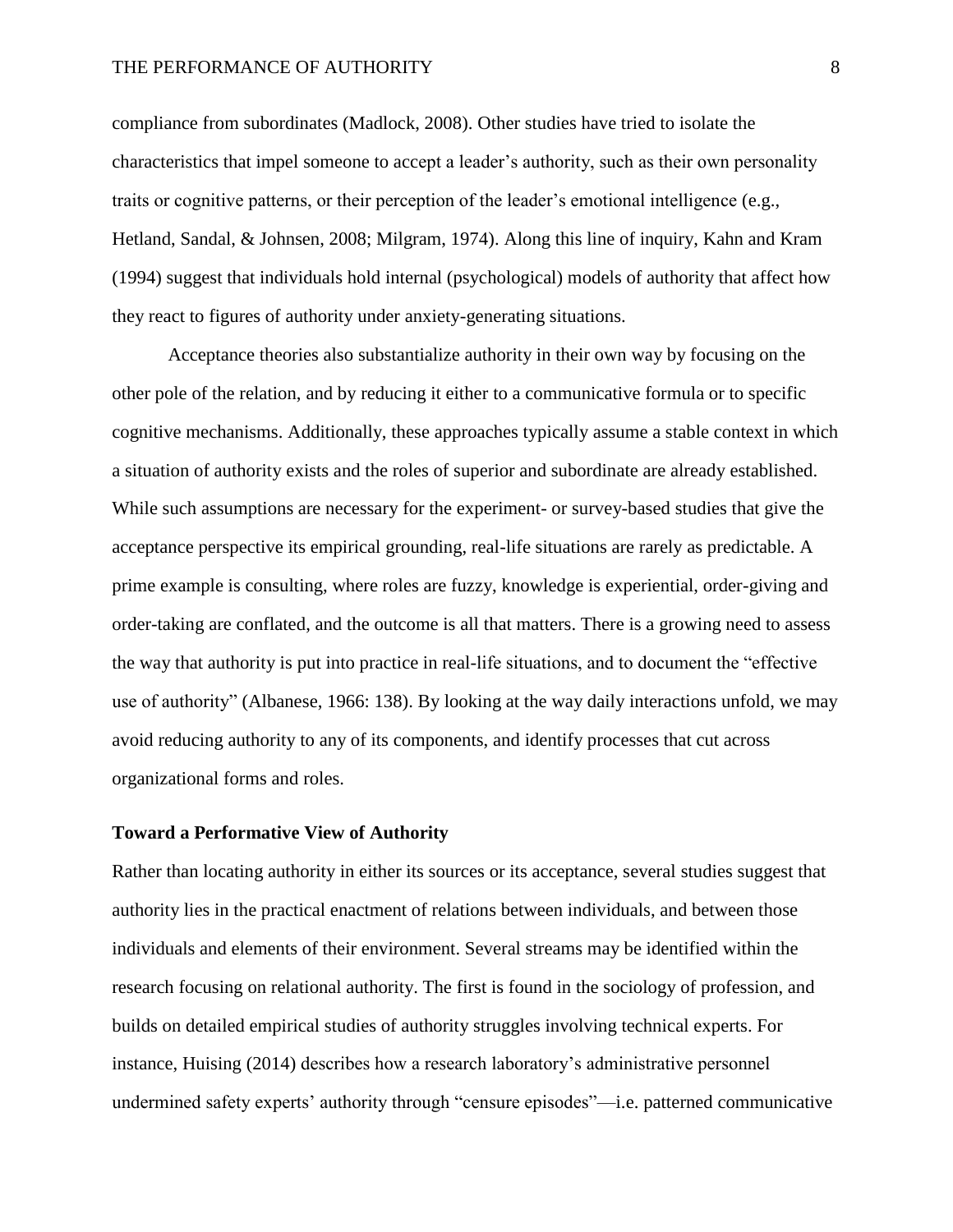compliance from subordinates (Madlock, 2008). Other studies have tried to isolate the characteristics that impel someone to accept a leader's authority, such as their own personality traits or cognitive patterns, or their perception of the leader's emotional intelligence (e.g., Hetland, Sandal, & Johnsen, 2008; Milgram, 1974). Along this line of inquiry, Kahn and Kram (1994) suggest that individuals hold internal (psychological) models of authority that affect how they react to figures of authority under anxiety-generating situations.

Acceptance theories also substantialize authority in their own way by focusing on the other pole of the relation, and by reducing it either to a communicative formula or to specific cognitive mechanisms. Additionally, these approaches typically assume a stable context in which a situation of authority exists and the roles of superior and subordinate are already established. While such assumptions are necessary for the experiment- or survey-based studies that give the acceptance perspective its empirical grounding, real-life situations are rarely as predictable. A prime example is consulting, where roles are fuzzy, knowledge is experiential, order-giving and order-taking are conflated, and the outcome is all that matters. There is a growing need to assess the way that authority is put into practice in real-life situations, and to document the "effective use of authority" (Albanese, 1966: 138). By looking at the way daily interactions unfold, we may avoid reducing authority to any of its components, and identify processes that cut across organizational forms and roles.

### Toward a Performative View of Authority

Rather than locating authority in either its sources or its acceptance, several studies suggest that authority lies in the practical enactment of relations between individuals, and between those individuals and elements of their environment. Several streams may be identified within the research focusing on relational authority. The first is found in the sociology of profession, and builds on detailed empirical studies of authority struggles involving technical experts. For instance, Huising (2014) describes how a research laboratory's administrative personnel undermined safety experts' authority through "censure episodes"—i.e. patterned communicative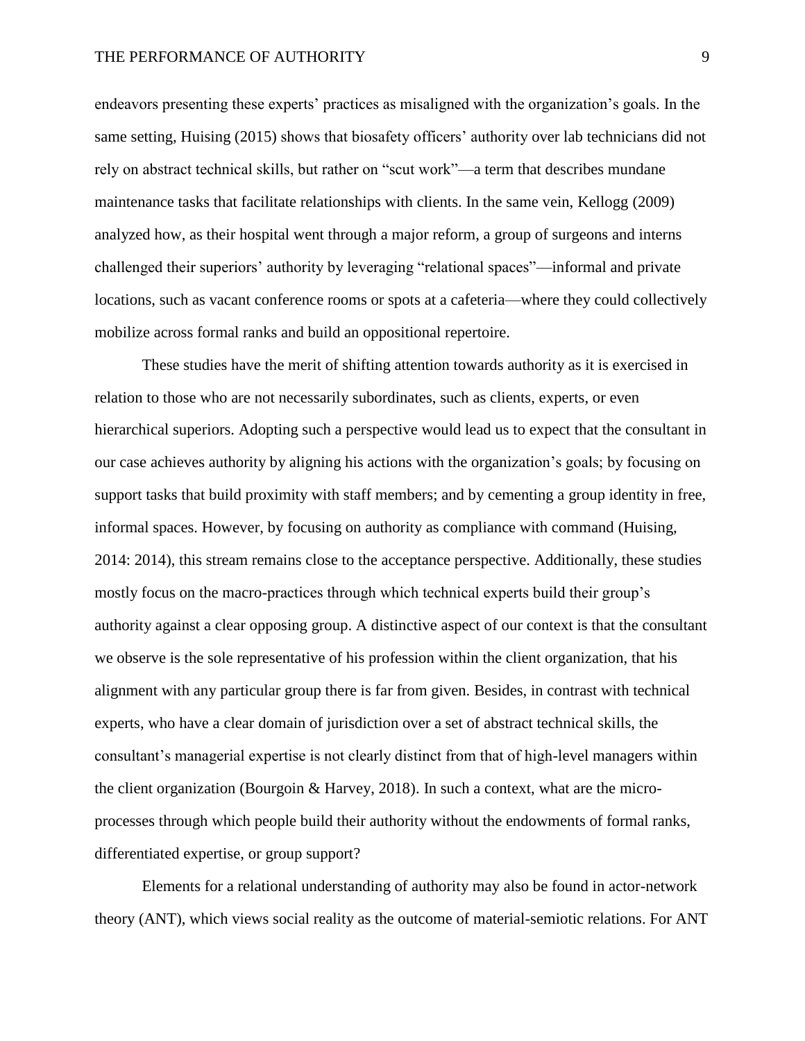endeavors presenting these experts' practices as misaligned with the organization's goals. In the same setting, Huising (2015) shows that biosafety officers' authority over lab technicians did not rely on abstract technical skills, but rather on "scut work"—a term that describes mundane maintenance tasks that facilitate relationships with clients. In the same vein, Kellogg (2009) analyzed how, as their hospital went through a major reform, a group of surgeons and interns challenged their superiors' authority by leveraging "relational spaces"—informal and private locations, such as vacant conference rooms or spots at a cafeteria—where they could collectively mobilize across formal ranks and build an oppositional repertoire.

These studies have the merit of shifting attention towards authority as it is exercised in relation to those who are not necessarily subordinates, such as clients, experts, or even hierarchical superiors. Adopting such a perspective would lead us to expect that the consultant in our case achieves authority by aligning his actions with the organization's goals; by focusing on support tasks that build proximity with staff members; and by cementing a group identity in free, informal spaces. However, by focusing on authority as compliance with command (Huising, 2014: 2014), this stream remains close to the acceptance perspective. Additionally, these studies mostly focus on the macro-practices through which technical experts build their group's authority against a clear opposing group. A distinctive aspect of our context is that the consultant we observe is the sole representative of his profession within the client organization, that his alignment with any particular group there is far from given. Besides, in contrast with technical experts, who have a clear domain of jurisdiction over a set of abstract technical skills, the consultant's managerial expertise is not clearly distinct from that of high-level managers within the client organization (Bourgoin & Harvey, 2018). In such a context, what are the micro-processes through which people build their authority without the endowments of formal ranks, differentiated expertise, or group support?

Elements for a relational understanding of authority may also be found in actor-network theory (ANT), which views social reality as the outcome of material-semiotic relations. For ANT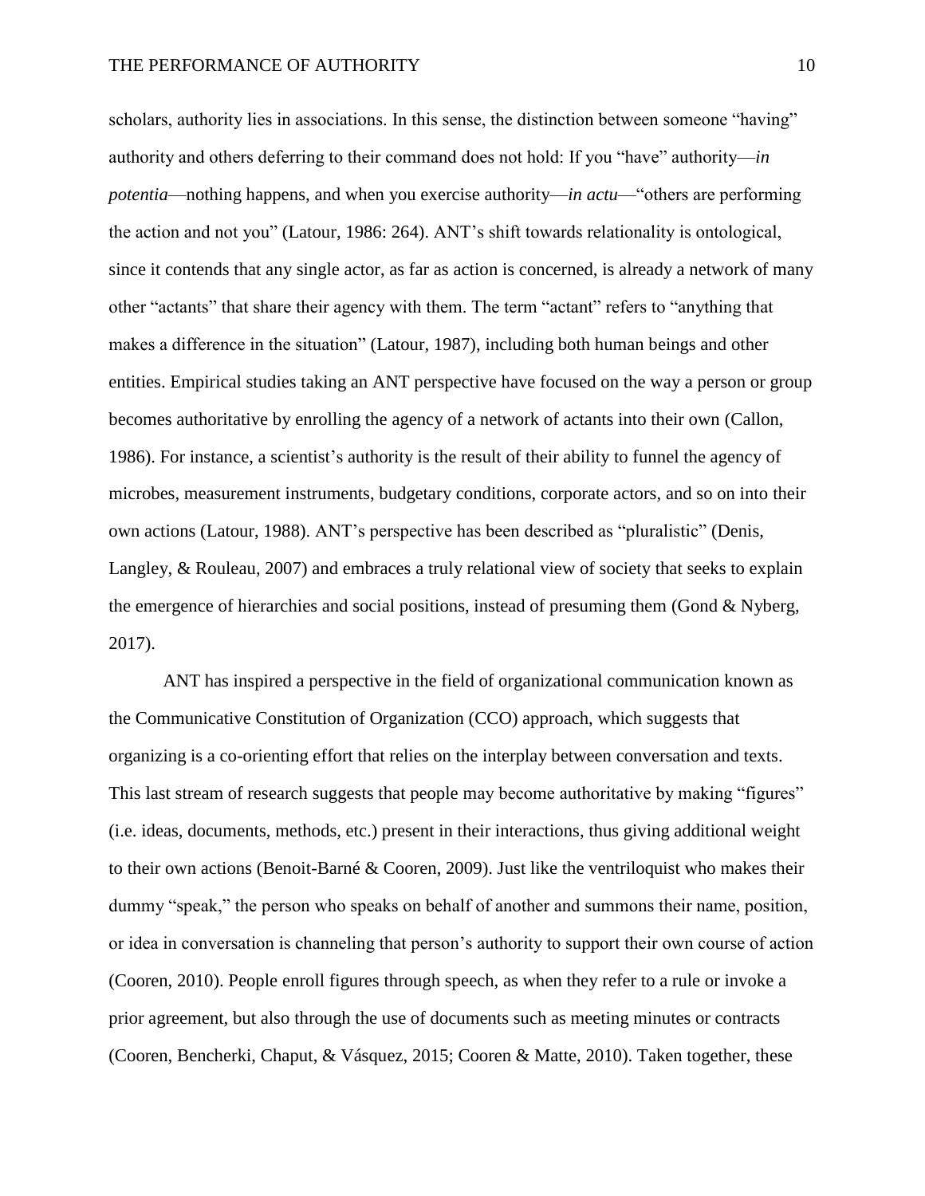scholars, authority lies in associations. In this sense, the distinction between someone "having" authority and others deferring to their command does not hold: If you "have" authority—*in potentia*—nothing happens, and when you exercise authority—*in actu*—"others are performing the action and not you" (Latour, 1986: 264). ANT's shift towards relationality is ontological, since it contends that any single actor, as far as action is concerned, is already a network of many other "actants" that share their agency with them. The term "actant" refers to "anything that makes a difference in the situation" (Latour, 1987), including both human beings and other entities. Empirical studies taking an ANT perspective have focused on the way a person or group becomes authoritative by enrolling the agency of a network of actants into their own (Callon, 1986). For instance, a scientist's authority is the result of their ability to funnel the agency of microbes, measurement instruments, budgetary conditions, corporate actors, and so on into their own actions (Latour, 1988). ANT's perspective has been described as "pluralistic" (Denis, Langley, & Rouleau, 2007) and embraces a truly relational view of society that seeks to explain the emergence of hierarchies and social positions, instead of presuming them (Gond & Nyberg, 2017).

ANT has inspired a perspective in the field of organizational communication known as the Communicative Constitution of Organization (CCO) approach, which suggests that organizing is a co-orienting effort that relies on the interplay between conversation and texts. This last stream of research suggests that people may become authoritative by making "figures" (i.e. ideas, documents, methods, etc.) present in their interactions, thus giving additional weight to their own actions (Benoit-Barné & Cooren, 2009). Just like the ventriloquist who makes their dummy "speak," the person who speaks on behalf of another and summons their name, position, or idea in conversation is channeling that person's authority to support their own course of action (Cooren, 2010). People enroll figures through speech, as when they refer to a rule or invoke a prior agreement, but also through the use of documents such as meeting minutes or contracts (Cooren, Bencherki, Chaput, & Vásquez, 2015; Cooren & Matte, 2010). Taken together, these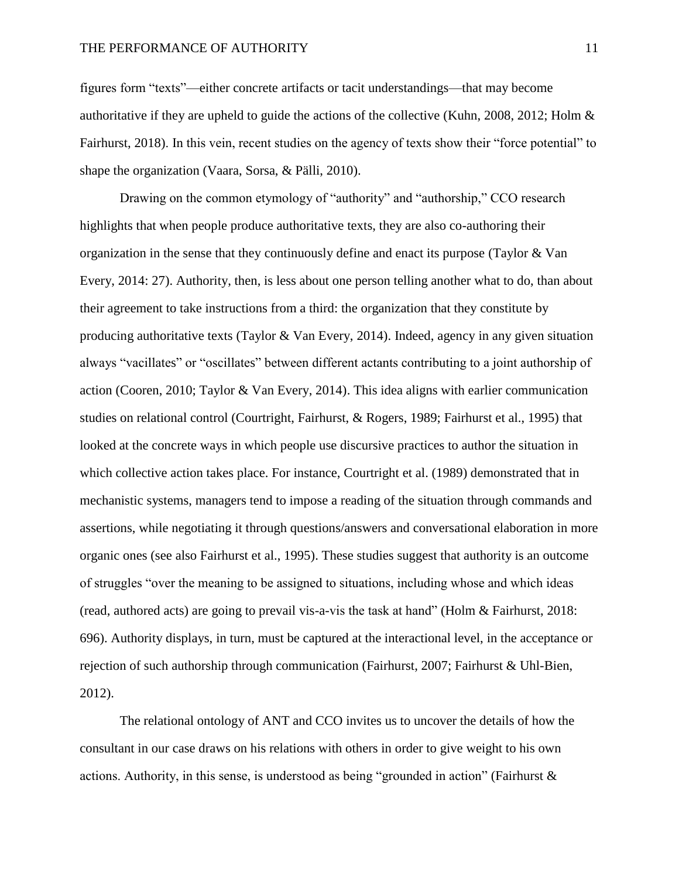figures form "texts"—either concrete artifacts or tacit understandings—that may become authoritative if they are upheld to guide the actions of the collective (Kuhn, 2008, 2012; Holm & Fairhurst, 2018). In this vein, recent studies on the agency of texts show their "force potential" to shape the organization (Vaara, Sorsa, & Pälli, 2010).

Drawing on the common etymology of "authority" and "authorship," CCO research highlights that when people produce authoritative texts, they are also co-authoring their organization in the sense that they continuously define and enact its purpose (Taylor & Van Every, 2014: 27). Authority, then, is less about one person telling another what to do, than about their agreement to take instructions from a third: the organization that they constitute by producing authoritative texts (Taylor & Van Every, 2014). Indeed, agency in any given situation always "vacillates" or "oscillates" between different actants contributing to a joint authorship of action (Cooren, 2010; Taylor & Van Every, 2014). This idea aligns with earlier communication studies on relational control (Courtright, Fairhurst, & Rogers, 1989; Fairhurst et al., 1995) that looked at the concrete ways in which people use discursive practices to author the situation in which collective action takes place. For instance, Courtright et al. (1989) demonstrated that in mechanistic systems, managers tend to impose a reading of the situation through commands and assertions, while negotiating it through questions/answers and conversational elaboration in more organic ones (see also Fairhurst et al., 1995). These studies suggest that authority is an outcome of struggles "over the meaning to be assigned to situations, including whose and which ideas (read, authored acts) are going to prevail vis-a-vis the task at hand" (Holm & Fairhurst, 2018: 696). Authority displays, in turn, must be captured at the interactional level, in the acceptance or rejection of such authorship through communication (Fairhurst, 2007; Fairhurst & Uhl-Bien, 2012).

The relational ontology of ANT and CCO invites us to uncover the details of how the consultant in our case draws on his relations with others in order to give weight to his own actions. Authority, in this sense, is understood as being "grounded in action" (Fairhurst &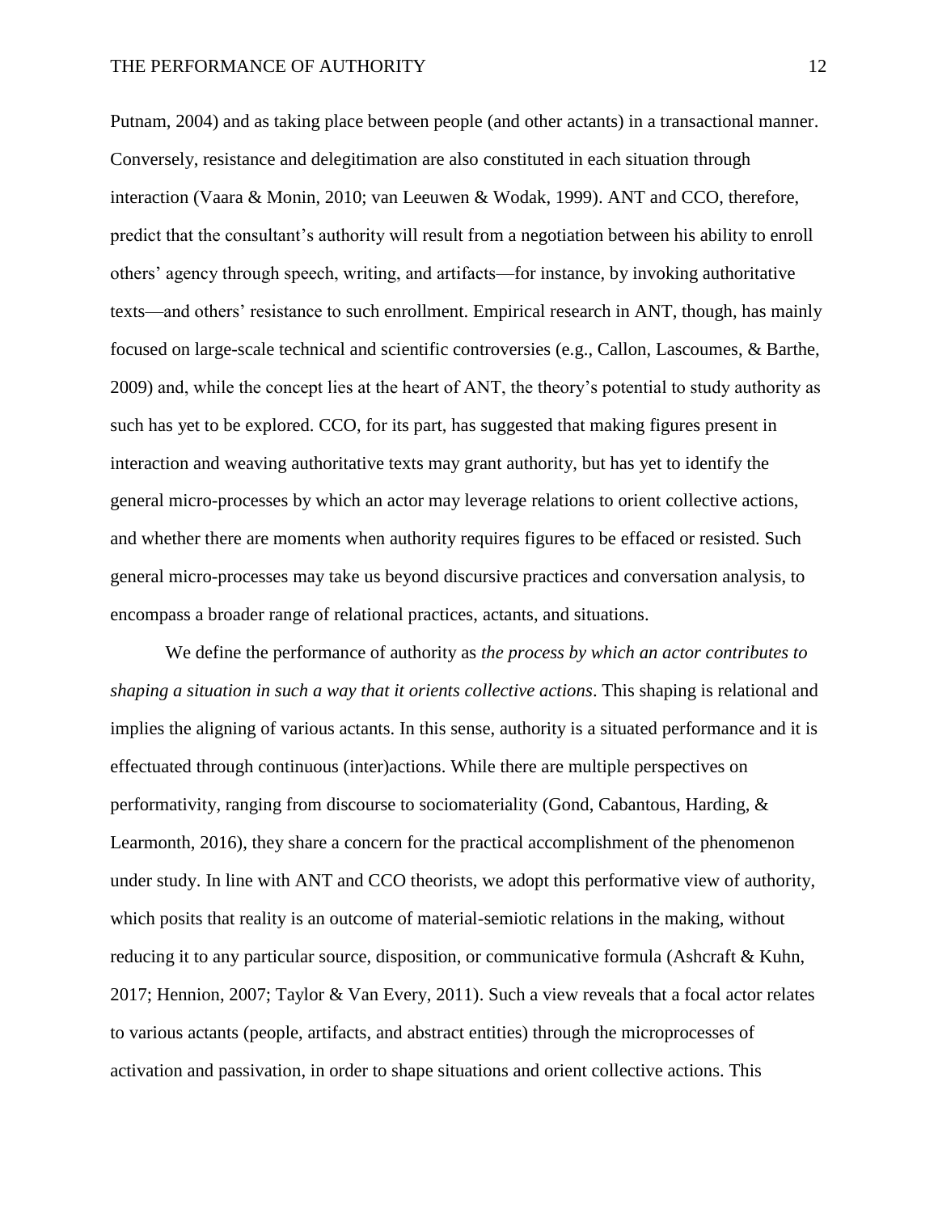Putnam, 2004) and as taking place between people (and other actants) in a transactional manner. Conversely, resistance and delegitimation are also constituted in each situation through interaction (Vaara & Monin, 2010; van Leeuwen & Wodak, 1999). ANT and CCO, therefore, predict that the consultant's authority will result from a negotiation between his ability to enroll others' agency through speech, writing, and artifacts—for instance, by invoking authoritative texts—and others' resistance to such enrollment. Empirical research in ANT, though, has mainly focused on large-scale technical and scientific controversies (e.g., Callon, Lascoumes, & Barthe, 2009) and, while the concept lies at the heart of ANT, the theory's potential to study authority as such has yet to be explored. CCO, for its part, has suggested that making figures present in interaction and weaving authoritative texts may grant authority, but has yet to identify the general micro-processes by which an actor may leverage relations to orient collective actions, and whether there are moments when authority requires figures to be effaced or resisted. Such general micro-processes may take us beyond discursive practices and conversation analysis, to encompass a broader range of relational practices, actants, and situations.

We define the performance of authority as *the process by which an actor contributes to shaping a situation in such a way that it orients collective actions*. This shaping is relational and implies the aligning of various actants. In this sense, authority is a situated performance and it is effectuated through continuous (inter)actions. While there are multiple perspectives on performativity, ranging from discourse to sociomateriality (Gond, Cabantous, Harding, & Learmonth, 2016), they share a concern for the practical accomplishment of the phenomenon under study. In line with ANT and CCO theorists, we adopt this performative view of authority, which posits that reality is an outcome of material-semiotic relations in the making, without reducing it to any particular source, disposition, or communicative formula (Ashcraft & Kuhn, 2017; Hennion, 2007; Taylor & Van Every, 2011). Such a view reveals that a focal actor relates to various actants (people, artifacts, and abstract entities) through the microprocesses of activation and passivation, in order to shape situations and orient collective actions. This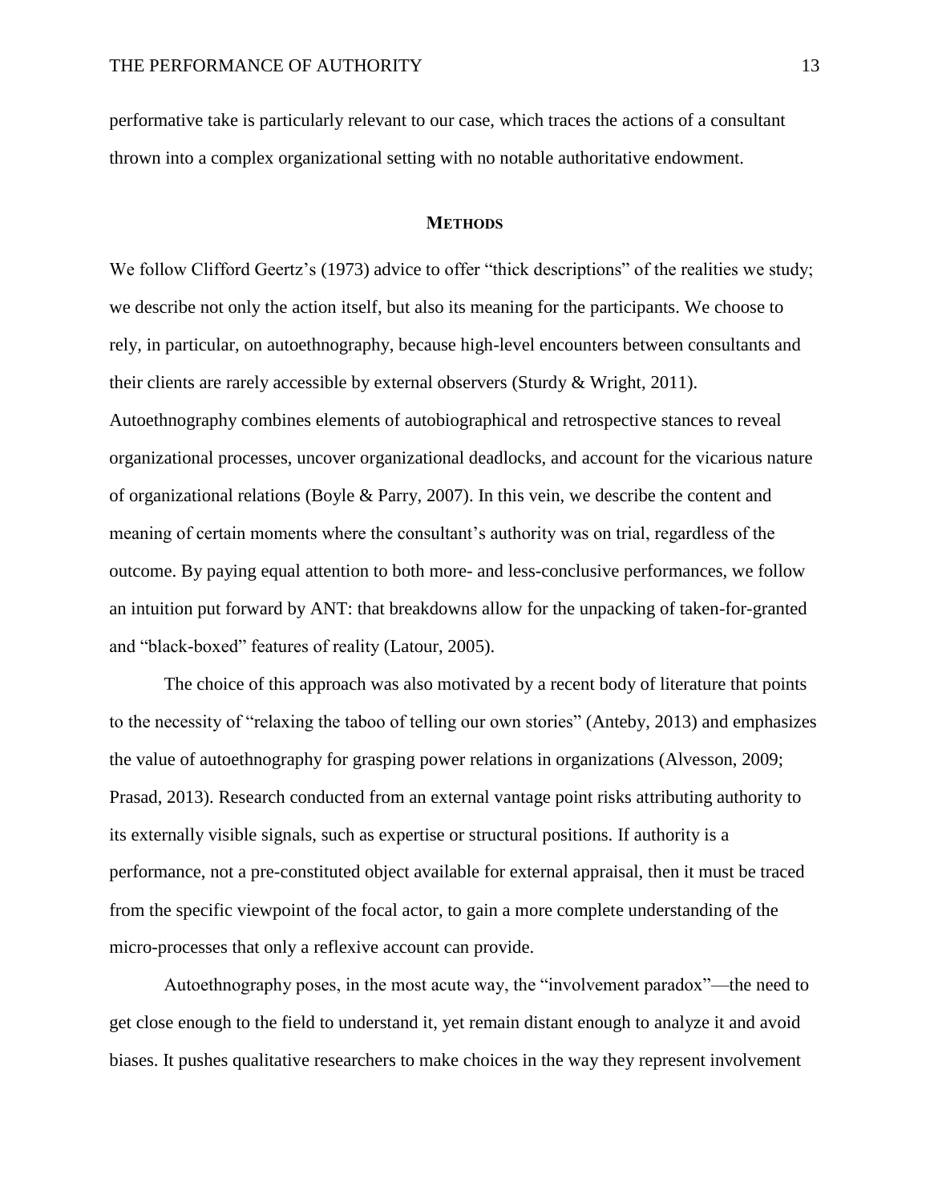performative take is particularly relevant to our case, which traces the actions of a consultant thrown into a complex organizational setting with no notable authoritative endowment.

## METHODS

We follow Clifford Geertz's (1973) advice to offer "thick descriptions" of the realities we study; we describe not only the action itself, but also its meaning for the participants. We choose to rely, in particular, on autoethnography, because high-level encounters between consultants and their clients are rarely accessible by external observers (Sturdy & Wright, 2011). Autoethnography combines elements of autobiographical and retrospective stances to reveal organizational processes, uncover organizational deadlocks, and account for the vicarious nature of organizational relations (Boyle & Parry, 2007). In this vein, we describe the content and meaning of certain moments where the consultant's authority was on trial, regardless of the outcome. By paying equal attention to both more- and less-conclusive performances, we follow an intuition put forward by ANT: that breakdowns allow for the unpacking of taken-for-granted and "black-boxed" features of reality (Latour, 2005).

The choice of this approach was also motivated by a recent body of literature that points to the necessity of "relaxing the taboo of telling our own stories" (Anteby, 2013) and emphasizes the value of autoethnography for grasping power relations in organizations (Alvesson, 2009; Prasad, 2013). Research conducted from an external vantage point risks attributing authority to its externally visible signals, such as expertise or structural positions. If authority is a performance, not a pre-constituted object available for external appraisal, then it must be traced from the specific viewpoint of the focal actor, to gain a more complete understanding of the micro-processes that only a reflexive account can provide.

Autoethnography poses, in the most acute way, the "involvement paradox"—the need to get close enough to the field to understand it, yet remain distant enough to analyze it and avoid biases. It pushes qualitative researchers to make choices in the way they represent involvement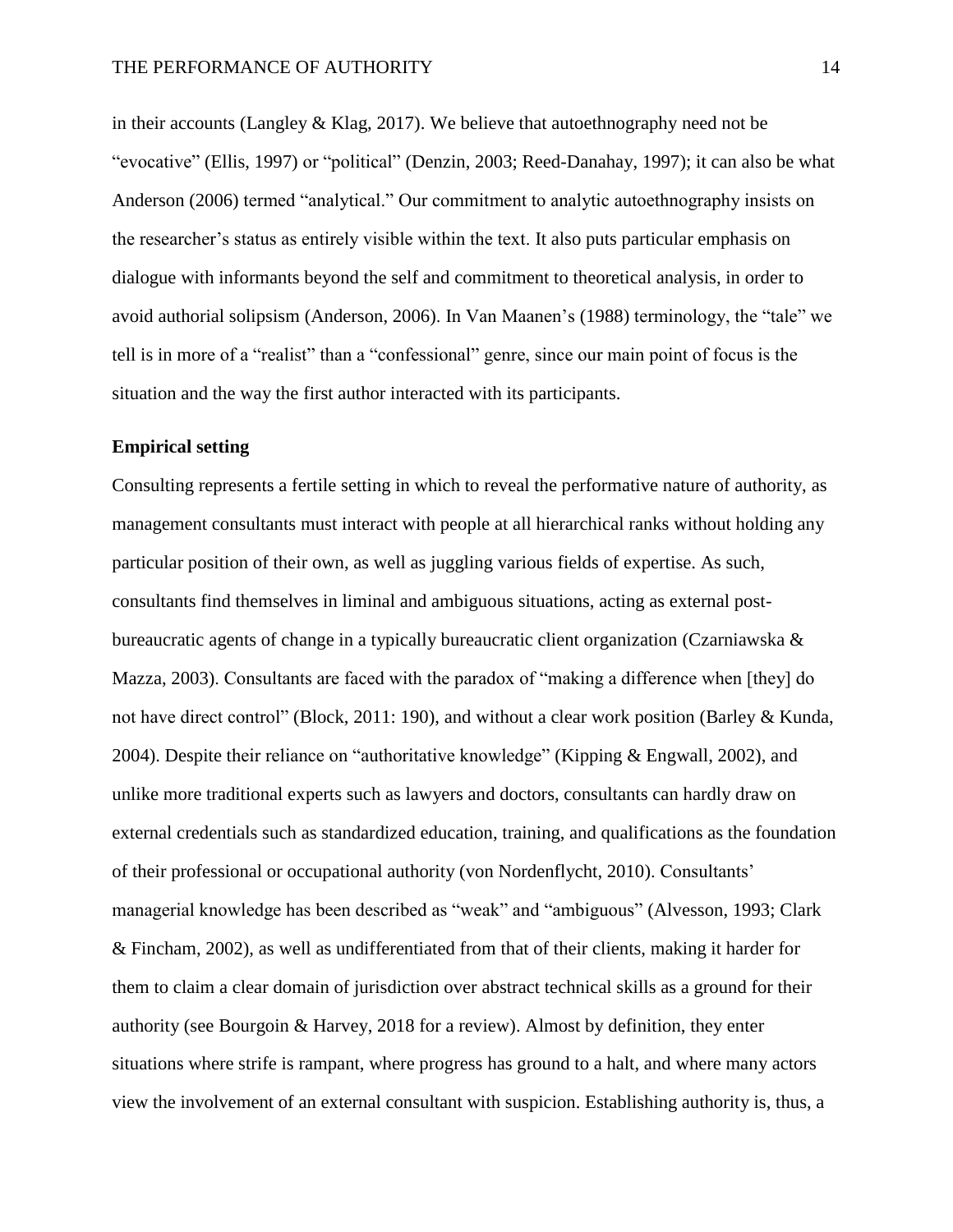in their accounts (Langley & Klag, 2017). We believe that autoethnography need not be "evocative" (Ellis, 1997) or "political" (Denzin, 2003; Reed-Danahay, 1997); it can also be what Anderson (2006) termed "analytical." Our commitment to analytic autoethnography insists on the researcher's status as entirely visible within the text. It also puts particular emphasis on dialogue with informants beyond the self and commitment to theoretical analysis, in order to avoid authorial solipsism (Anderson, 2006). In Van Maanen's (1988) terminology, the "tale" we tell is in more of a "realist" than a "confessional" genre, since our main point of focus is the situation and the way the first author interacted with its participants.

**Empirical setting**

Consulting represents a fertile setting in which to reveal the performative nature of authority, as management consultants must interact with people at all hierarchical ranks without holding any particular position of their own, as well as juggling various fields of expertise. As such, consultants find themselves in liminal and ambiguous situations, acting as external post-bureaucratic agents of change in a typically bureaucratic client organization (Czarniawska & Mazza, 2003). Consultants are faced with the paradox of "making a difference when [they] do not have direct control" (Block, 2011: 190), and without a clear work position (Barley & Kunda, 2004). Despite their reliance on "authoritative knowledge" (Kipping & Engwall, 2002), and unlike more traditional experts such as lawyers and doctors, consultants can hardly draw on external credentials such as standardized education, training, and qualifications as the foundation of their professional or occupational authority (von Nordenflycht, 2010). Consultants' managerial knowledge has been described as "weak" and "ambiguous" (Alvesson, 1993; Clark & Fincham, 2002), as well as undifferentiated from that of their clients, making it harder for them to claim a clear domain of jurisdiction over abstract technical skills as a ground for their authority (see Bourgoin & Harvey, 2018 for a review). Almost by definition, they enter situations where strife is rampant, where progress has ground to a halt, and where many actors view the involvement of an external consultant with suspicion. Establishing authority is, thus, a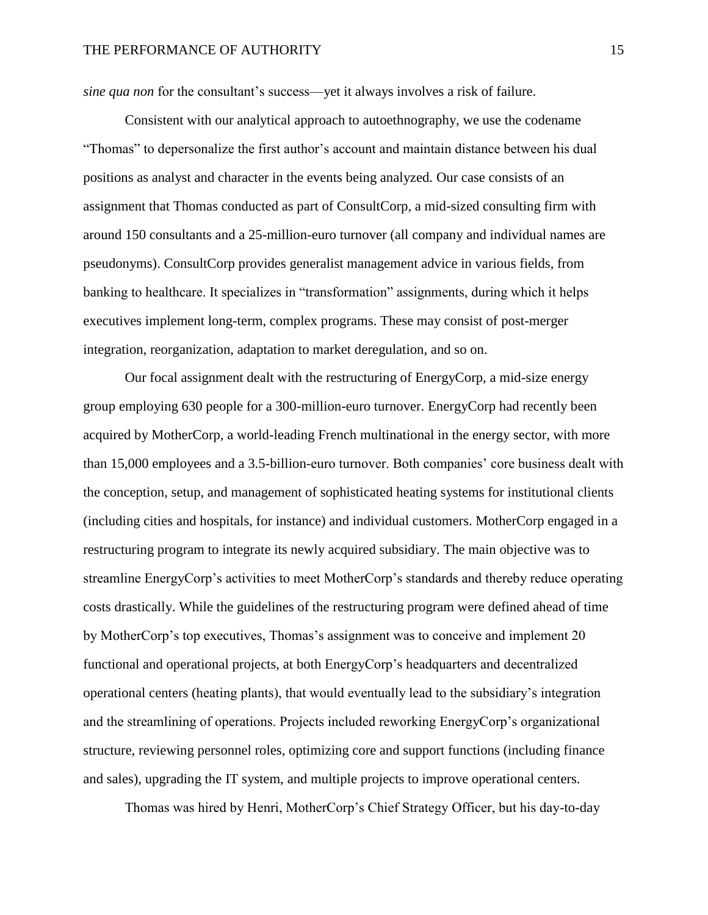*sine qua non* for the consultant's success—yet it always involves a risk of failure.

Consistent with our analytical approach to autoethnography, we use the codename "Thomas" to depersonalize the first author's account and maintain distance between his dual positions as analyst and character in the events being analyzed. Our case consists of an assignment that Thomas conducted as part of ConsultCorp, a mid-sized consulting firm with around 150 consultants and a 25-million-euro turnover (all company and individual names are pseudonyms). ConsultCorp provides generalist management advice in various fields, from banking to healthcare. It specializes in "transformation" assignments, during which it helps executives implement long-term, complex programs. These may consist of post-merger integration, reorganization, adaptation to market deregulation, and so on.

Our focal assignment dealt with the restructuring of EnergyCorp, a mid-size energy group employing 630 people for a 300-million-euro turnover. EnergyCorp had recently been acquired by MotherCorp, a world-leading French multinational in the energy sector, with more than 15,000 employees and a 3.5-billion-euro turnover. Both companies' core business dealt with the conception, setup, and management of sophisticated heating systems for institutional clients (including cities and hospitals, for instance) and individual customers. MotherCorp engaged in a restructuring program to integrate its newly acquired subsidiary. The main objective was to streamline EnergyCorp's activities to meet MotherCorp's standards and thereby reduce operating costs drastically. While the guidelines of the restructuring program were defined ahead of time by MotherCorp's top executives, Thomas's assignment was to conceive and implement 20 functional and operational projects, at both EnergyCorp's headquarters and decentralized operational centers (heating plants), that would eventually lead to the subsidiary's integration and the streamlining of operations. Projects included reworking EnergyCorp's organizational structure, reviewing personnel roles, optimizing core and support functions (including finance and sales), upgrading the IT system, and multiple projects to improve operational centers.

Thomas was hired by Henri, MotherCorp's Chief Strategy Officer, but his day-to-day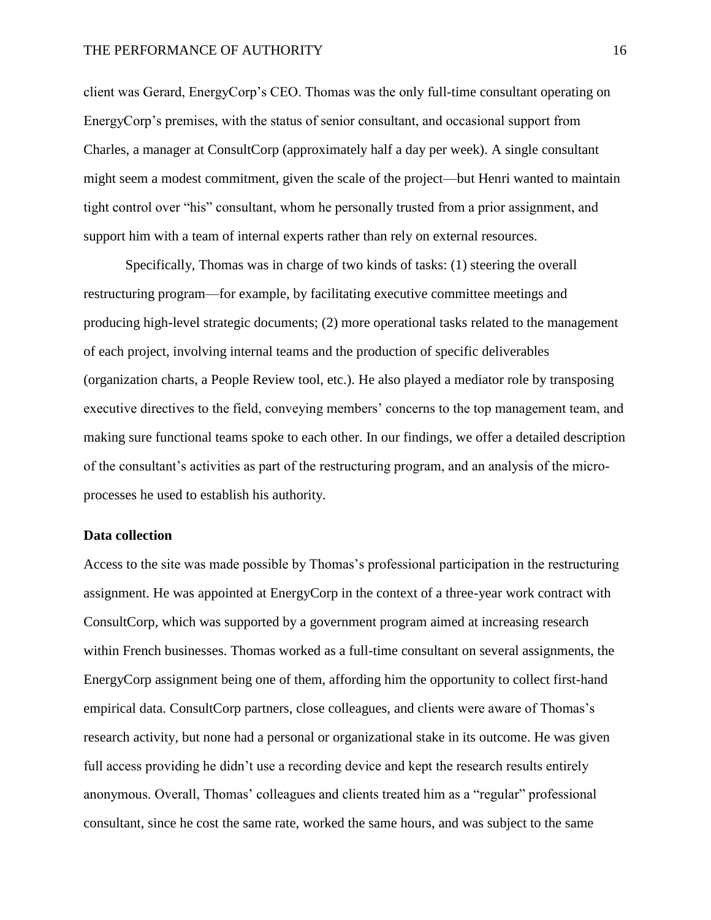client was Gerard, EnergyCorp's CEO. Thomas was the only full-time consultant operating on EnergyCorp's premises, with the status of senior consultant, and occasional support from Charles, a manager at ConsultCorp (approximately half a day per week). A single consultant might seem a modest commitment, given the scale of the project—but Henri wanted to maintain tight control over "his" consultant, whom he personally trusted from a prior assignment, and support him with a team of internal experts rather than rely on external resources.

Specifically, Thomas was in charge of two kinds of tasks: (1) steering the overall restructuring program—for example, by facilitating executive committee meetings and producing high-level strategic documents; (2) more operational tasks related to the management of each project, involving internal teams and the production of specific deliverables (organization charts, a People Review tool, etc.). He also played a mediator role by transposing executive directives to the field, conveying members' concerns to the top management team, and making sure functional teams spoke to each other. In our findings, we offer a detailed description of the consultant's activities as part of the restructuring program, and an analysis of the micro-processes he used to establish his authority.

## Data collection

Access to the site was made possible by Thomas's professional participation in the restructuring assignment. He was appointed at EnergyCorp in the context of a three-year work contract with ConsultCorp, which was supported by a government program aimed at increasing research within French businesses. Thomas worked as a full-time consultant on several assignments, the EnergyCorp assignment being one of them, affording him the opportunity to collect first-hand empirical data. ConsultCorp partners, close colleagues, and clients were aware of Thomas's research activity, but none had a personal or organizational stake in its outcome. He was given full access providing he didn't use a recording device and kept the research results entirely anonymous. Overall, Thomas' colleagues and clients treated him as a "regular" professional consultant, since he cost the same rate, worked the same hours, and was subject to the same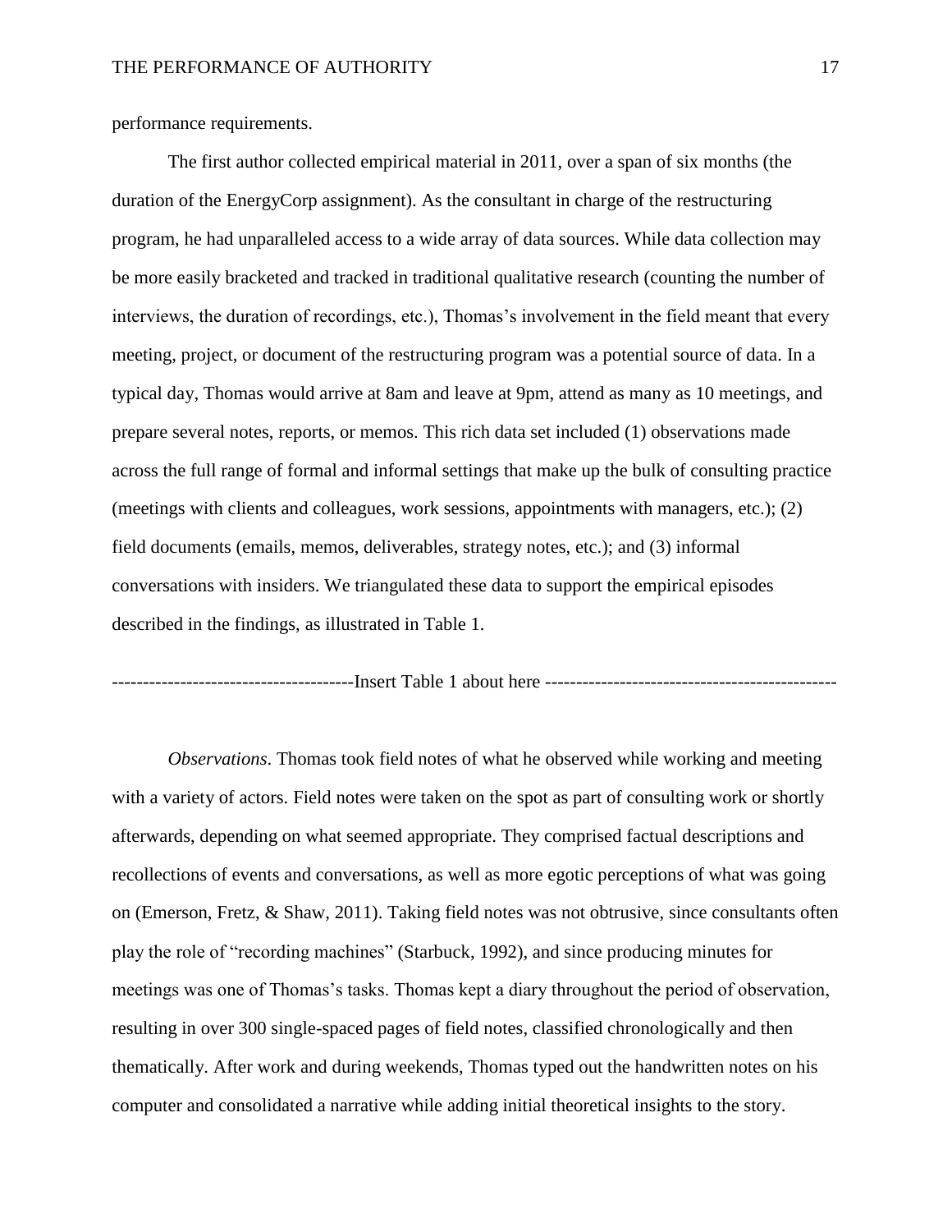performance requirements.

The first author collected empirical material in 2011, over a span of six months (the duration of the EnergyCorp assignment). As the consultant in charge of the restructuring program, he had unparalleled access to a wide array of data sources. While data collection may be more easily bracketed and tracked in traditional qualitative research (counting the number of interviews, the duration of recordings, etc.), Thomas's involvement in the field meant that every meeting, project, or document of the restructuring program was a potential source of data. In a typical day, Thomas would arrive at 8am and leave at 9pm, attend as many as 10 meetings, and prepare several notes, reports, or memos. This rich data set included (1) observations made across the full range of formal and informal settings that make up the bulk of consulting practice (meetings with clients and colleagues, work sessions, appointments with managers, etc.); (2) field documents (emails, memos, deliverables, strategy notes, etc.); and (3) informal conversations with insiders. We triangulated these data to support the empirical episodes described in the findings, as illustrated in Table 1.

--------------------------------------Insert Table 1 about here ----------------------------------------------

*Observations*. Thomas took field notes of what he observed while working and meeting with a variety of actors. Field notes were taken on the spot as part of consulting work or shortly afterwards, depending on what seemed appropriate. They comprised factual descriptions and recollections of events and conversations, as well as more egotic perceptions of what was going on (Emerson, Fretz, & Shaw, 2011). Taking field notes was not obtrusive, since consultants often play the role of "recording machines" (Starbuck, 1992), and since producing minutes for meetings was one of Thomas's tasks. Thomas kept a diary throughout the period of observation, resulting in over 300 single-spaced pages of field notes, classified chronologically and then thematically. After work and during weekends, Thomas typed out the handwritten notes on his computer and consolidated a narrative while adding initial theoretical insights to the story.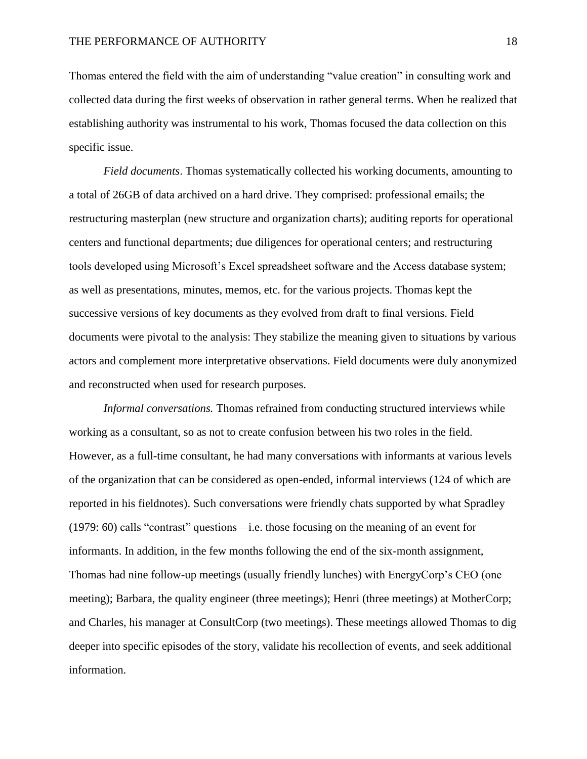Thomas entered the field with the aim of understanding "value creation" in consulting work and collected data during the first weeks of observation in rather general terms. When he realized that establishing authority was instrumental to his work, Thomas focused the data collection on this specific issue.

*Field documents*. Thomas systematically collected his working documents, amounting to a total of 26GB of data archived on a hard drive. They comprised: professional emails; the restructuring masterplan (new structure and organization charts); auditing reports for operational centers and functional departments; due diligences for operational centers; and restructuring tools developed using Microsoft's Excel spreadsheet software and the Access database system; as well as presentations, minutes, memos, etc. for the various projects. Thomas kept the successive versions of key documents as they evolved from draft to final versions. Field documents were pivotal to the analysis: They stabilize the meaning given to situations by various actors and complement more interpretative observations. Field documents were duly anonymized and reconstructed when used for research purposes.

*Informal conversations.* Thomas refrained from conducting structured interviews while working as a consultant, so as not to create confusion between his two roles in the field. However, as a full-time consultant, he had many conversations with informants at various levels of the organization that can be considered as open-ended, informal interviews (124 of which are reported in his fieldnotes). Such conversations were friendly chats supported by what Spradley (1979: 60) calls "contrast" questions—i.e. those focusing on the meaning of an event for informants. In addition, in the few months following the end of the six-month assignment, Thomas had nine follow-up meetings (usually friendly lunches) with EnergyCorp's CEO (one meeting); Barbara, the quality engineer (three meetings); Henri (three meetings) at MotherCorp; and Charles, his manager at ConsultCorp (two meetings). These meetings allowed Thomas to dig deeper into specific episodes of the story, validate his recollection of events, and seek additional information.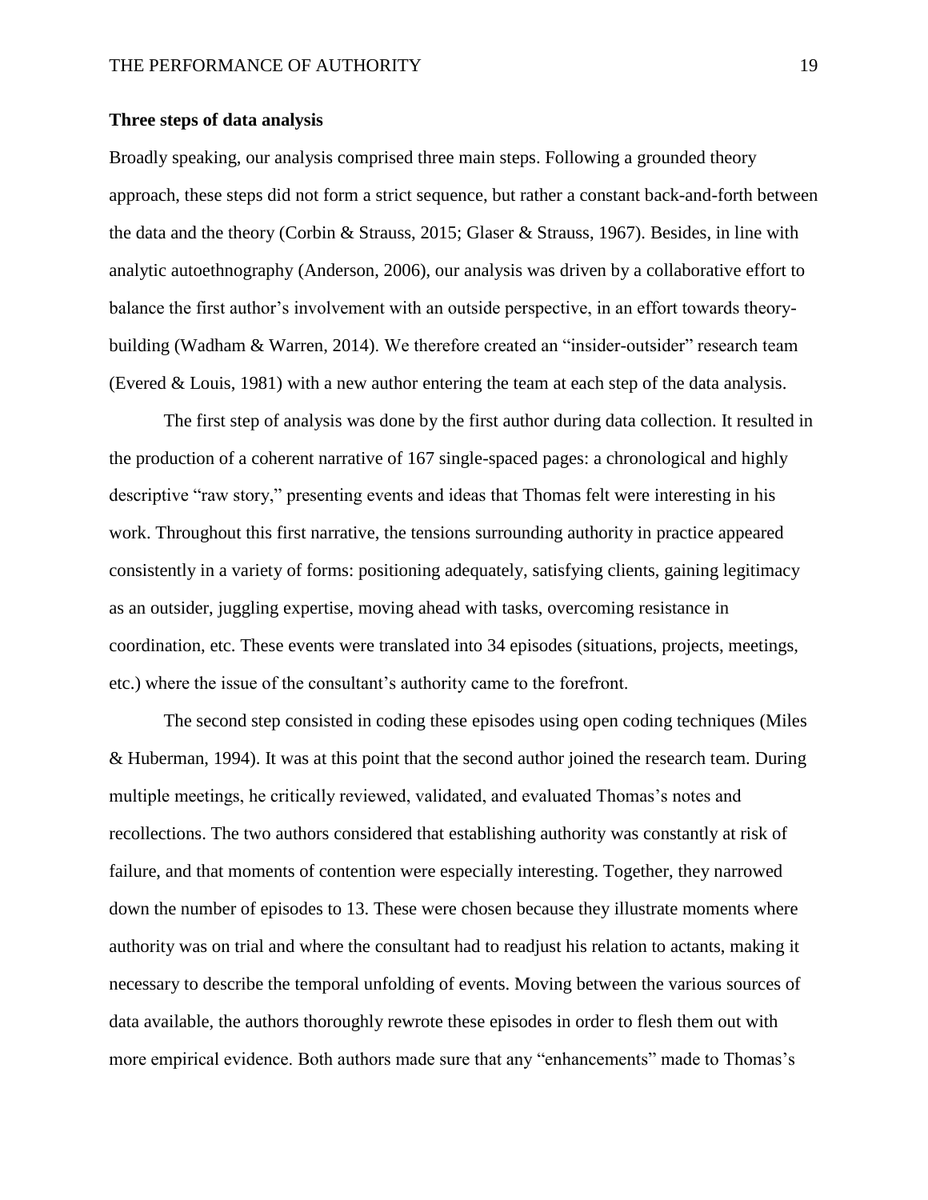**Three steps of data analysis**

Broadly speaking, our analysis comprised three main steps. Following a grounded theory approach, these steps did not form a strict sequence, but rather a constant back-and-forth between the data and the theory (Corbin & Strauss, 2015; Glaser & Strauss, 1967). Besides, in line with analytic autoethnography (Anderson, 2006), our analysis was driven by a collaborative effort to balance the first author's involvement with an outside perspective, in an effort towards theory-building (Wadham & Warren, 2014). We therefore created an "insider-outsider" research team (Evered & Louis, 1981) with a new author entering the team at each step of the data analysis.

The first step of analysis was done by the first author during data collection. It resulted in the production of a coherent narrative of 167 single-spaced pages: a chronological and highly descriptive "raw story," presenting events and ideas that Thomas felt were interesting in his work. Throughout this first narrative, the tensions surrounding authority in practice appeared consistently in a variety of forms: positioning adequately, satisfying clients, gaining legitimacy as an outsider, juggling expertise, moving ahead with tasks, overcoming resistance in coordination, etc. These events were translated into 34 episodes (situations, projects, meetings, etc.) where the issue of the consultant's authority came to the forefront.

The second step consisted in coding these episodes using open coding techniques (Miles & Huberman, 1994). It was at this point that the second author joined the research team. During multiple meetings, he critically reviewed, validated, and evaluated Thomas's notes and recollections. The two authors considered that establishing authority was constantly at risk of failure, and that moments of contention were especially interesting. Together, they narrowed down the number of episodes to 13. These were chosen because they illustrate moments where authority was on trial and where the consultant had to readjust his relation to actants, making it necessary to describe the temporal unfolding of events. Moving between the various sources of data available, the authors thoroughly rewrote these episodes in order to flesh them out with more empirical evidence. Both authors made sure that any "enhancements" made to Thomas's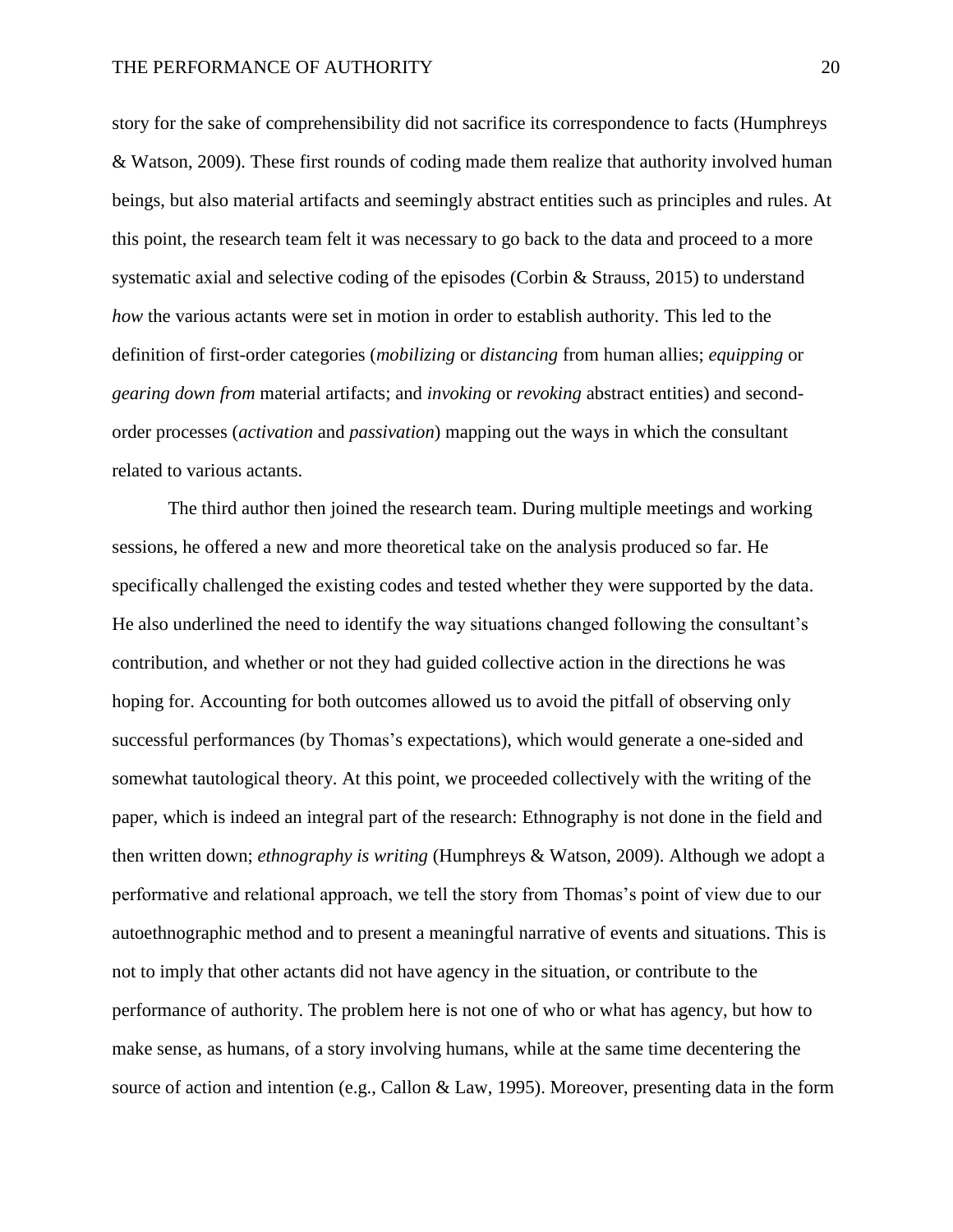story for the sake of comprehensibility did not sacrifice its correspondence to facts (Humphreys & Watson, 2009). These first rounds of coding made them realize that authority involved human beings, but also material artifacts and seemingly abstract entities such as principles and rules. At this point, the research team felt it was necessary to go back to the data and proceed to a more systematic axial and selective coding of the episodes (Corbin & Strauss, 2015) to understand *how* the various actants were set in motion in order to establish authority. This led to the definition of first-order categories (*mobilizing* or *distancing* from human allies; *equipping* or *gearing down from* material artifacts; and *invoking* or *revoking* abstract entities) and second-order processes (*activation* and *passivation*) mapping out the ways in which the consultant related to various actants.

The third author then joined the research team. During multiple meetings and working sessions, he offered a new and more theoretical take on the analysis produced so far. He specifically challenged the existing codes and tested whether they were supported by the data. He also underlined the need to identify the way situations changed following the consultant's contribution, and whether or not they had guided collective action in the directions he was hoping for. Accounting for both outcomes allowed us to avoid the pitfall of observing only successful performances (by Thomas's expectations), which would generate a one-sided and somewhat tautological theory. At this point, we proceeded collectively with the writing of the paper, which is indeed an integral part of the research: Ethnography is not done in the field and then written down; *ethnography is writing* (Humphreys & Watson, 2009). Although we adopt a performative and relational approach, we tell the story from Thomas's point of view due to our autoethnographic method and to present a meaningful narrative of events and situations. This is not to imply that other actants did not have agency in the situation, or contribute to the performance of authority. The problem here is not one of who or what has agency, but how to make sense, as humans, of a story involving humans, while at the same time decentering the source of action and intention (e.g., Callon & Law, 1995). Moreover, presenting data in the form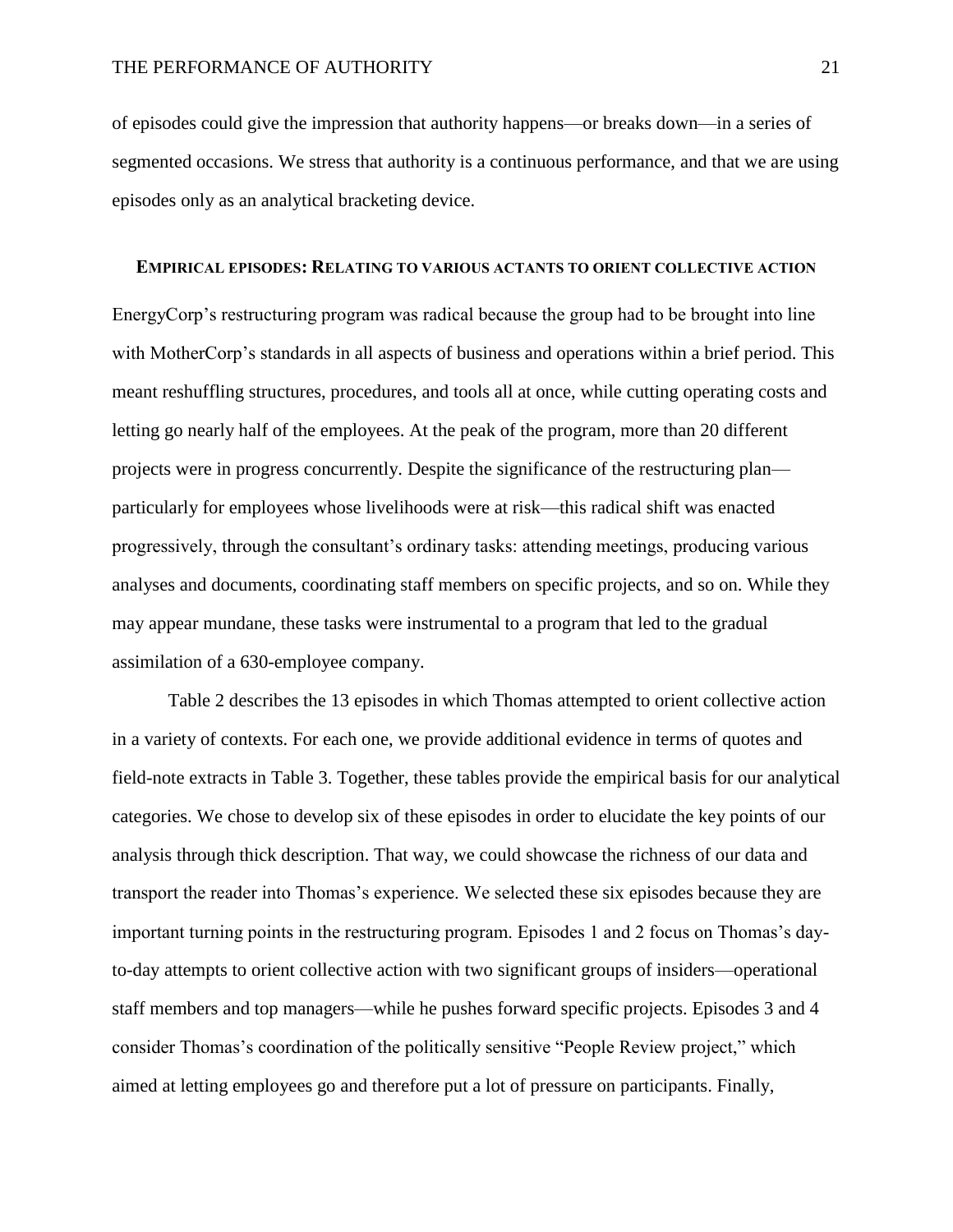of episodes could give the impression that authority happens—or breaks down—in a series of segmented occasions. We stress that authority is a continuous performance, and that we are using episodes only as an analytical bracketing device.

## EMPIRICAL EPISODES: RELATING TO VARIOUS ACTANTS TO ORIENT COLLECTIVE ACTION

EnergyCorp's restructuring program was radical because the group had to be brought into line with MotherCorp's standards in all aspects of business and operations within a brief period. This meant reshuffling structures, procedures, and tools all at once, while cutting operating costs and letting go nearly half of the employees. At the peak of the program, more than 20 different projects were in progress concurrently. Despite the significance of the restructuring plan—particularly for employees whose livelihoods were at risk—this radical shift was enacted progressively, through the consultant's ordinary tasks: attending meetings, producing various analyses and documents, coordinating staff members on specific projects, and so on. While they may appear mundane, these tasks were instrumental to a program that led to the gradual assimilation of a 630-employee company.

Table 2 describes the 13 episodes in which Thomas attempted to orient collective action in a variety of contexts. For each one, we provide additional evidence in terms of quotes and field-note extracts in Table 3. Together, these tables provide the empirical basis for our analytical categories. We chose to develop six of these episodes in order to elucidate the key points of our analysis through thick description. That way, we could showcase the richness of our data and transport the reader into Thomas's experience. We selected these six episodes because they are important turning points in the restructuring program. Episodes 1 and 2 focus on Thomas's day-to-day attempts to orient collective action with two significant groups of insiders—operational staff members and top managers—while he pushes forward specific projects. Episodes 3 and 4 consider Thomas's coordination of the politically sensitive "People Review project," which aimed at letting employees go and therefore put a lot of pressure on participants. Finally,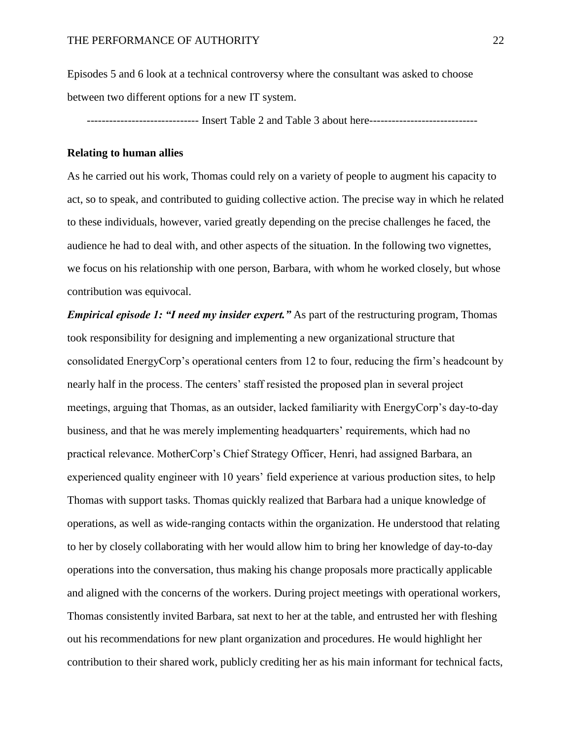Episodes 5 and 6 look at a technical controversy where the consultant was asked to choose between two different options for a new IT system.

----------------------------- Insert Table 2 and Table 3 about here----------------------------

**Relating to human allies**

As he carried out his work, Thomas could rely on a variety of people to augment his capacity to act, so to speak, and contributed to guiding collective action. The precise way in which he related to these individuals, however, varied greatly depending on the precise challenges he faced, the audience he had to deal with, and other aspects of the situation. In the following two vignettes, we focus on his relationship with one person, Barbara, with whom he worked closely, but whose contribution was equivocal.

***Empirical episode 1: "I need my insider expert."*** As part of the restructuring program, Thomas took responsibility for designing and implementing a new organizational structure that consolidated EnergyCorp's operational centers from 12 to four, reducing the firm's headcount by nearly half in the process. The centers' staff resisted the proposed plan in several project meetings, arguing that Thomas, as an outsider, lacked familiarity with EnergyCorp's day-to-day business, and that he was merely implementing headquarters' requirements, which had no practical relevance. MotherCorp's Chief Strategy Officer, Henri, had assigned Barbara, an experienced quality engineer with 10 years' field experience at various production sites, to help Thomas with support tasks. Thomas quickly realized that Barbara had a unique knowledge of operations, as well as wide-ranging contacts within the organization. He understood that relating to her by closely collaborating with her would allow him to bring her knowledge of day-to-day operations into the conversation, thus making his change proposals more practically applicable and aligned with the concerns of the workers. During project meetings with operational workers, Thomas consistently invited Barbara, sat next to her at the table, and entrusted her with fleshing out his recommendations for new plant organization and procedures. He would highlight her contribution to their shared work, publicly crediting her as his main informant for technical facts,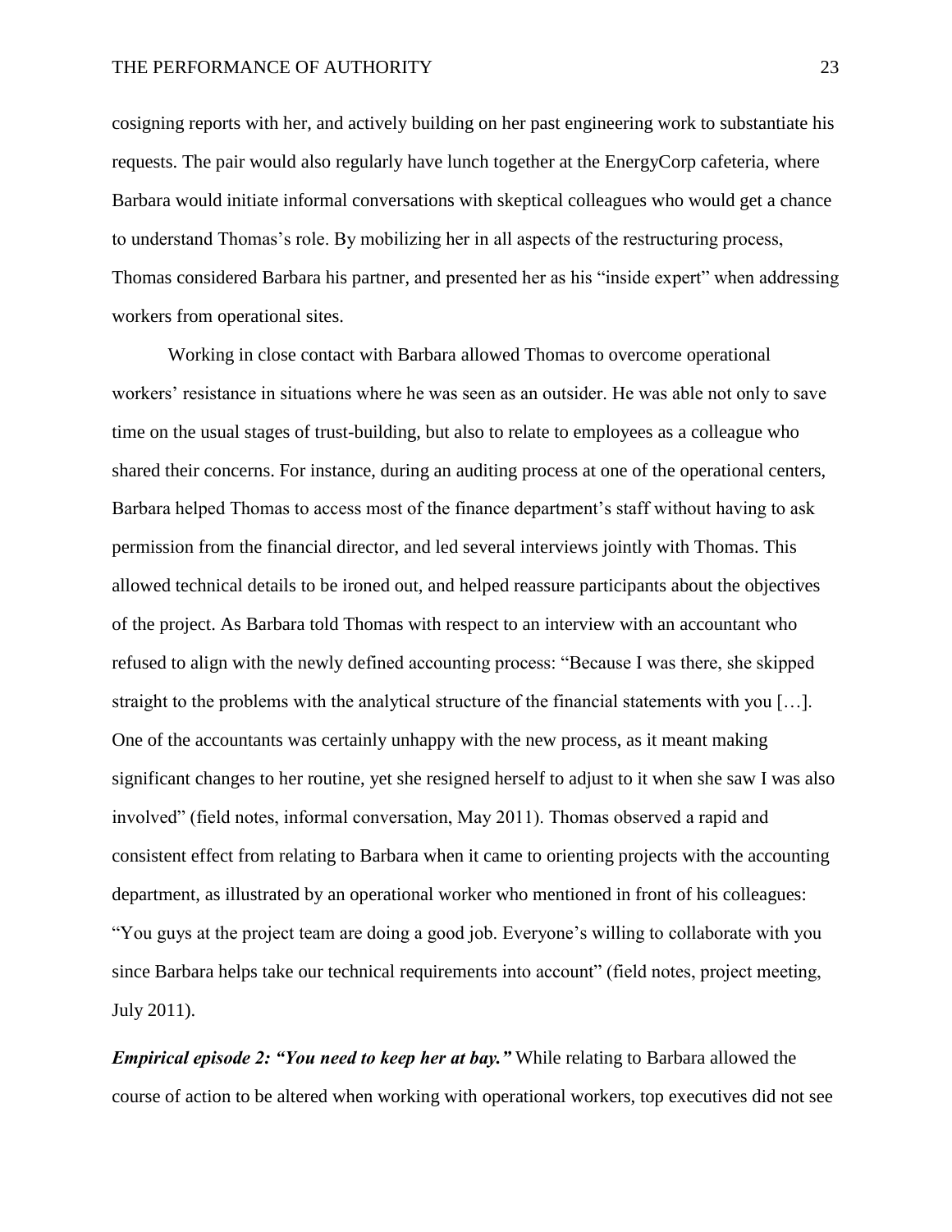cosigning reports with her, and actively building on her past engineering work to substantiate his requests. The pair would also regularly have lunch together at the EnergyCorp cafeteria, where Barbara would initiate informal conversations with skeptical colleagues who would get a chance to understand Thomas's role. By mobilizing her in all aspects of the restructuring process, Thomas considered Barbara his partner, and presented her as his "inside expert" when addressing workers from operational sites.

Working in close contact with Barbara allowed Thomas to overcome operational workers' resistance in situations where he was seen as an outsider. He was able not only to save time on the usual stages of trust-building, but also to relate to employees as a colleague who shared their concerns. For instance, during an auditing process at one of the operational centers, Barbara helped Thomas to access most of the finance department's staff without having to ask permission from the financial director, and led several interviews jointly with Thomas. This allowed technical details to be ironed out, and helped reassure participants about the objectives of the project. As Barbara told Thomas with respect to an interview with an accountant who refused to align with the newly defined accounting process: "Because I was there, she skipped straight to the problems with the analytical structure of the financial statements with you […]. One of the accountants was certainly unhappy with the new process, as it meant making significant changes to her routine, yet she resigned herself to adjust to it when she saw I was also involved" (field notes, informal conversation, May 2011). Thomas observed a rapid and consistent effect from relating to Barbara when it came to orienting projects with the accounting department, as illustrated by an operational worker who mentioned in front of his colleagues: "You guys at the project team are doing a good job. Everyone's willing to collaborate with you since Barbara helps take our technical requirements into account" (field notes, project meeting, July 2011).

***Empirical episode 2: "You need to keep her at bay."*** While relating to Barbara allowed the course of action to be altered when working with operational workers, top executives did not see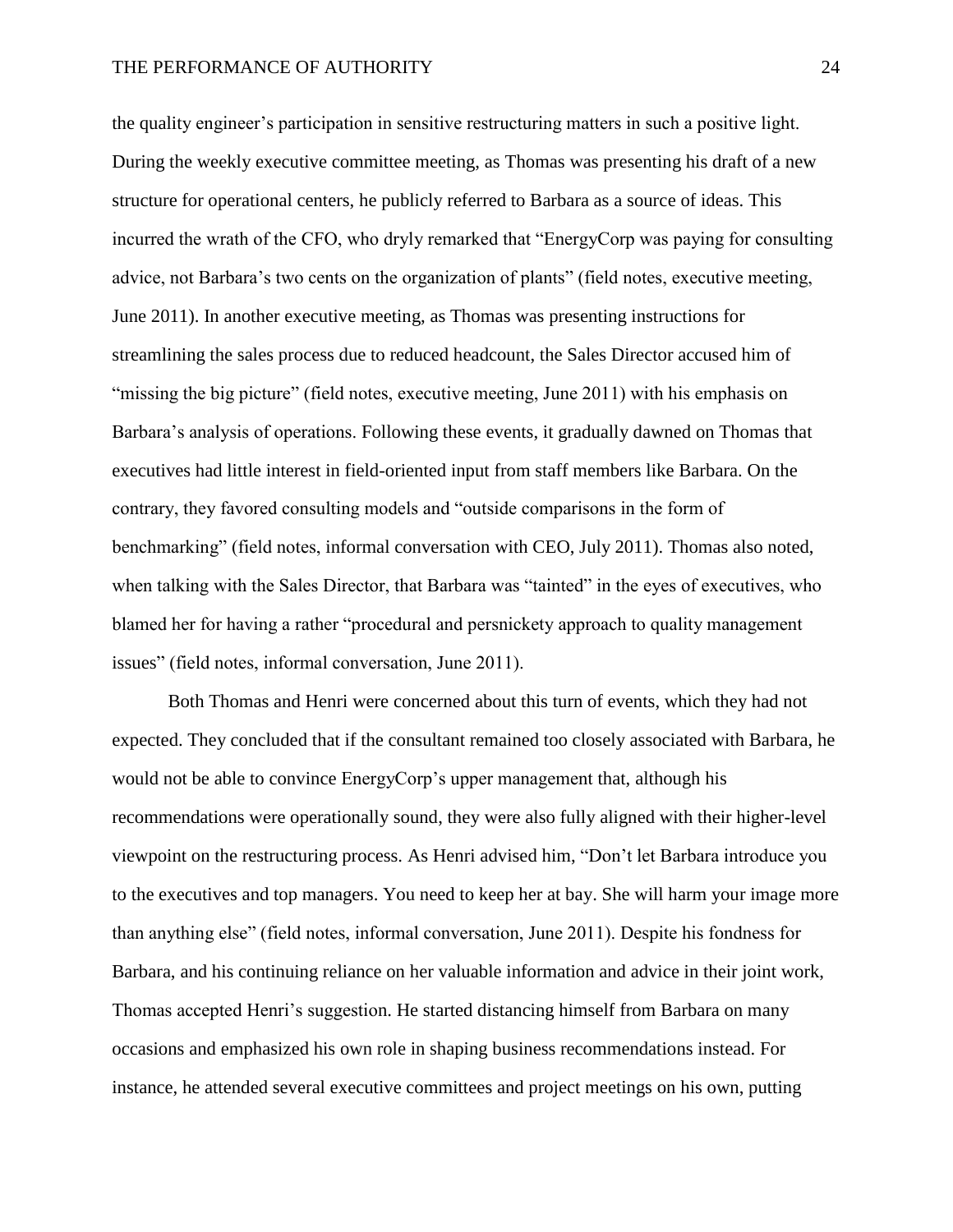the quality engineer's participation in sensitive restructuring matters in such a positive light. During the weekly executive committee meeting, as Thomas was presenting his draft of a new structure for operational centers, he publicly referred to Barbara as a source of ideas. This incurred the wrath of the CFO, who dryly remarked that "EnergyCorp was paying for consulting advice, not Barbara's two cents on the organization of plants" (field notes, executive meeting, June 2011). In another executive meeting, as Thomas was presenting instructions for streamlining the sales process due to reduced headcount, the Sales Director accused him of "missing the big picture" (field notes, executive meeting, June 2011) with his emphasis on Barbara's analysis of operations. Following these events, it gradually dawned on Thomas that executives had little interest in field-oriented input from staff members like Barbara. On the contrary, they favored consulting models and "outside comparisons in the form of benchmarking" (field notes, informal conversation with CEO, July 2011). Thomas also noted, when talking with the Sales Director, that Barbara was "tainted" in the eyes of executives, who blamed her for having a rather "procedural and persnickety approach to quality management issues" (field notes, informal conversation, June 2011).

Both Thomas and Henri were concerned about this turn of events, which they had not expected. They concluded that if the consultant remained too closely associated with Barbara, he would not be able to convince EnergyCorp's upper management that, although his recommendations were operationally sound, they were also fully aligned with their higher-level viewpoint on the restructuring process. As Henri advised him, "Don't let Barbara introduce you to the executives and top managers. You need to keep her at bay. She will harm your image more than anything else" (field notes, informal conversation, June 2011). Despite his fondness for Barbara, and his continuing reliance on her valuable information and advice in their joint work, Thomas accepted Henri's suggestion. He started distancing himself from Barbara on many occasions and emphasized his own role in shaping business recommendations instead. For instance, he attended several executive committees and project meetings on his own, putting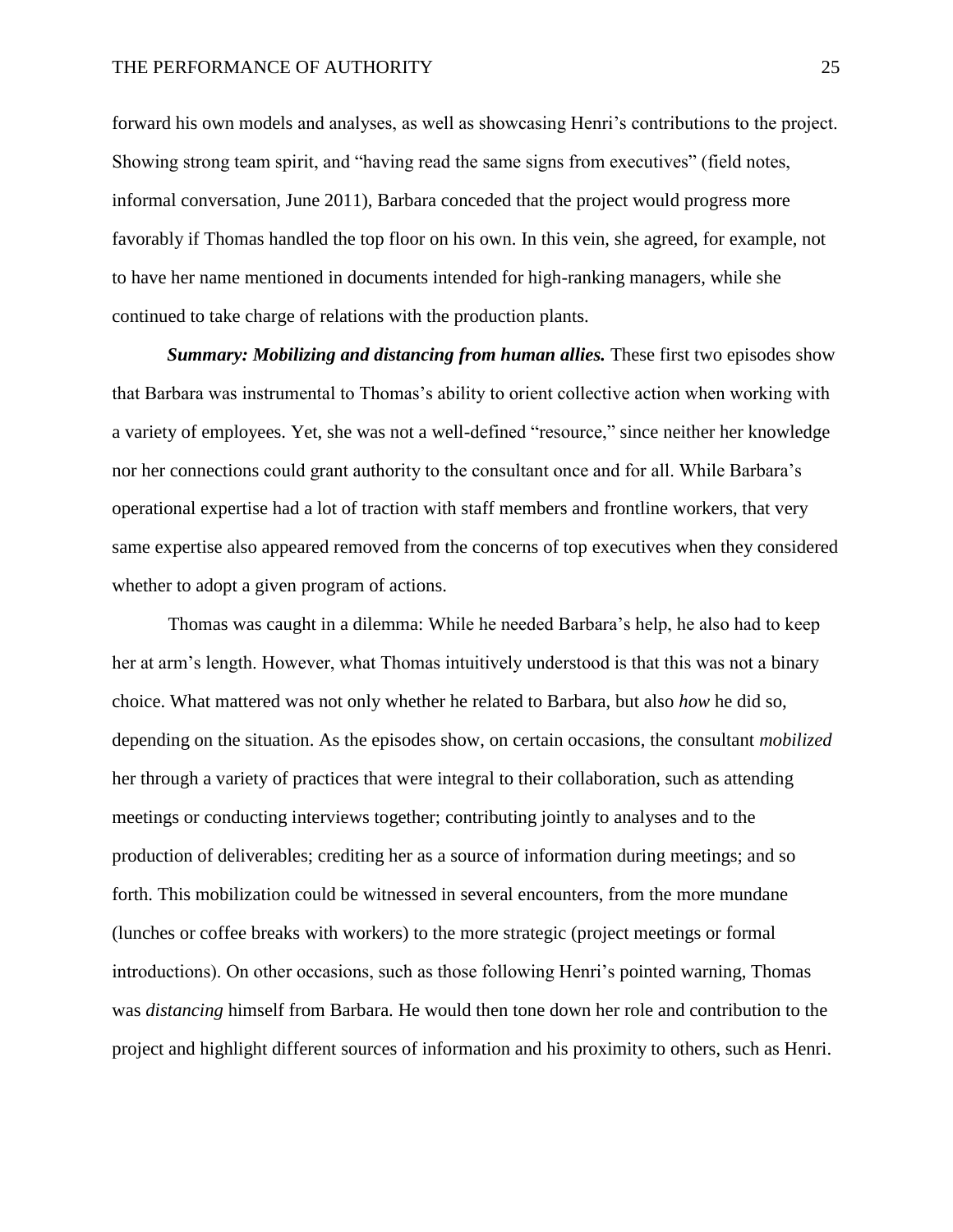forward his own models and analyses, as well as showcasing Henri's contributions to the project. Showing strong team spirit, and "having read the same signs from executives" (field notes, informal conversation, June 2011), Barbara conceded that the project would progress more favorably if Thomas handled the top floor on his own. In this vein, she agreed, for example, not to have her name mentioned in documents intended for high-ranking managers, while she continued to take charge of relations with the production plants.

***Summary: Mobilizing and distancing from human allies.*** These first two episodes show that Barbara was instrumental to Thomas's ability to orient collective action when working with a variety of employees. Yet, she was not a well-defined "resource," since neither her knowledge nor her connections could grant authority to the consultant once and for all. While Barbara's operational expertise had a lot of traction with staff members and frontline workers, that very same expertise also appeared removed from the concerns of top executives when they considered whether to adopt a given program of actions.

Thomas was caught in a dilemma: While he needed Barbara's help, he also had to keep her at arm's length. However, what Thomas intuitively understood is that this was not a binary choice. What mattered was not only whether he related to Barbara, but also *how* he did so, depending on the situation. As the episodes show, on certain occasions, the consultant *mobilized* her through a variety of practices that were integral to their collaboration, such as attending meetings or conducting interviews together; contributing jointly to analyses and to the production of deliverables; crediting her as a source of information during meetings; and so forth. This mobilization could be witnessed in several encounters, from the more mundane (lunches or coffee breaks with workers) to the more strategic (project meetings or formal introductions). On other occasions, such as those following Henri's pointed warning, Thomas was *distancing* himself from Barbara. He would then tone down her role and contribution to the project and highlight different sources of information and his proximity to others, such as Henri.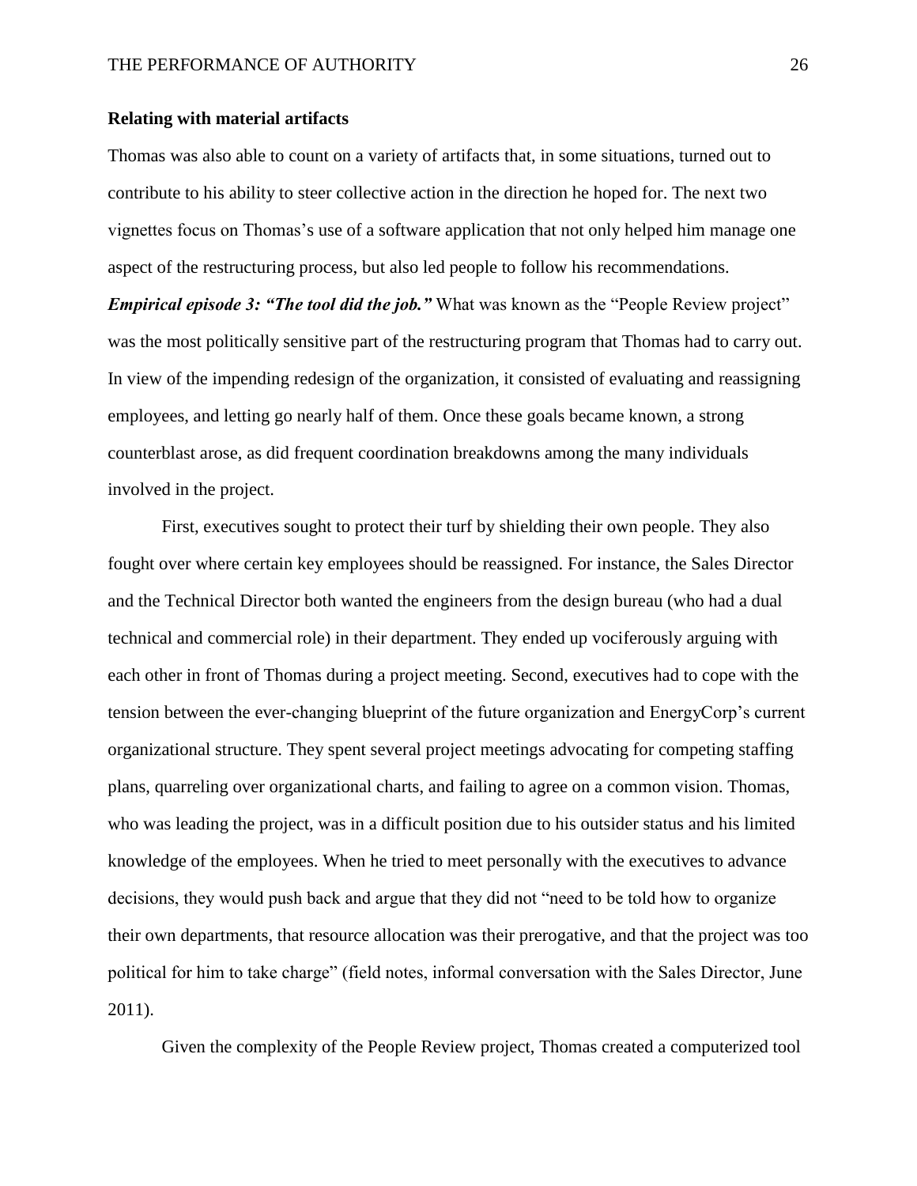**Relating with material artifacts**

Thomas was also able to count on a variety of artifacts that, in some situations, turned out to contribute to his ability to steer collective action in the direction he hoped for. The next two vignettes focus on Thomas's use of a software application that not only helped him manage one aspect of the restructuring process, but also led people to follow his recommendations.

***Empirical episode 3: "The tool did the job."*** What was known as the "People Review project" was the most politically sensitive part of the restructuring program that Thomas had to carry out. In view of the impending redesign of the organization, it consisted of evaluating and reassigning employees, and letting go nearly half of them. Once these goals became known, a strong counterblast arose, as did frequent coordination breakdowns among the many individuals involved in the project.

First, executives sought to protect their turf by shielding their own people. They also fought over where certain key employees should be reassigned. For instance, the Sales Director and the Technical Director both wanted the engineers from the design bureau (who had a dual technical and commercial role) in their department. They ended up vociferously arguing with each other in front of Thomas during a project meeting. Second, executives had to cope with the tension between the ever-changing blueprint of the future organization and EnergyCorp's current organizational structure. They spent several project meetings advocating for competing staffing plans, quarreling over organizational charts, and failing to agree on a common vision. Thomas, who was leading the project, was in a difficult position due to his outsider status and his limited knowledge of the employees. When he tried to meet personally with the executives to advance decisions, they would push back and argue that they did not "need to be told how to organize their own departments, that resource allocation was their prerogative, and that the project was too political for him to take charge" (field notes, informal conversation with the Sales Director, June 2011).

Given the complexity of the People Review project, Thomas created a computerized tool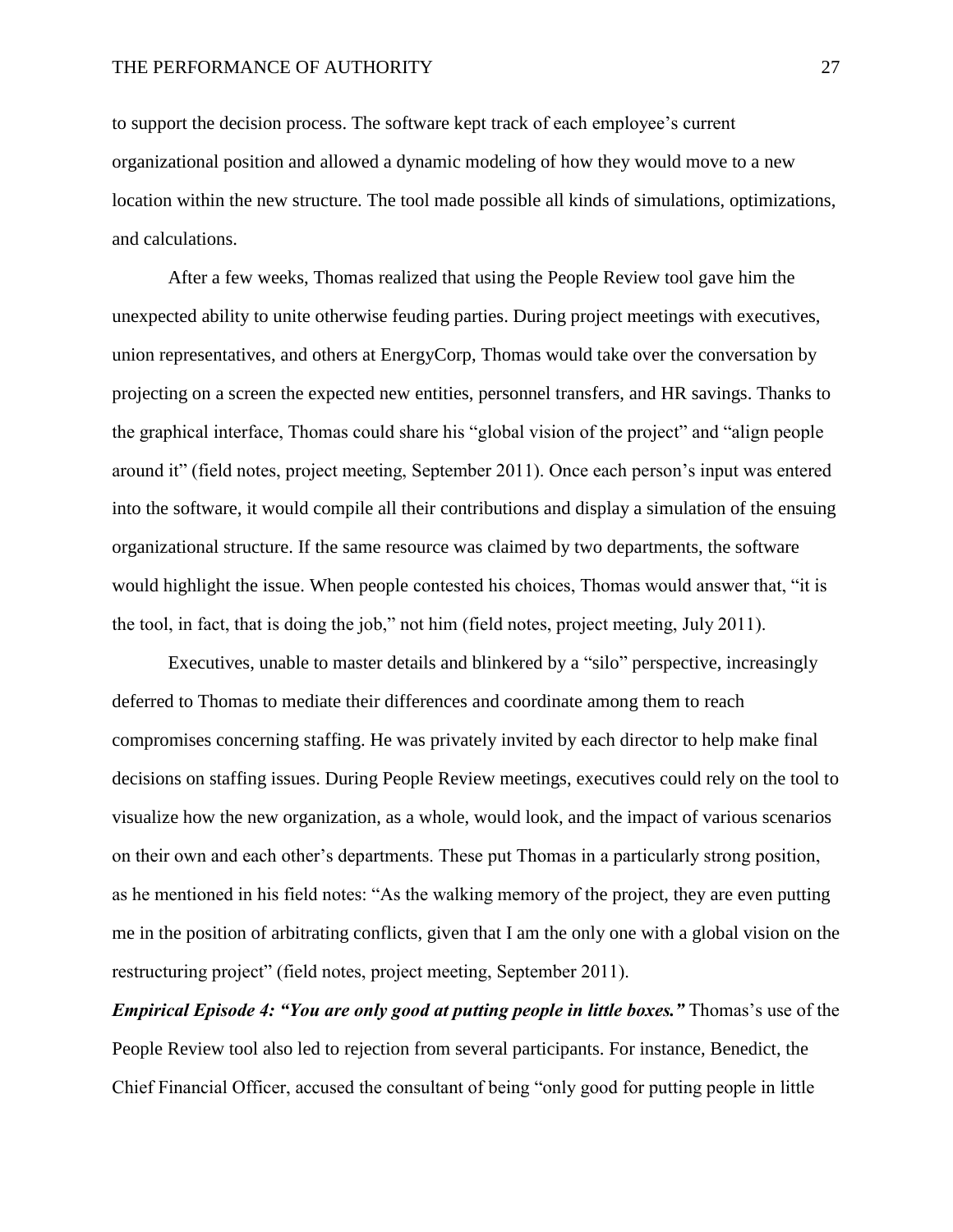to support the decision process. The software kept track of each employee's current organizational position and allowed a dynamic modeling of how they would move to a new location within the new structure. The tool made possible all kinds of simulations, optimizations, and calculations.

After a few weeks, Thomas realized that using the People Review tool gave him the unexpected ability to unite otherwise feuding parties. During project meetings with executives, union representatives, and others at EnergyCorp, Thomas would take over the conversation by projecting on a screen the expected new entities, personnel transfers, and HR savings. Thanks to the graphical interface, Thomas could share his "global vision of the project" and "align people around it" (field notes, project meeting, September 2011). Once each person's input was entered into the software, it would compile all their contributions and display a simulation of the ensuing organizational structure. If the same resource was claimed by two departments, the software would highlight the issue. When people contested his choices, Thomas would answer that, "it is the tool, in fact, that is doing the job," not him (field notes, project meeting, July 2011).

Executives, unable to master details and blinkered by a "silo" perspective, increasingly deferred to Thomas to mediate their differences and coordinate among them to reach compromises concerning staffing. He was privately invited by each director to help make final decisions on staffing issues. During People Review meetings, executives could rely on the tool to visualize how the new organization, as a whole, would look, and the impact of various scenarios on their own and each other's departments. These put Thomas in a particularly strong position, as he mentioned in his field notes: "As the walking memory of the project, they are even putting me in the position of arbitrating conflicts, given that I am the only one with a global vision on the restructuring project" (field notes, project meeting, September 2011).

***Empirical Episode 4: "You are only good at putting people in little boxes."*** Thomas's use of the People Review tool also led to rejection from several participants. For instance, Benedict, the Chief Financial Officer, accused the consultant of being "only good for putting people in little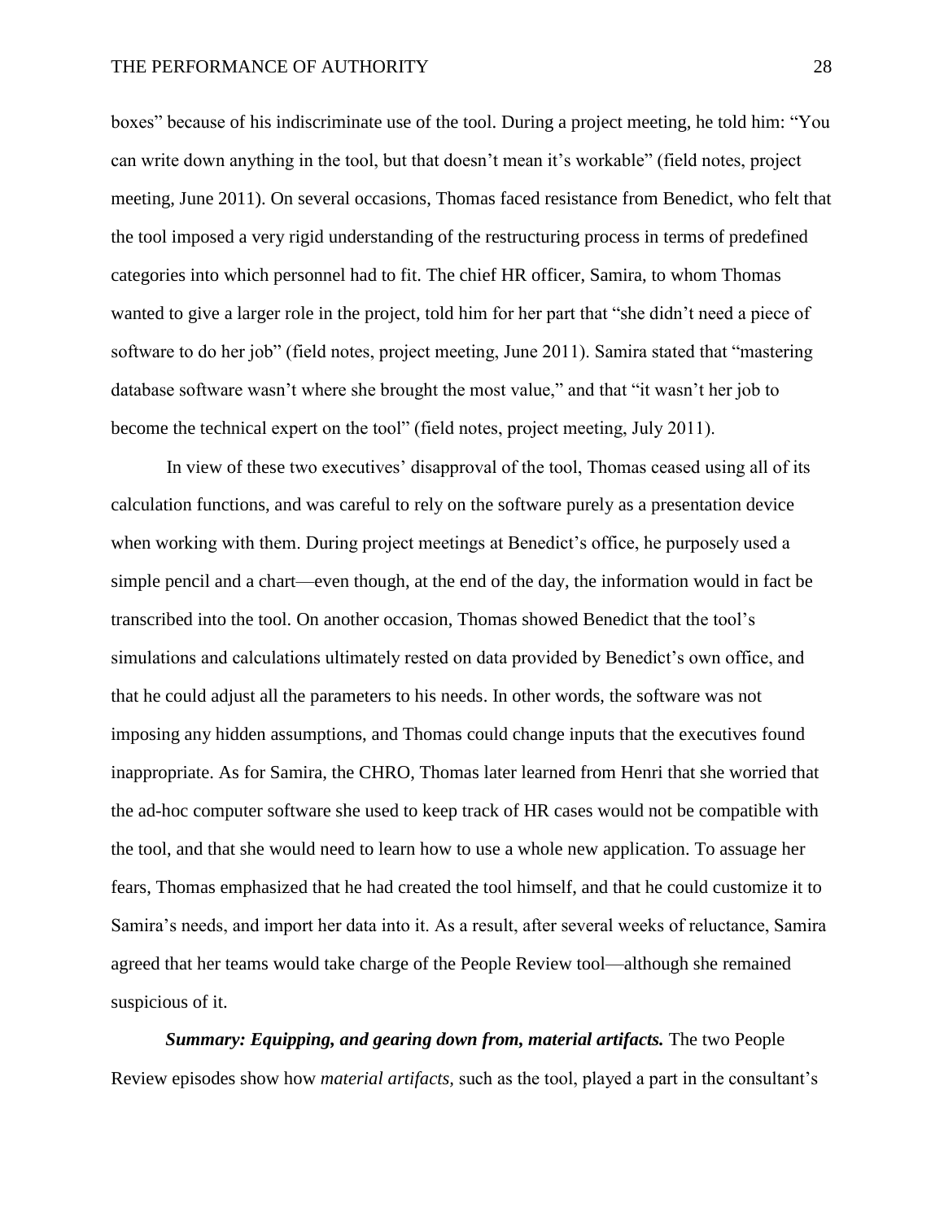boxes" because of his indiscriminate use of the tool. During a project meeting, he told him: "You can write down anything in the tool, but that doesn't mean it's workable" (field notes, project meeting, June 2011). On several occasions, Thomas faced resistance from Benedict, who felt that the tool imposed a very rigid understanding of the restructuring process in terms of predefined categories into which personnel had to fit. The chief HR officer, Samira, to whom Thomas wanted to give a larger role in the project, told him for her part that "she didn't need a piece of software to do her job" (field notes, project meeting, June 2011). Samira stated that "mastering database software wasn't where she brought the most value," and that "it wasn't her job to become the technical expert on the tool" (field notes, project meeting, July 2011).

In view of these two executives' disapproval of the tool, Thomas ceased using all of its calculation functions, and was careful to rely on the software purely as a presentation device when working with them. During project meetings at Benedict's office, he purposely used a simple pencil and a chart—even though, at the end of the day, the information would in fact be transcribed into the tool. On another occasion, Thomas showed Benedict that the tool's simulations and calculations ultimately rested on data provided by Benedict's own office, and that he could adjust all the parameters to his needs. In other words, the software was not imposing any hidden assumptions, and Thomas could change inputs that the executives found inappropriate. As for Samira, the CHRO, Thomas later learned from Henri that she worried that the ad-hoc computer software she used to keep track of HR cases would not be compatible with the tool, and that she would need to learn how to use a whole new application. To assuage her fears, Thomas emphasized that he had created the tool himself, and that he could customize it to Samira's needs, and import her data into it. As a result, after several weeks of reluctance, Samira agreed that her teams would take charge of the People Review tool—although she remained suspicious of it.

***Summary: Equipping, and gearing down from, material artifacts.*** The two People Review episodes show how *material artifacts,* such as the tool, played a part in the consultant's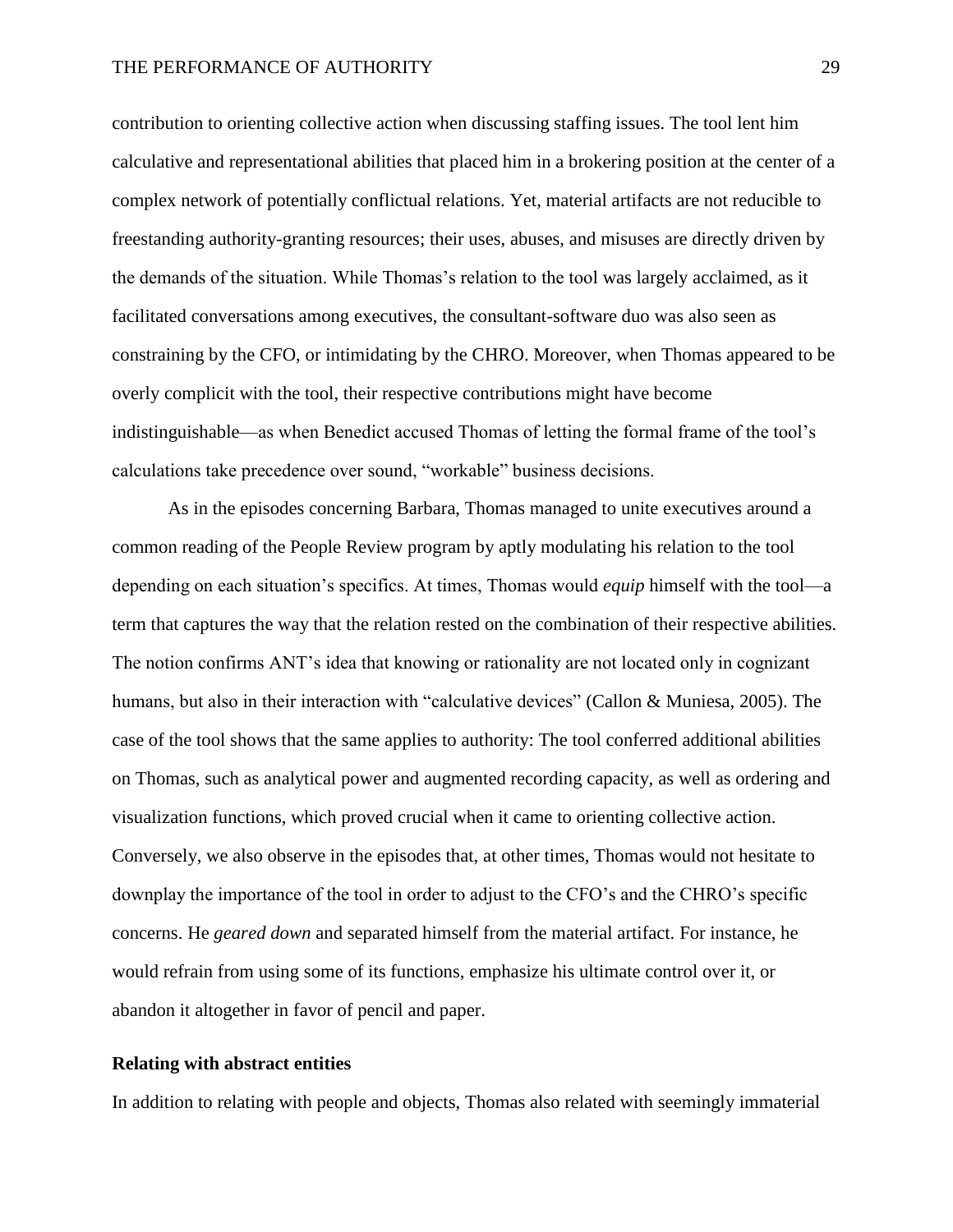contribution to orienting collective action when discussing staffing issues. The tool lent him calculative and representational abilities that placed him in a brokering position at the center of a complex network of potentially conflictual relations. Yet, material artifacts are not reducible to freestanding authority-granting resources; their uses, abuses, and misuses are directly driven by the demands of the situation. While Thomas's relation to the tool was largely acclaimed, as it facilitated conversations among executives, the consultant-software duo was also seen as constraining by the CFO, or intimidating by the CHRO. Moreover, when Thomas appeared to be overly complicit with the tool, their respective contributions might have become indistinguishable—as when Benedict accused Thomas of letting the formal frame of the tool's calculations take precedence over sound, "workable" business decisions.

As in the episodes concerning Barbara, Thomas managed to unite executives around a common reading of the People Review program by aptly modulating his relation to the tool depending on each situation's specifics. At times, Thomas would *equip* himself with the tool—a term that captures the way that the relation rested on the combination of their respective abilities. The notion confirms ANT's idea that knowing or rationality are not located only in cognizant humans, but also in their interaction with "calculative devices" (Callon & Muniesa, 2005). The case of the tool shows that the same applies to authority: The tool conferred additional abilities on Thomas, such as analytical power and augmented recording capacity, as well as ordering and visualization functions, which proved crucial when it came to orienting collective action. Conversely, we also observe in the episodes that, at other times, Thomas would not hesitate to downplay the importance of the tool in order to adjust to the CFO's and the CHRO's specific concerns. He *geared down* and separated himself from the material artifact. For instance, he would refrain from using some of its functions, emphasize his ultimate control over it, or abandon it altogether in favor of pencil and paper.

### Relating with abstract entities

In addition to relating with people and objects, Thomas also related with seemingly immaterial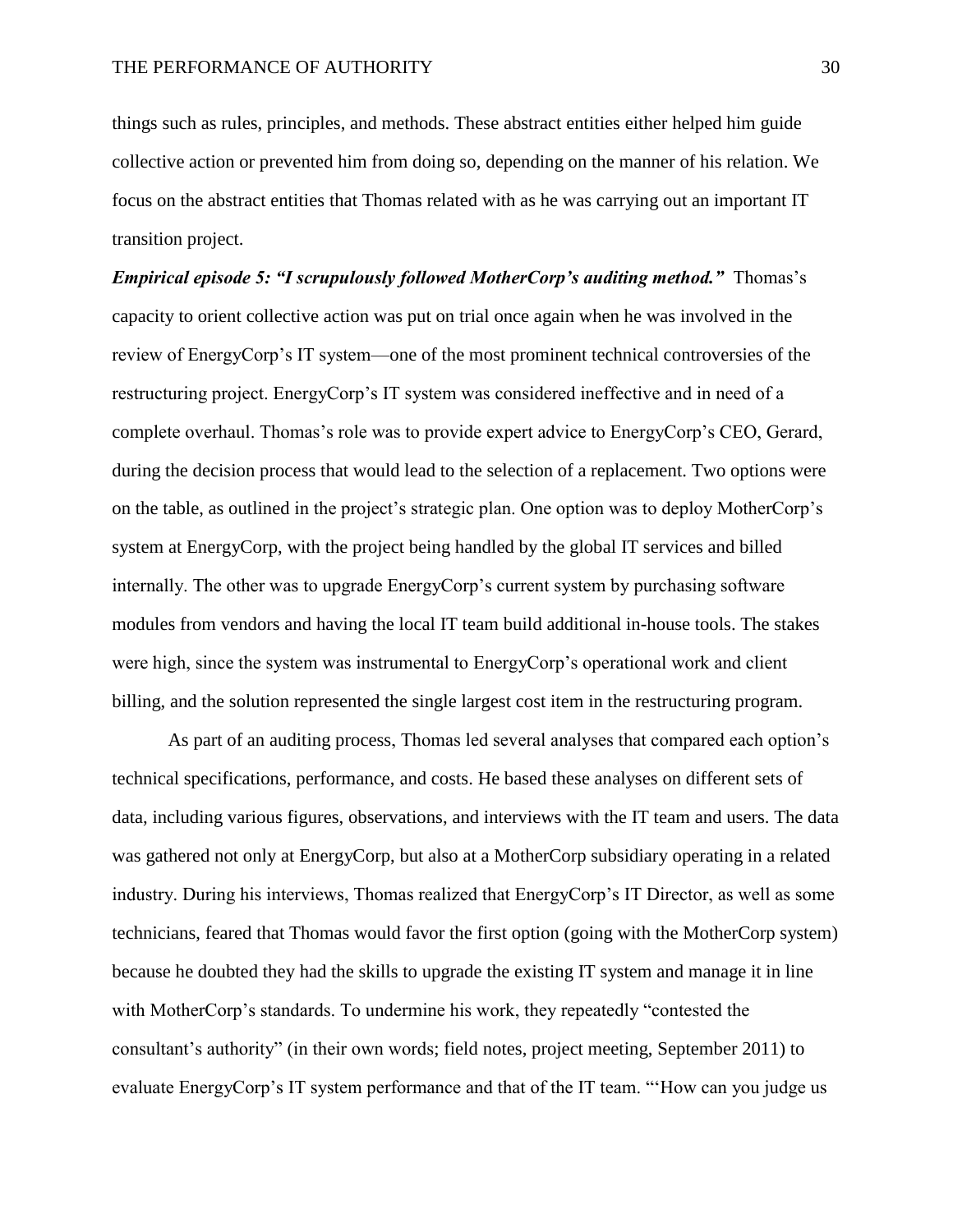things such as rules, principles, and methods. These abstract entities either helped him guide collective action or prevented him from doing so, depending on the manner of his relation. We focus on the abstract entities that Thomas related with as he was carrying out an important IT transition project.

***Empirical episode 5: "I scrupulously followed MotherCorp's auditing method."*** Thomas's capacity to orient collective action was put on trial once again when he was involved in the review of EnergyCorp's IT system—one of the most prominent technical controversies of the restructuring project. EnergyCorp's IT system was considered ineffective and in need of a complete overhaul. Thomas's role was to provide expert advice to EnergyCorp's CEO, Gerard, during the decision process that would lead to the selection of a replacement. Two options were on the table, as outlined in the project's strategic plan. One option was to deploy MotherCorp's system at EnergyCorp, with the project being handled by the global IT services and billed internally. The other was to upgrade EnergyCorp's current system by purchasing software modules from vendors and having the local IT team build additional in-house tools. The stakes were high, since the system was instrumental to EnergyCorp's operational work and client billing, and the solution represented the single largest cost item in the restructuring program.

As part of an auditing process, Thomas led several analyses that compared each option's technical specifications, performance, and costs. He based these analyses on different sets of data, including various figures, observations, and interviews with the IT team and users. The data was gathered not only at EnergyCorp, but also at a MotherCorp subsidiary operating in a related industry. During his interviews, Thomas realized that EnergyCorp's IT Director, as well as some technicians, feared that Thomas would favor the first option (going with the MotherCorp system) because he doubted they had the skills to upgrade the existing IT system and manage it in line with MotherCorp's standards. To undermine his work, they repeatedly "contested the consultant's authority" (in their own words; field notes, project meeting, September 2011) to evaluate EnergyCorp's IT system performance and that of the IT team. "'How can you judge us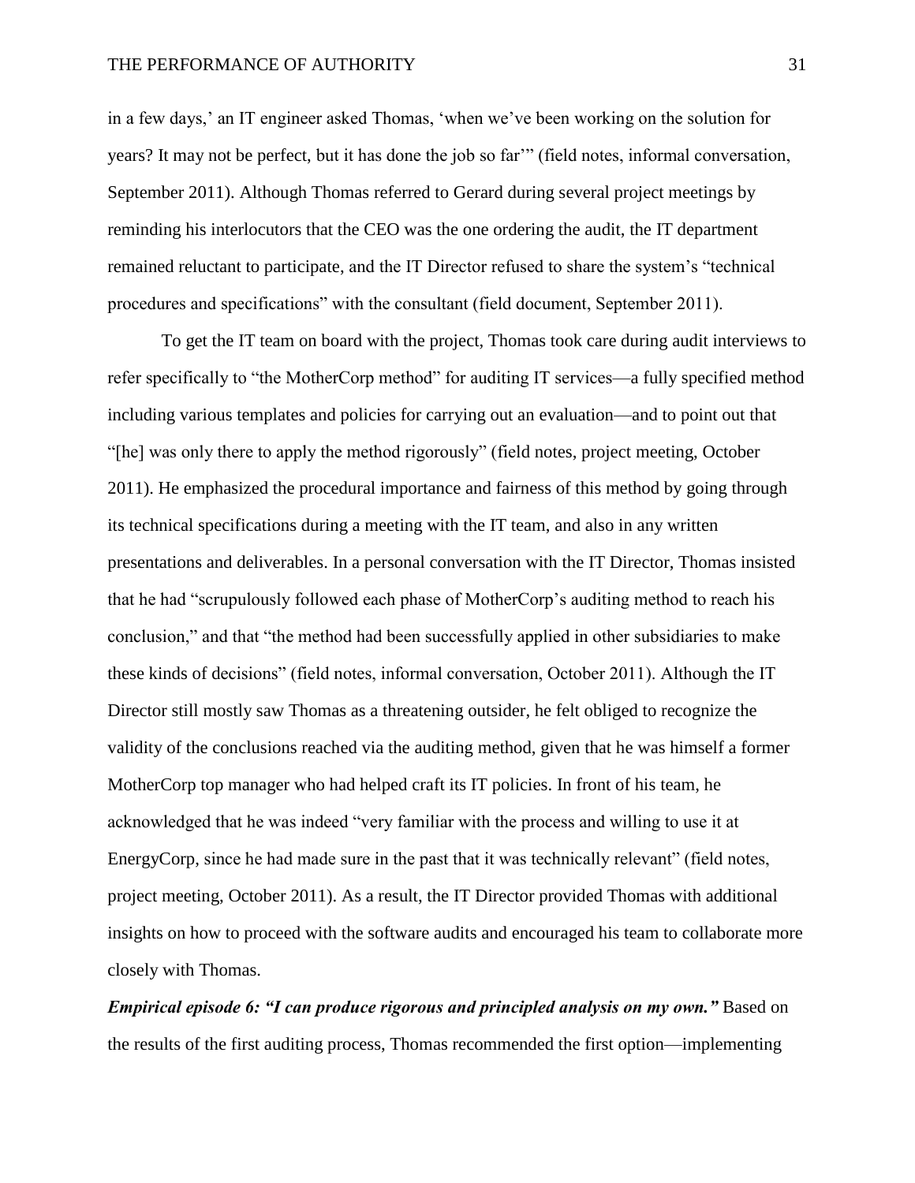in a few days,' an IT engineer asked Thomas, 'when we've been working on the solution for years? It may not be perfect, but it has done the job so far'" (field notes, informal conversation, September 2011). Although Thomas referred to Gerard during several project meetings by reminding his interlocutors that the CEO was the one ordering the audit, the IT department remained reluctant to participate, and the IT Director refused to share the system's "technical procedures and specifications" with the consultant (field document, September 2011).

To get the IT team on board with the project, Thomas took care during audit interviews to refer specifically to "the MotherCorp method" for auditing IT services—a fully specified method including various templates and policies for carrying out an evaluation—and to point out that "[he] was only there to apply the method rigorously" (field notes, project meeting, October 2011). He emphasized the procedural importance and fairness of this method by going through its technical specifications during a meeting with the IT team, and also in any written presentations and deliverables. In a personal conversation with the IT Director, Thomas insisted that he had "scrupulously followed each phase of MotherCorp's auditing method to reach his conclusion," and that "the method had been successfully applied in other subsidiaries to make these kinds of decisions" (field notes, informal conversation, October 2011). Although the IT Director still mostly saw Thomas as a threatening outsider, he felt obliged to recognize the validity of the conclusions reached via the auditing method, given that he was himself a former MotherCorp top manager who had helped craft its IT policies. In front of his team, he acknowledged that he was indeed "very familiar with the process and willing to use it at EnergyCorp, since he had made sure in the past that it was technically relevant" (field notes, project meeting, October 2011). As a result, the IT Director provided Thomas with additional insights on how to proceed with the software audits and encouraged his team to collaborate more closely with Thomas.

***Empirical episode 6: "I can produce rigorous and principled analysis on my own."*** Based on the results of the first auditing process, Thomas recommended the first option—implementing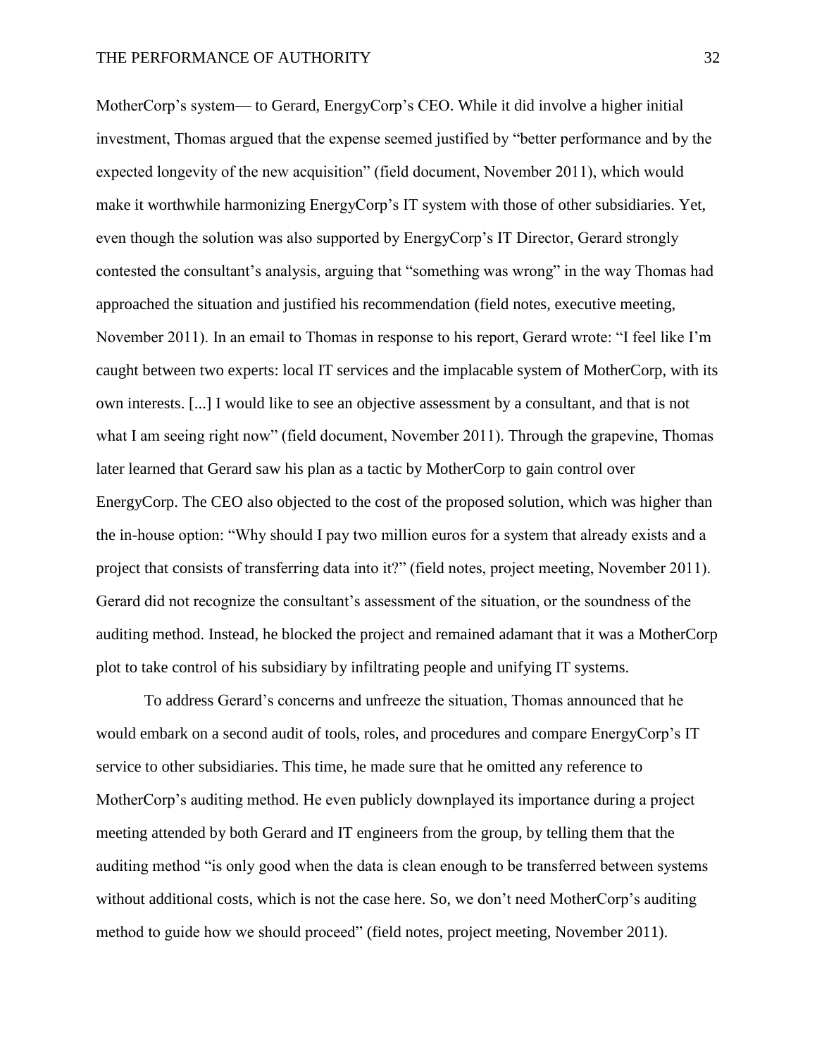MotherCorp's system— to Gerard, EnergyCorp's CEO. While it did involve a higher initial investment, Thomas argued that the expense seemed justified by "better performance and by the expected longevity of the new acquisition" (field document, November 2011), which would make it worthwhile harmonizing EnergyCorp's IT system with those of other subsidiaries. Yet, even though the solution was also supported by EnergyCorp's IT Director, Gerard strongly contested the consultant's analysis, arguing that "something was wrong" in the way Thomas had approached the situation and justified his recommendation (field notes, executive meeting, November 2011). In an email to Thomas in response to his report, Gerard wrote: "I feel like I'm caught between two experts: local IT services and the implacable system of MotherCorp, with its own interests. [...] I would like to see an objective assessment by a consultant, and that is not what I am seeing right now" (field document, November 2011). Through the grapevine, Thomas later learned that Gerard saw his plan as a tactic by MotherCorp to gain control over EnergyCorp. The CEO also objected to the cost of the proposed solution, which was higher than the in-house option: "Why should I pay two million euros for a system that already exists and a project that consists of transferring data into it?" (field notes, project meeting, November 2011). Gerard did not recognize the consultant's assessment of the situation, or the soundness of the auditing method. Instead, he blocked the project and remained adamant that it was a MotherCorp plot to take control of his subsidiary by infiltrating people and unifying IT systems.

To address Gerard's concerns and unfreeze the situation, Thomas announced that he would embark on a second audit of tools, roles, and procedures and compare EnergyCorp's IT service to other subsidiaries. This time, he made sure that he omitted any reference to MotherCorp's auditing method. He even publicly downplayed its importance during a project meeting attended by both Gerard and IT engineers from the group, by telling them that the auditing method "is only good when the data is clean enough to be transferred between systems without additional costs, which is not the case here. So, we don't need MotherCorp's auditing method to guide how we should proceed" (field notes, project meeting, November 2011).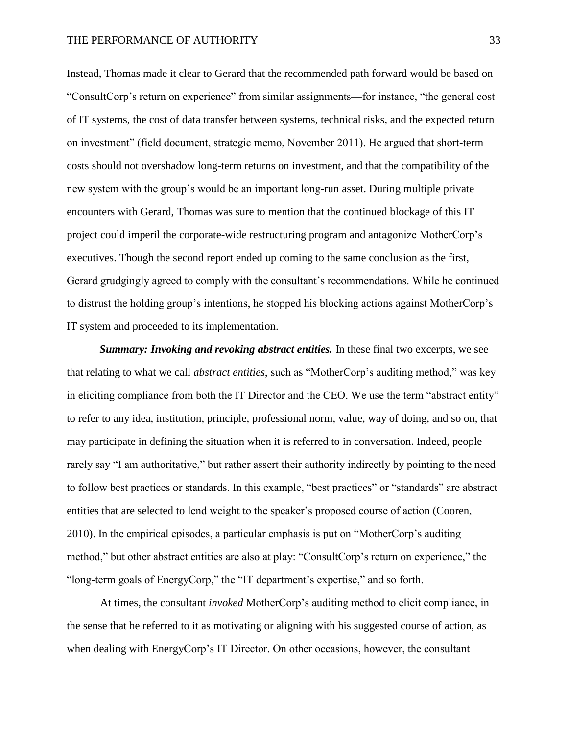Instead, Thomas made it clear to Gerard that the recommended path forward would be based on "ConsultCorp's return on experience" from similar assignments—for instance, "the general cost of IT systems, the cost of data transfer between systems, technical risks, and the expected return on investment" (field document, strategic memo, November 2011). He argued that short-term costs should not overshadow long-term returns on investment, and that the compatibility of the new system with the group's would be an important long-run asset. During multiple private encounters with Gerard, Thomas was sure to mention that the continued blockage of this IT project could imperil the corporate-wide restructuring program and antagonize MotherCorp's executives. Though the second report ended up coming to the same conclusion as the first, Gerard grudgingly agreed to comply with the consultant's recommendations. While he continued to distrust the holding group's intentions, he stopped his blocking actions against MotherCorp's IT system and proceeded to its implementation.

***Summary: Invoking and revoking abstract entities.*** In these final two excerpts, we see that relating to what we call *abstract entities*, such as "MotherCorp's auditing method," was key in eliciting compliance from both the IT Director and the CEO. We use the term "abstract entity" to refer to any idea, institution, principle, professional norm, value, way of doing, and so on, that may participate in defining the situation when it is referred to in conversation. Indeed, people rarely say "I am authoritative," but rather assert their authority indirectly by pointing to the need to follow best practices or standards. In this example, "best practices" or "standards" are abstract entities that are selected to lend weight to the speaker's proposed course of action (Cooren, 2010). In the empirical episodes, a particular emphasis is put on "MotherCorp's auditing method," but other abstract entities are also at play: "ConsultCorp's return on experience," the "long-term goals of EnergyCorp," the "IT department's expertise," and so forth.

At times, the consultant *invoked* MotherCorp's auditing method to elicit compliance, in the sense that he referred to it as motivating or aligning with his suggested course of action, as when dealing with EnergyCorp's IT Director. On other occasions, however, the consultant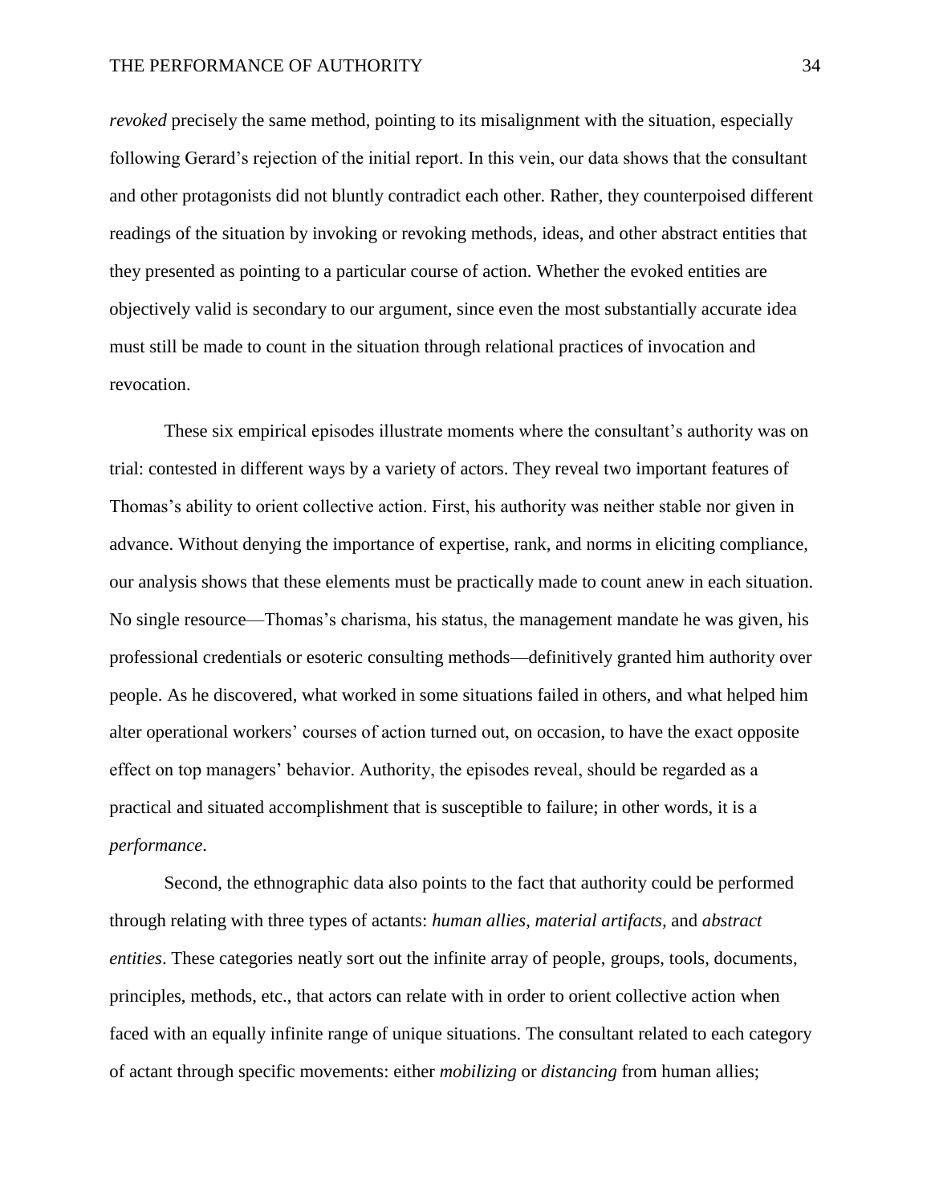*revoked* precisely the same method, pointing to its misalignment with the situation, especially following Gerard's rejection of the initial report. In this vein, our data shows that the consultant and other protagonists did not bluntly contradict each other. Rather, they counterpoised different readings of the situation by invoking or revoking methods, ideas, and other abstract entities that they presented as pointing to a particular course of action. Whether the evoked entities are objectively valid is secondary to our argument, since even the most substantially accurate idea must still be made to count in the situation through relational practices of invocation and revocation.

These six empirical episodes illustrate moments where the consultant's authority was on trial: contested in different ways by a variety of actors. They reveal two important features of Thomas's ability to orient collective action. First, his authority was neither stable nor given in advance. Without denying the importance of expertise, rank, and norms in eliciting compliance, our analysis shows that these elements must be practically made to count anew in each situation. No single resource—Thomas's charisma, his status, the management mandate he was given, his professional credentials or esoteric consulting methods—definitively granted him authority over people. As he discovered, what worked in some situations failed in others, and what helped him alter operational workers' courses of action turned out, on occasion, to have the exact opposite effect on top managers' behavior. Authority, the episodes reveal, should be regarded as a practical and situated accomplishment that is susceptible to failure; in other words, it is a *performance*.

Second, the ethnographic data also points to the fact that authority could be performed through relating with three types of actants: *human allies, material artifacts,* and *abstract entities*. These categories neatly sort out the infinite array of people, groups, tools, documents, principles, methods, etc., that actors can relate with in order to orient collective action when faced with an equally infinite range of unique situations. The consultant related to each category of actant through specific movements: either *mobilizing* or *distancing* from human allies;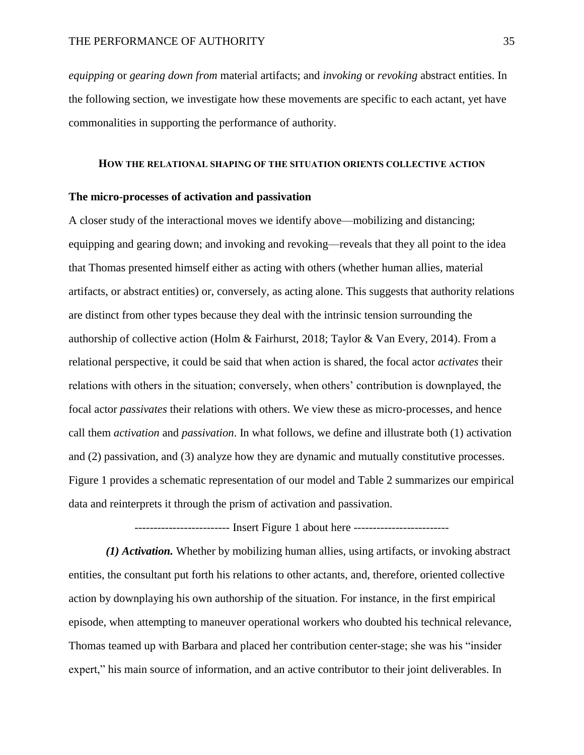*equipping* or *gearing down from* material artifacts; and *invoking* or *revoking* abstract entities. In the following section, we investigate how these movements are specific to each actant, yet have commonalities in supporting the performance of authority.

## HOW THE RELATIONAL SHAPING OF THE SITUATION ORIENTS COLLECTIVE ACTION

### The micro-processes of activation and passivation

A closer study of the interactional moves we identify above—mobilizing and distancing; equipping and gearing down; and invoking and revoking—reveals that they all point to the idea that Thomas presented himself either as acting with others (whether human allies, material artifacts, or abstract entities) or, conversely, as acting alone. This suggests that authority relations are distinct from other types because they deal with the intrinsic tension surrounding the authorship of collective action (Holm & Fairhurst, 2018; Taylor & Van Every, 2014). From a relational perspective, it could be said that when action is shared, the focal actor *activates* their relations with others in the situation; conversely, when others' contribution is downplayed, the focal actor *passivates* their relations with others. We view these as micro-processes, and hence call them *activation* and *passivation*. In what follows, we define and illustrate both (1) activation and (2) passivation, and (3) analyze how they are dynamic and mutually constitutive processes. Figure 1 provides a schematic representation of our model and Table 2 summarizes our empirical data and reinterprets it through the prism of activation and passivation.

------------------------- Insert Figure 1 about here -------------------------

***(1) Activation.*** Whether by mobilizing human allies, using artifacts, or invoking abstract entities, the consultant put forth his relations to other actants, and, therefore, oriented collective action by downplaying his own authorship of the situation. For instance, in the first empirical episode, when attempting to maneuver operational workers who doubted his technical relevance, Thomas teamed up with Barbara and placed her contribution center-stage; she was his "insider expert," his main source of information, and an active contributor to their joint deliverables. In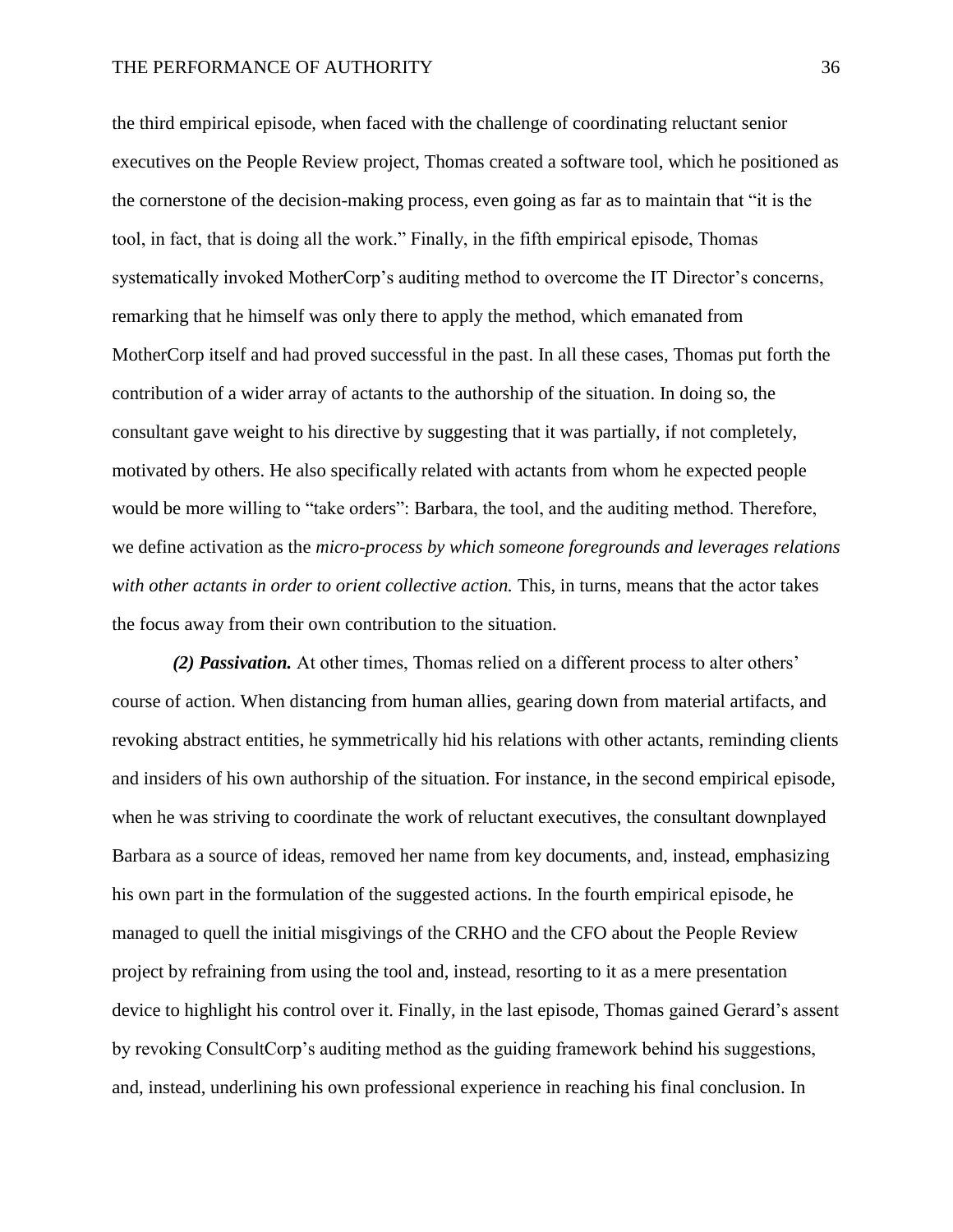the third empirical episode, when faced with the challenge of coordinating reluctant senior executives on the People Review project, Thomas created a software tool, which he positioned as the cornerstone of the decision-making process, even going as far as to maintain that "it is the tool, in fact, that is doing all the work." Finally, in the fifth empirical episode, Thomas systematically invoked MotherCorp's auditing method to overcome the IT Director's concerns, remarking that he himself was only there to apply the method, which emanated from MotherCorp itself and had proved successful in the past. In all these cases, Thomas put forth the contribution of a wider array of actants to the authorship of the situation. In doing so, the consultant gave weight to his directive by suggesting that it was partially, if not completely, motivated by others. He also specifically related with actants from whom he expected people would be more willing to "take orders": Barbara, the tool, and the auditing method. Therefore, we define activation as the *micro-process by which someone foregrounds and leverages relations with other actants in order to orient collective action.* This, in turns, means that the actor takes the focus away from their own contribution to the situation.

***(2) Passivation.*** At other times, Thomas relied on a different process to alter others' course of action. When distancing from human allies, gearing down from material artifacts, and revoking abstract entities, he symmetrically hid his relations with other actants, reminding clients and insiders of his own authorship of the situation. For instance, in the second empirical episode, when he was striving to coordinate the work of reluctant executives, the consultant downplayed Barbara as a source of ideas, removed her name from key documents, and, instead, emphasizing his own part in the formulation of the suggested actions. In the fourth empirical episode, he managed to quell the initial misgivings of the CRHO and the CFO about the People Review project by refraining from using the tool and, instead, resorting to it as a mere presentation device to highlight his control over it. Finally, in the last episode, Thomas gained Gerard's assent by revoking ConsultCorp's auditing method as the guiding framework behind his suggestions, and, instead, underlining his own professional experience in reaching his final conclusion. In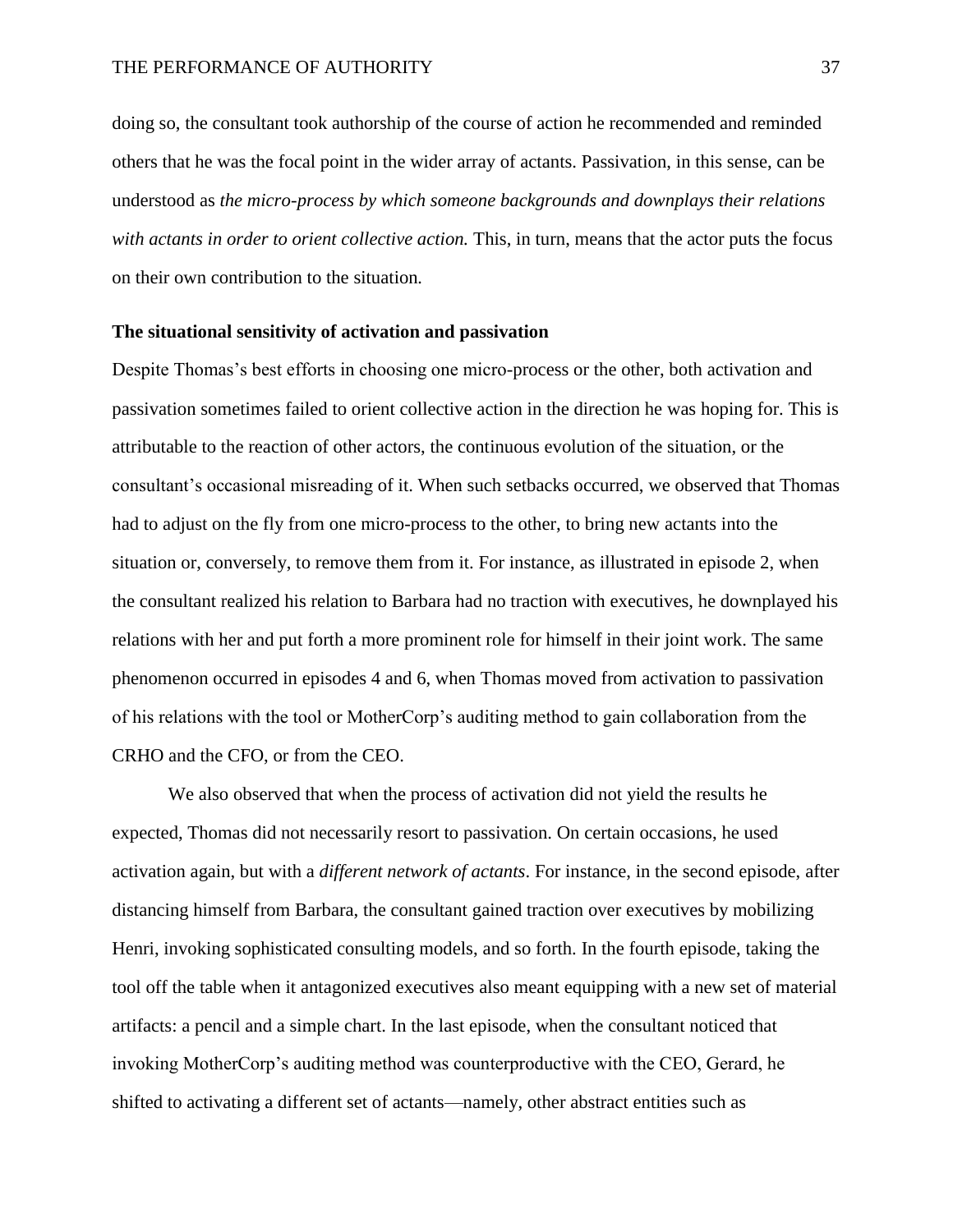doing so, the consultant took authorship of the course of action he recommended and reminded others that he was the focal point in the wider array of actants. Passivation, in this sense, can be understood as *the micro-process by which someone backgrounds and downplays their relations with actants in order to orient collective action.* This, in turn, means that the actor puts the focus on their own contribution to the situation.

**The situational sensitivity of activation and passivation**

Despite Thomas's best efforts in choosing one micro-process or the other, both activation and passivation sometimes failed to orient collective action in the direction he was hoping for. This is attributable to the reaction of other actors, the continuous evolution of the situation, or the consultant's occasional misreading of it. When such setbacks occurred, we observed that Thomas had to adjust on the fly from one micro-process to the other, to bring new actants into the situation or, conversely, to remove them from it. For instance, as illustrated in episode 2, when the consultant realized his relation to Barbara had no traction with executives, he downplayed his relations with her and put forth a more prominent role for himself in their joint work. The same phenomenon occurred in episodes 4 and 6, when Thomas moved from activation to passivation of his relations with the tool or MotherCorp's auditing method to gain collaboration from the CRHO and the CFO, or from the CEO.

We also observed that when the process of activation did not yield the results he expected, Thomas did not necessarily resort to passivation. On certain occasions, he used activation again, but with a *different network of actants*. For instance, in the second episode, after distancing himself from Barbara, the consultant gained traction over executives by mobilizing Henri, invoking sophisticated consulting models, and so forth. In the fourth episode, taking the tool off the table when it antagonized executives also meant equipping with a new set of material artifacts: a pencil and a simple chart. In the last episode, when the consultant noticed that invoking MotherCorp's auditing method was counterproductive with the CEO, Gerard, he shifted to activating a different set of actants—namely, other abstract entities such as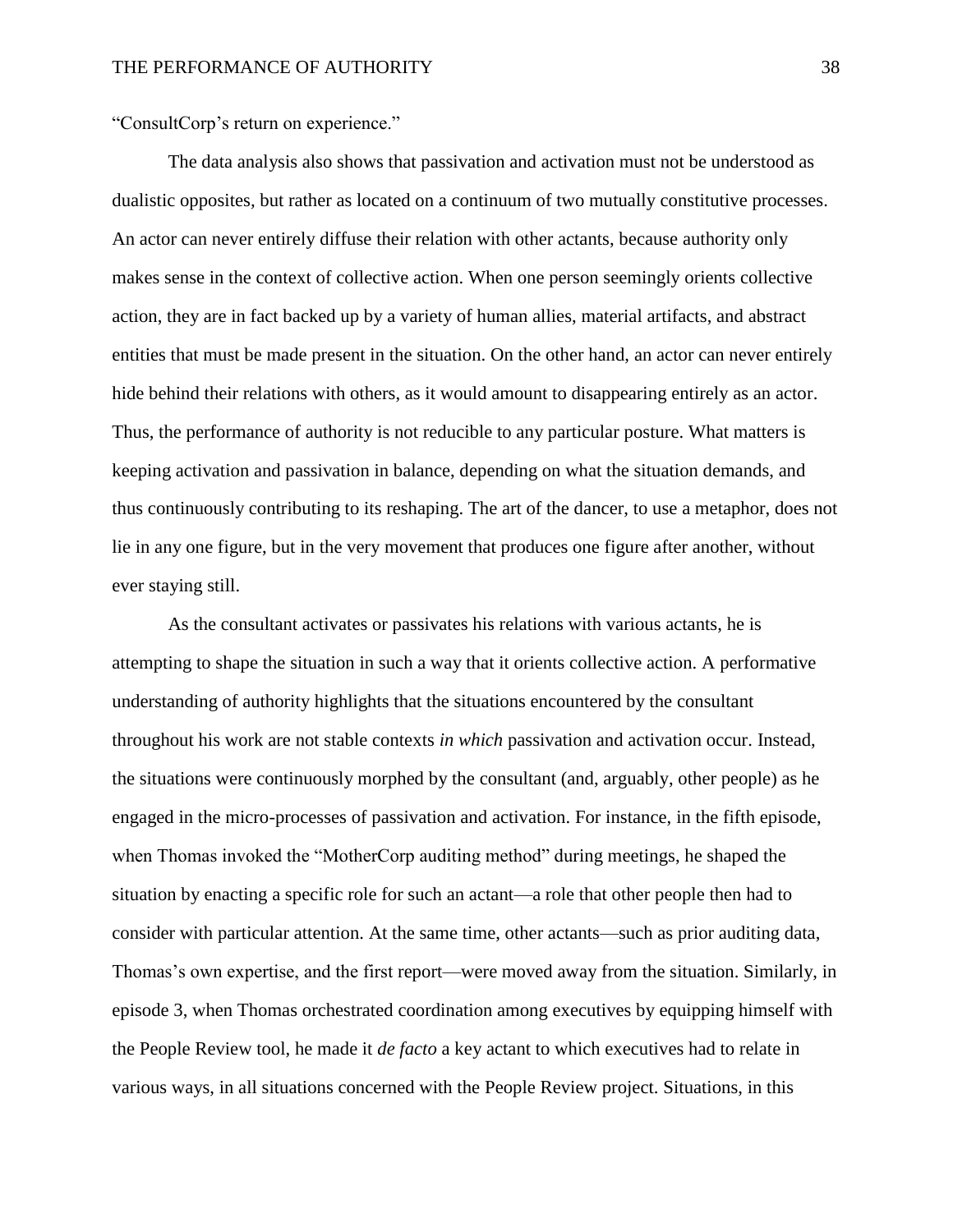"ConsultCorp's return on experience."

The data analysis also shows that passivation and activation must not be understood as dualistic opposites, but rather as located on a continuum of two mutually constitutive processes. An actor can never entirely diffuse their relation with other actants, because authority only makes sense in the context of collective action. When one person seemingly orients collective action, they are in fact backed up by a variety of human allies, material artifacts, and abstract entities that must be made present in the situation. On the other hand, an actor can never entirely hide behind their relations with others, as it would amount to disappearing entirely as an actor. Thus, the performance of authority is not reducible to any particular posture. What matters is keeping activation and passivation in balance, depending on what the situation demands, and thus continuously contributing to its reshaping. The art of the dancer, to use a metaphor, does not lie in any one figure, but in the very movement that produces one figure after another, without ever staying still.

As the consultant activates or passivates his relations with various actants, he is attempting to shape the situation in such a way that it orients collective action. A performative understanding of authority highlights that the situations encountered by the consultant throughout his work are not stable contexts *in which* passivation and activation occur. Instead, the situations were continuously morphed by the consultant (and, arguably, other people) as he engaged in the micro-processes of passivation and activation. For instance, in the fifth episode, when Thomas invoked the "MotherCorp auditing method" during meetings, he shaped the situation by enacting a specific role for such an actant—a role that other people then had to consider with particular attention. At the same time, other actants—such as prior auditing data, Thomas's own expertise, and the first report—were moved away from the situation. Similarly, in episode 3, when Thomas orchestrated coordination among executives by equipping himself with the People Review tool, he made it *de facto* a key actant to which executives had to relate in various ways, in all situations concerned with the People Review project. Situations, in this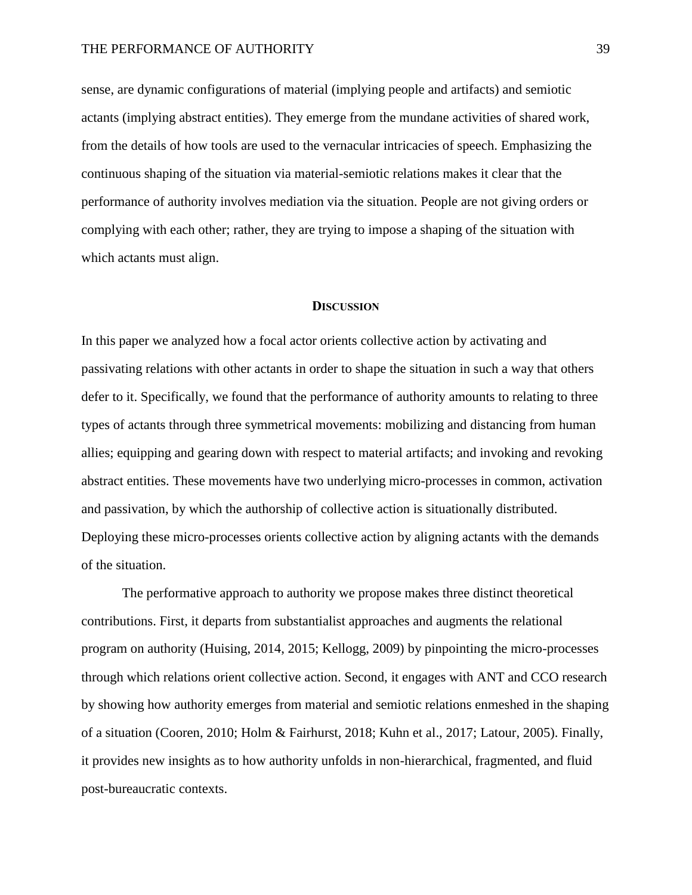sense, are dynamic configurations of material (implying people and artifacts) and semiotic actants (implying abstract entities). They emerge from the mundane activities of shared work, from the details of how tools are used to the vernacular intricacies of speech. Emphasizing the continuous shaping of the situation via material-semiotic relations makes it clear that the performance of authority involves mediation via the situation. People are not giving orders or complying with each other; rather, they are trying to impose a shaping of the situation with which actants must align.

## DISCUSSION

In this paper we analyzed how a focal actor orients collective action by activating and passivating relations with other actants in order to shape the situation in such a way that others defer to it. Specifically, we found that the performance of authority amounts to relating to three types of actants through three symmetrical movements: mobilizing and distancing from human allies; equipping and gearing down with respect to material artifacts; and invoking and revoking abstract entities. These movements have two underlying micro-processes in common, activation and passivation, by which the authorship of collective action is situationally distributed. Deploying these micro-processes orients collective action by aligning actants with the demands of the situation.

The performative approach to authority we propose makes three distinct theoretical contributions. First, it departs from substantialist approaches and augments the relational program on authority (Huising, 2014, 2015; Kellogg, 2009) by pinpointing the micro-processes through which relations orient collective action. Second, it engages with ANT and CCO research by showing how authority emerges from material and semiotic relations enmeshed in the shaping of a situation (Cooren, 2010; Holm & Fairhurst, 2018; Kuhn et al., 2017; Latour, 2005). Finally, it provides new insights as to how authority unfolds in non-hierarchical, fragmented, and fluid post-bureaucratic contexts.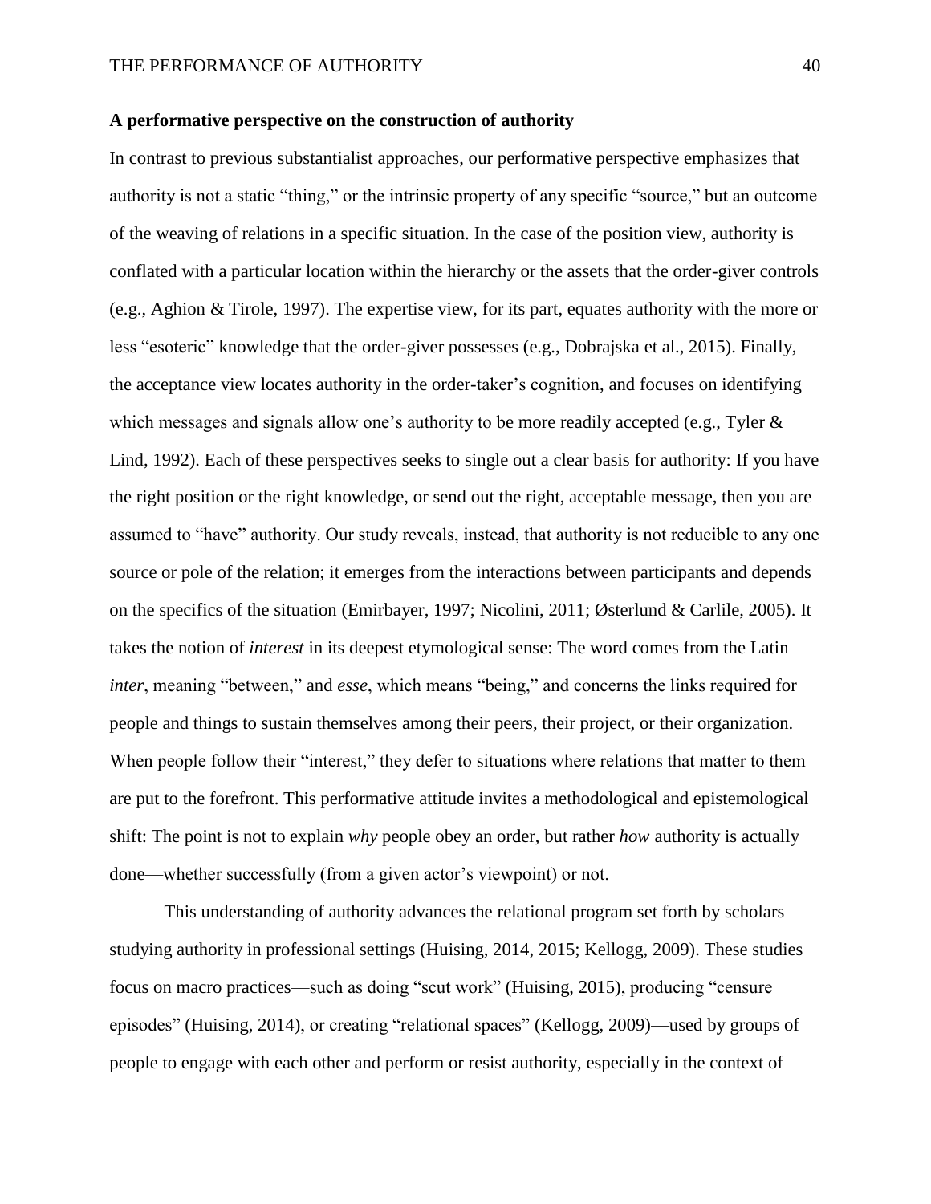**A performative perspective on the construction of authority**

In contrast to previous substantialist approaches, our performative perspective emphasizes that authority is not a static "thing," or the intrinsic property of any specific "source," but an outcome of the weaving of relations in a specific situation. In the case of the position view, authority is conflated with a particular location within the hierarchy or the assets that the order-giver controls (e.g., Aghion & Tirole, 1997). The expertise view, for its part, equates authority with the more or less "esoteric" knowledge that the order-giver possesses (e.g., Dobrajska et al., 2015). Finally, the acceptance view locates authority in the order-taker's cognition, and focuses on identifying which messages and signals allow one's authority to be more readily accepted (e.g., Tyler & Lind, 1992). Each of these perspectives seeks to single out a clear basis for authority: If you have the right position or the right knowledge, or send out the right, acceptable message, then you are assumed to "have" authority. Our study reveals, instead, that authority is not reducible to any one source or pole of the relation; it emerges from the interactions between participants and depends on the specifics of the situation (Emirbayer, 1997; Nicolini, 2011; Østerlund & Carlile, 2005). It takes the notion of *interest* in its deepest etymological sense: The word comes from the Latin *inter*, meaning "between," and *esse*, which means "being," and concerns the links required for people and things to sustain themselves among their peers, their project, or their organization. When people follow their "interest," they defer to situations where relations that matter to them are put to the forefront. This performative attitude invites a methodological and epistemological shift: The point is not to explain *why* people obey an order, but rather *how* authority is actually done—whether successfully (from a given actor's viewpoint) or not.

This understanding of authority advances the relational program set forth by scholars studying authority in professional settings (Huising, 2014, 2015; Kellogg, 2009). These studies focus on macro practices—such as doing "scut work" (Huising, 2015), producing "censure episodes" (Huising, 2014), or creating "relational spaces" (Kellogg, 2009)—used by groups of people to engage with each other and perform or resist authority, especially in the context of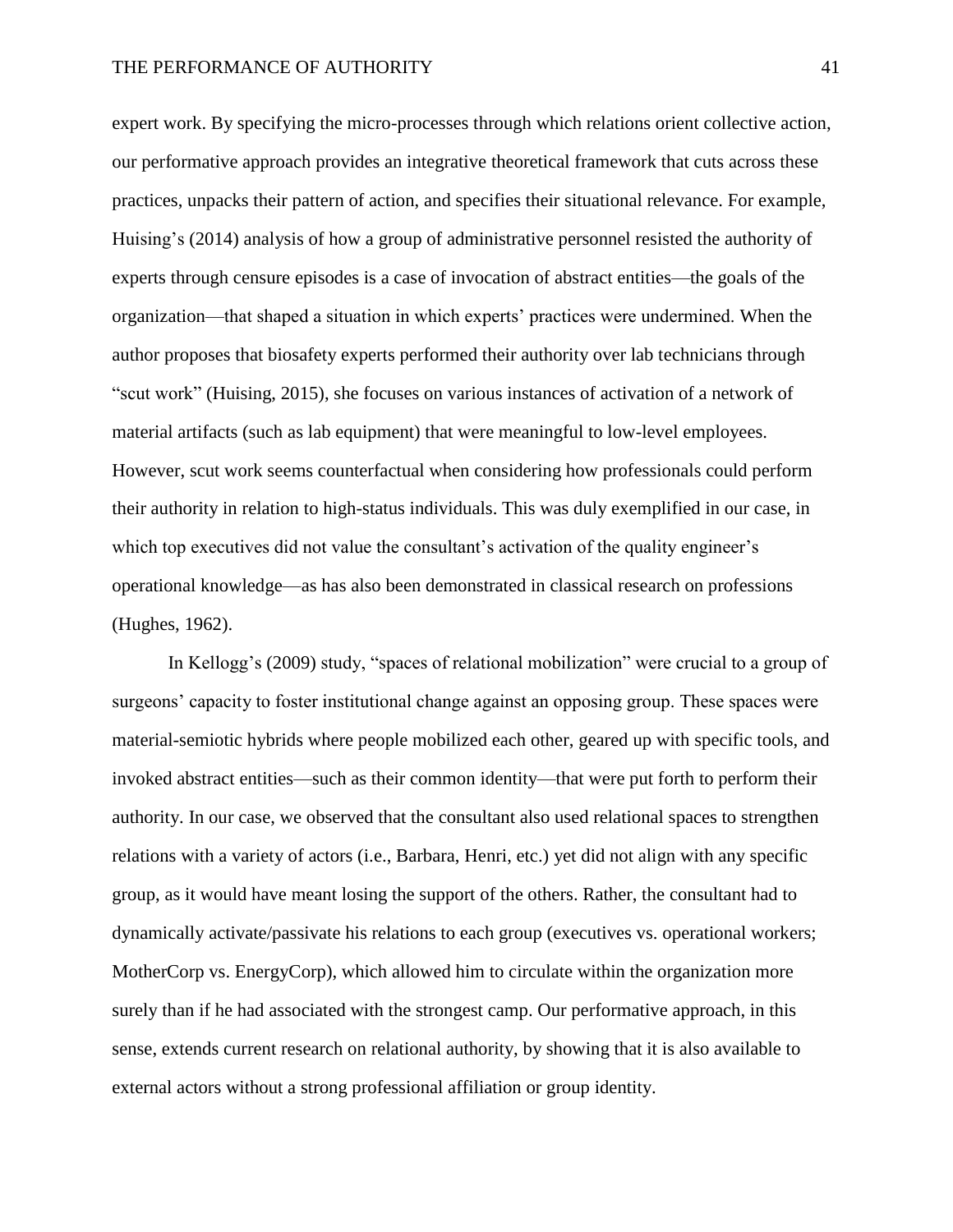expert work. By specifying the micro-processes through which relations orient collective action, our performative approach provides an integrative theoretical framework that cuts across these practices, unpacks their pattern of action, and specifies their situational relevance. For example, Huising's (2014) analysis of how a group of administrative personnel resisted the authority of experts through censure episodes is a case of invocation of abstract entities—the goals of the organization—that shaped a situation in which experts' practices were undermined. When the author proposes that biosafety experts performed their authority over lab technicians through "scut work" (Huising, 2015), she focuses on various instances of activation of a network of material artifacts (such as lab equipment) that were meaningful to low-level employees. However, scut work seems counterfactual when considering how professionals could perform their authority in relation to high-status individuals. This was duly exemplified in our case, in which top executives did not value the consultant's activation of the quality engineer's operational knowledge—as has also been demonstrated in classical research on professions (Hughes, 1962).

In Kellogg's (2009) study, "spaces of relational mobilization" were crucial to a group of surgeons' capacity to foster institutional change against an opposing group. These spaces were material-semiotic hybrids where people mobilized each other, geared up with specific tools, and invoked abstract entities—such as their common identity—that were put forth to perform their authority. In our case, we observed that the consultant also used relational spaces to strengthen relations with a variety of actors (i.e., Barbara, Henri, etc.) yet did not align with any specific group, as it would have meant losing the support of the others. Rather, the consultant had to dynamically activate/passivate his relations to each group (executives vs. operational workers; MotherCorp vs. EnergyCorp), which allowed him to circulate within the organization more surely than if he had associated with the strongest camp. Our performative approach, in this sense, extends current research on relational authority, by showing that it is also available to external actors without a strong professional affiliation or group identity.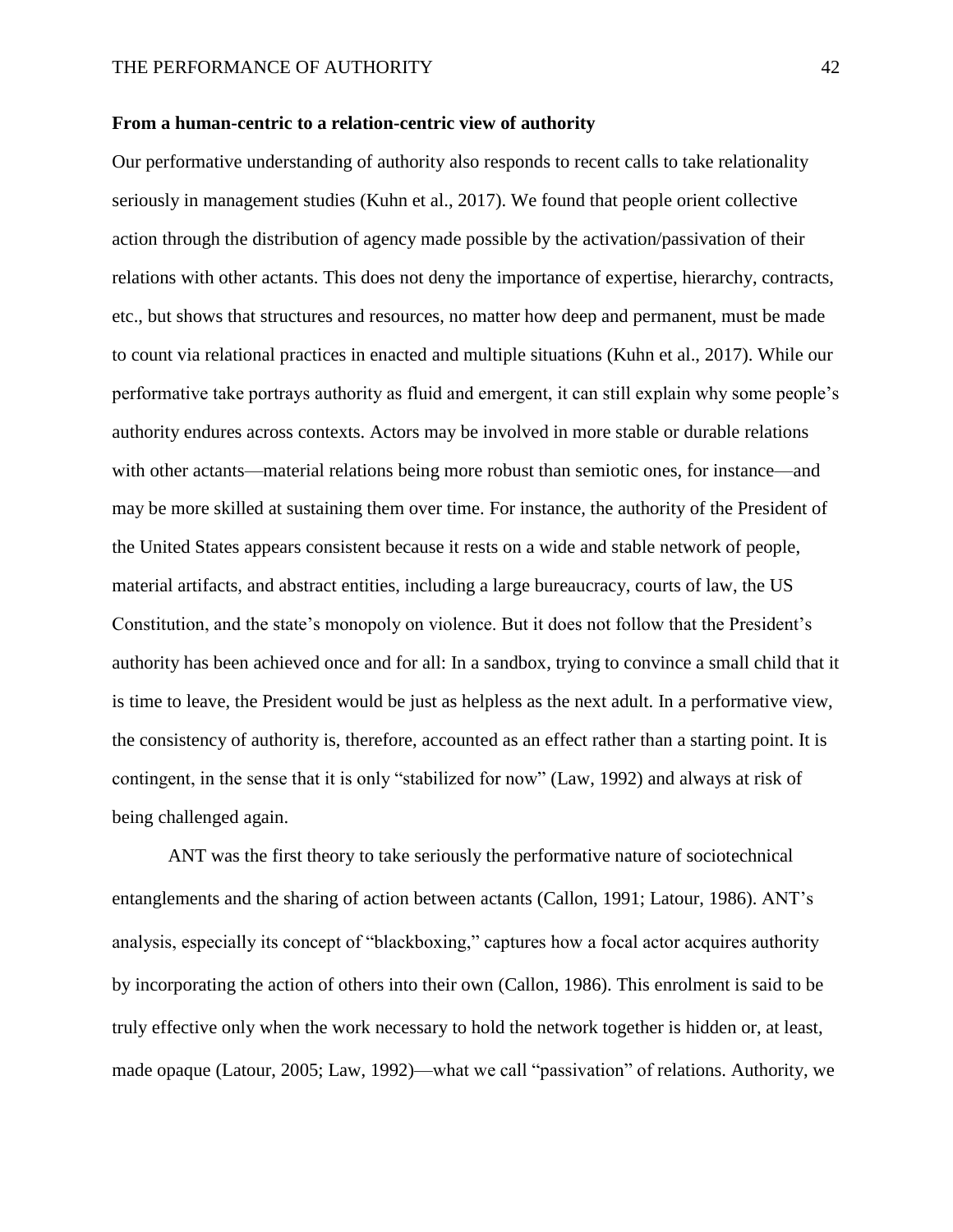**From a human-centric to a relation-centric view of authority**

Our performative understanding of authority also responds to recent calls to take relationality seriously in management studies (Kuhn et al., 2017). We found that people orient collective action through the distribution of agency made possible by the activation/passivation of their relations with other actants. This does not deny the importance of expertise, hierarchy, contracts, etc., but shows that structures and resources, no matter how deep and permanent, must be made to count via relational practices in enacted and multiple situations (Kuhn et al., 2017). While our performative take portrays authority as fluid and emergent, it can still explain why some people's authority endures across contexts. Actors may be involved in more stable or durable relations with other actants—material relations being more robust than semiotic ones, for instance—and may be more skilled at sustaining them over time. For instance, the authority of the President of the United States appears consistent because it rests on a wide and stable network of people, material artifacts, and abstract entities, including a large bureaucracy, courts of law, the US Constitution, and the state's monopoly on violence. But it does not follow that the President's authority has been achieved once and for all: In a sandbox, trying to convince a small child that it is time to leave, the President would be just as helpless as the next adult. In a performative view, the consistency of authority is, therefore, accounted as an effect rather than a starting point. It is contingent, in the sense that it is only "stabilized for now" (Law, 1992) and always at risk of being challenged again.

ANT was the first theory to take seriously the performative nature of sociotechnical entanglements and the sharing of action between actants (Callon, 1991; Latour, 1986). ANT's analysis, especially its concept of "blackboxing," captures how a focal actor acquires authority by incorporating the action of others into their own (Callon, 1986). This enrolment is said to be truly effective only when the work necessary to hold the network together is hidden or, at least, made opaque (Latour, 2005; Law, 1992)—what we call "passivation" of relations. Authority, we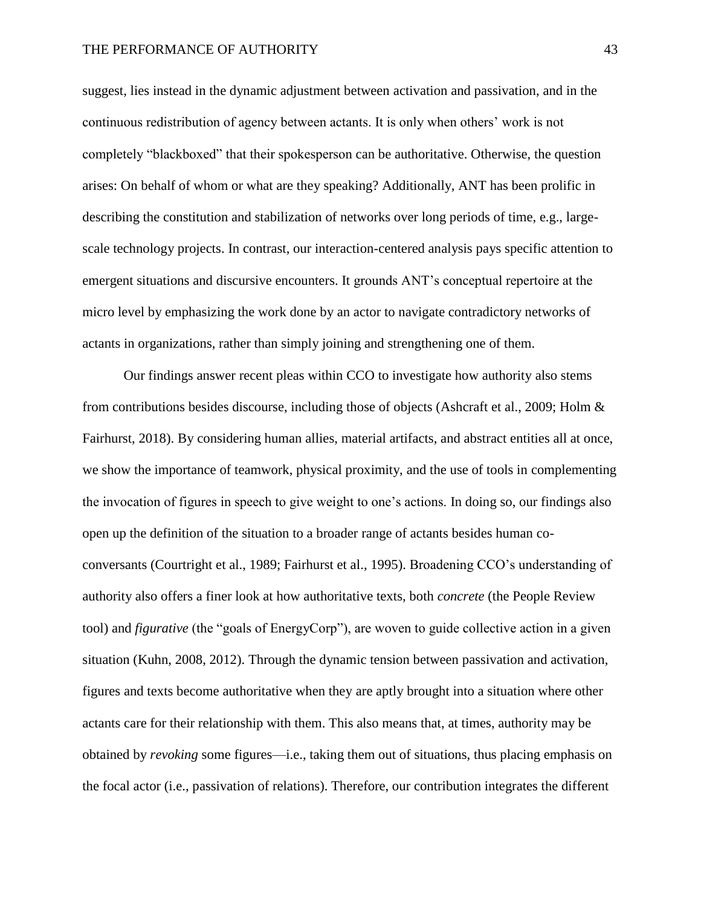suggest, lies instead in the dynamic adjustment between activation and passivation, and in the continuous redistribution of agency between actants. It is only when others' work is not completely "blackboxed" that their spokesperson can be authoritative. Otherwise, the question arises: On behalf of whom or what are they speaking? Additionally, ANT has been prolific in describing the constitution and stabilization of networks over long periods of time, e.g., large-scale technology projects. In contrast, our interaction-centered analysis pays specific attention to emergent situations and discursive encounters. It grounds ANT's conceptual repertoire at the micro level by emphasizing the work done by an actor to navigate contradictory networks of actants in organizations, rather than simply joining and strengthening one of them.

Our findings answer recent pleas within CCO to investigate how authority also stems from contributions besides discourse, including those of objects (Ashcraft et al., 2009; Holm & Fairhurst, 2018). By considering human allies, material artifacts, and abstract entities all at once, we show the importance of teamwork, physical proximity, and the use of tools in complementing the invocation of figures in speech to give weight to one's actions. In doing so, our findings also open up the definition of the situation to a broader range of actants besides human co-conversants (Courtright et al., 1989; Fairhurst et al., 1995). Broadening CCO's understanding of authority also offers a finer look at how authoritative texts, both *concrete* (the People Review tool) and *figurative* (the "goals of EnergyCorp"), are woven to guide collective action in a given situation (Kuhn, 2008, 2012). Through the dynamic tension between passivation and activation, figures and texts become authoritative when they are aptly brought into a situation where other actants care for their relationship with them. This also means that, at times, authority may be obtained by *revoking* some figures—i.e., taking them out of situations, thus placing emphasis on the focal actor (i.e., passivation of relations). Therefore, our contribution integrates the different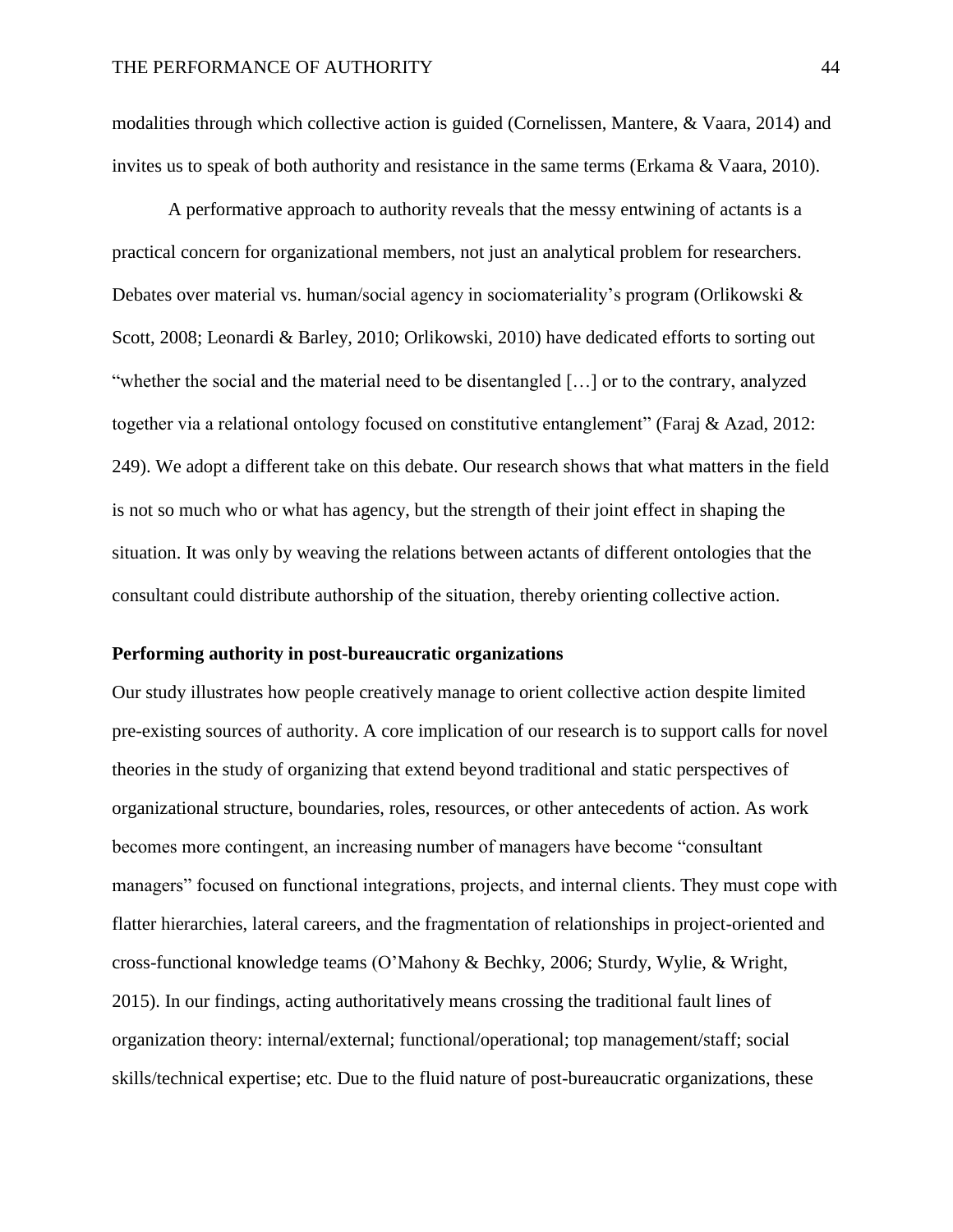modalities through which collective action is guided (Cornelissen, Mantere, & Vaara, 2014) and invites us to speak of both authority and resistance in the same terms (Erkama & Vaara, 2010).

A performative approach to authority reveals that the messy entwining of actants is a practical concern for organizational members, not just an analytical problem for researchers. Debates over material vs. human/social agency in sociomateriality's program (Orlikowski & Scott, 2008; Leonardi & Barley, 2010; Orlikowski, 2010) have dedicated efforts to sorting out "whether the social and the material need to be disentangled […] or to the contrary, analyzed together via a relational ontology focused on constitutive entanglement" (Faraj & Azad, 2012: 249). We adopt a different take on this debate. Our research shows that what matters in the field is not so much who or what has agency, but the strength of their joint effect in shaping the situation. It was only by weaving the relations between actants of different ontologies that the consultant could distribute authorship of the situation, thereby orienting collective action.

**Performing authority in post-bureaucratic organizations**

Our study illustrates how people creatively manage to orient collective action despite limited pre-existing sources of authority. A core implication of our research is to support calls for novel theories in the study of organizing that extend beyond traditional and static perspectives of organizational structure, boundaries, roles, resources, or other antecedents of action. As work becomes more contingent, an increasing number of managers have become "consultant managers" focused on functional integrations, projects, and internal clients. They must cope with flatter hierarchies, lateral careers, and the fragmentation of relationships in project-oriented and cross-functional knowledge teams (O'Mahony & Bechky, 2006; Sturdy, Wylie, & Wright, 2015). In our findings, acting authoritatively means crossing the traditional fault lines of organization theory: internal/external; functional/operational; top management/staff; social skills/technical expertise; etc. Due to the fluid nature of post-bureaucratic organizations, these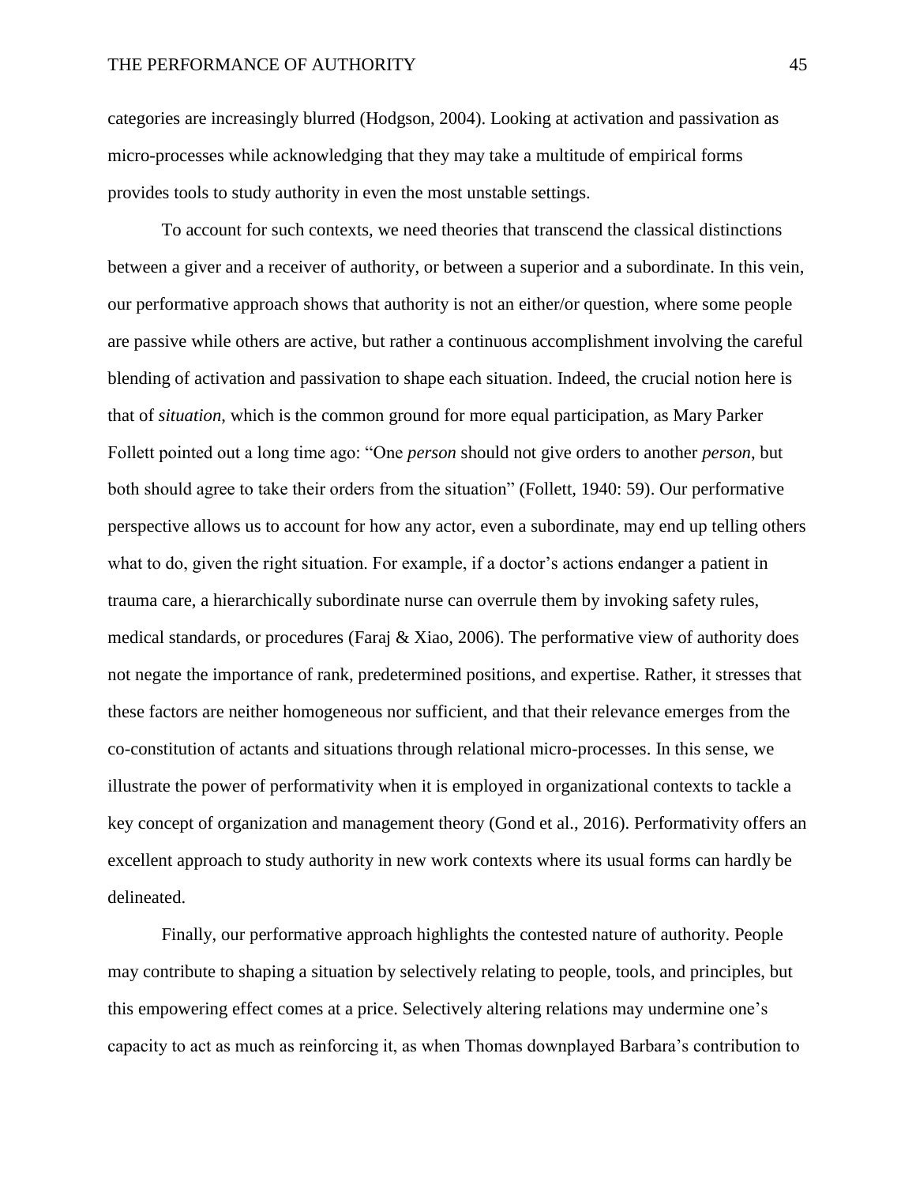categories are increasingly blurred (Hodgson, 2004). Looking at activation and passivation as micro-processes while acknowledging that they may take a multitude of empirical forms provides tools to study authority in even the most unstable settings.

To account for such contexts, we need theories that transcend the classical distinctions between a giver and a receiver of authority, or between a superior and a subordinate. In this vein, our performative approach shows that authority is not an either/or question, where some people are passive while others are active, but rather a continuous accomplishment involving the careful blending of activation and passivation to shape each situation. Indeed, the crucial notion here is that of *situation*, which is the common ground for more equal participation, as Mary Parker Follett pointed out a long time ago: "One *person* should not give orders to another *person*, but both should agree to take their orders from the situation" (Follett, 1940: 59). Our performative perspective allows us to account for how any actor, even a subordinate, may end up telling others what to do, given the right situation. For example, if a doctor's actions endanger a patient in trauma care, a hierarchically subordinate nurse can overrule them by invoking safety rules, medical standards, or procedures (Faraj & Xiao, 2006). The performative view of authority does not negate the importance of rank, predetermined positions, and expertise. Rather, it stresses that these factors are neither homogeneous nor sufficient, and that their relevance emerges from the co-constitution of actants and situations through relational micro-processes. In this sense, we illustrate the power of performativity when it is employed in organizational contexts to tackle a key concept of organization and management theory (Gond et al., 2016). Performativity offers an excellent approach to study authority in new work contexts where its usual forms can hardly be delineated.

Finally, our performative approach highlights the contested nature of authority. People may contribute to shaping a situation by selectively relating to people, tools, and principles, but this empowering effect comes at a price. Selectively altering relations may undermine one's capacity to act as much as reinforcing it, as when Thomas downplayed Barbara's contribution to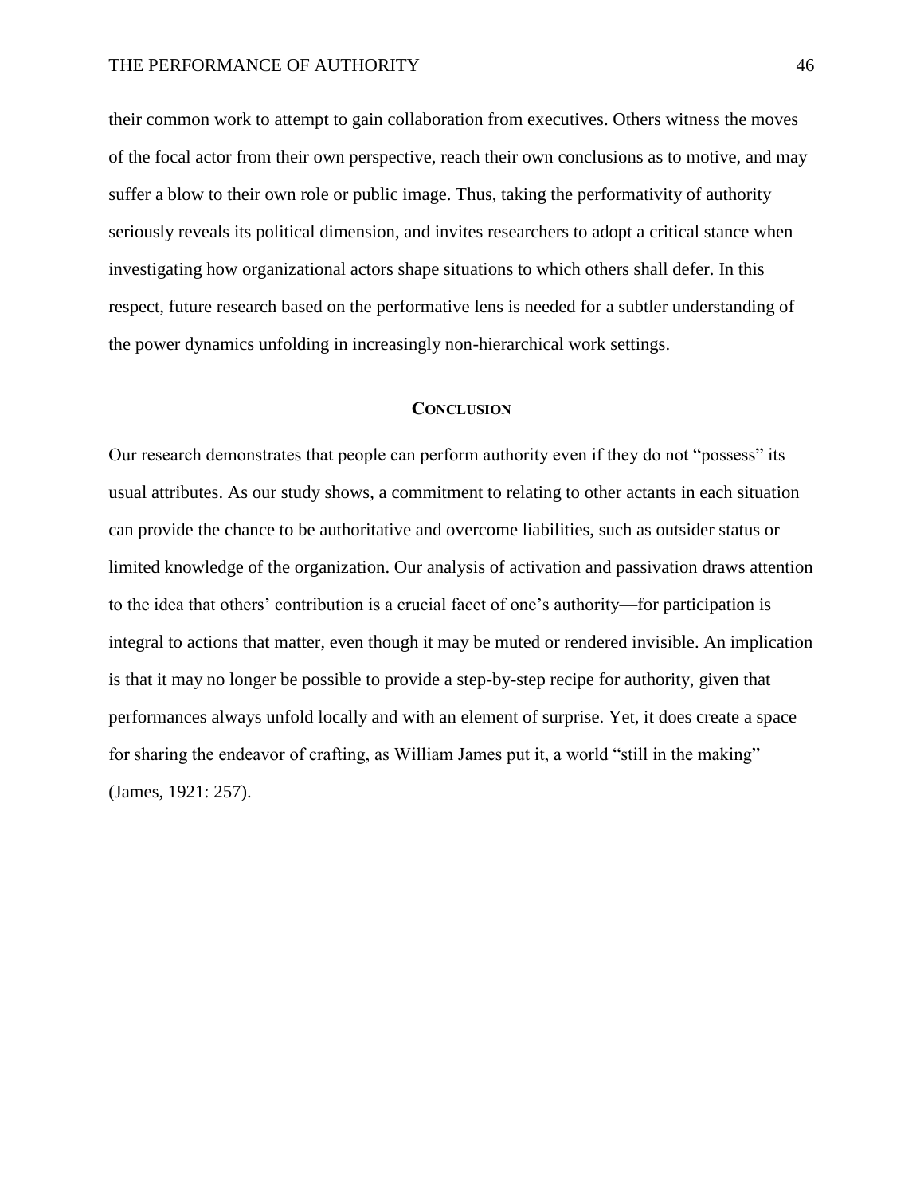their common work to attempt to gain collaboration from executives. Others witness the moves of the focal actor from their own perspective, reach their own conclusions as to motive, and may suffer a blow to their own role or public image. Thus, taking the performativity of authority seriously reveals its political dimension, and invites researchers to adopt a critical stance when investigating how organizational actors shape situations to which others shall defer. In this respect, future research based on the performative lens is needed for a subtler understanding of the power dynamics unfolding in increasingly non-hierarchical work settings.

## Conclusion

Our research demonstrates that people can perform authority even if they do not “possess” its usual attributes. As our study shows, a commitment to relating to other actants in each situation can provide the chance to be authoritative and overcome liabilities, such as outsider status or limited knowledge of the organization. Our analysis of activation and passivation draws attention to the idea that others’ contribution is a crucial facet of one’s authority—for participation is integral to actions that matter, even though it may be muted or rendered invisible. An implication is that it may no longer be possible to provide a step-by-step recipe for authority, given that performances always unfold locally and with an element of surprise. Yet, it does create a space for sharing the endeavor of crafting, as William James put it, a world “still in the making” (James, 1921: 257).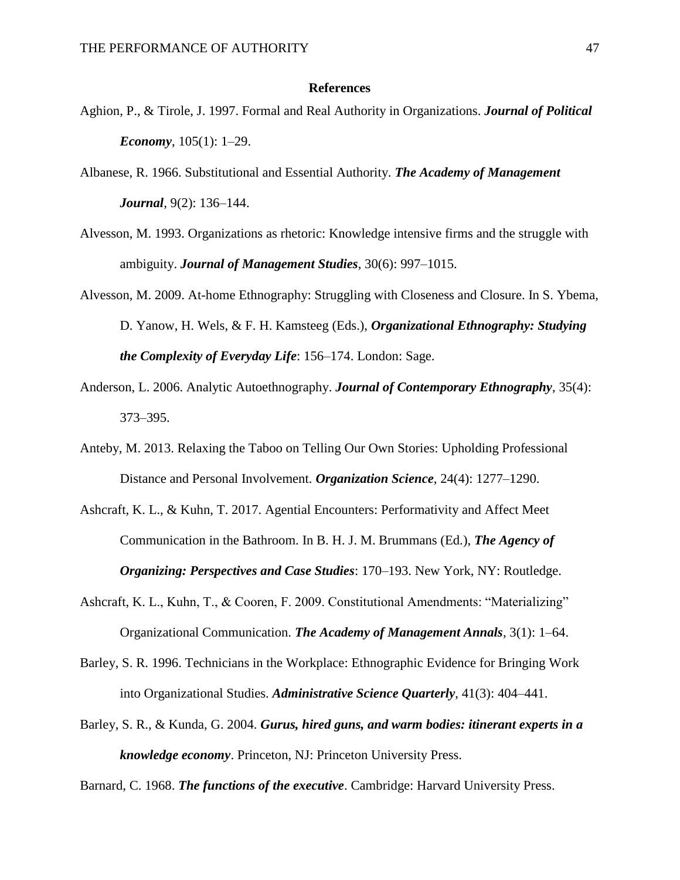## References

Aghion, P., & Tirole, J. 1997. Formal and Real Authority in Organizations. ***Journal of Political Economy***, 105(1): 1–29.

Albanese, R. 1966. Substitutional and Essential Authority. ***The Academy of Management Journal***, 9(2): 136–144.

Alvesson, M. 1993. Organizations as rhetoric: Knowledge intensive firms and the struggle with ambiguity. ***Journal of Management Studies***, 30(6): 997–1015.

Alvesson, M. 2009. At-home Ethnography: Struggling with Closeness and Closure. In S. Ybema, D. Yanow, H. Wels, & F. H. Kamsteeg (Eds.), ***Organizational Ethnography: Studying the Complexity of Everyday Life***: 156–174. London: Sage.

Anderson, L. 2006. Analytic Autoethnography. ***Journal of Contemporary Ethnography***, 35(4): 373–395.

Anteby, M. 2013. Relaxing the Taboo on Telling Our Own Stories: Upholding Professional Distance and Personal Involvement. ***Organization Science***, 24(4): 1277–1290.

Ashcraft, K. L., & Kuhn, T. 2017. Agential Encounters: Performativity and Affect Meet Communication in the Bathroom. In B. H. J. M. Brummans (Ed.), ***The Agency of Organizing: Perspectives and Case Studies***: 170–193. New York, NY: Routledge.

Ashcraft, K. L., Kuhn, T., & Cooren, F. 2009. Constitutional Amendments: "Materializing" Organizational Communication. ***The Academy of Management Annals***, 3(1): 1–64.

Barley, S. R. 1996. Technicians in the Workplace: Ethnographic Evidence for Bringing Work into Organizational Studies. ***Administrative Science Quarterly***, 41(3): 404–441.

Barley, S. R., & Kunda, G. 2004. ***Gurus, hired guns, and warm bodies: itinerant experts in a knowledge economy***. Princeton, NJ: Princeton University Press.

Barnard, C. 1968. ***The functions of the executive***. Cambridge: Harvard University Press.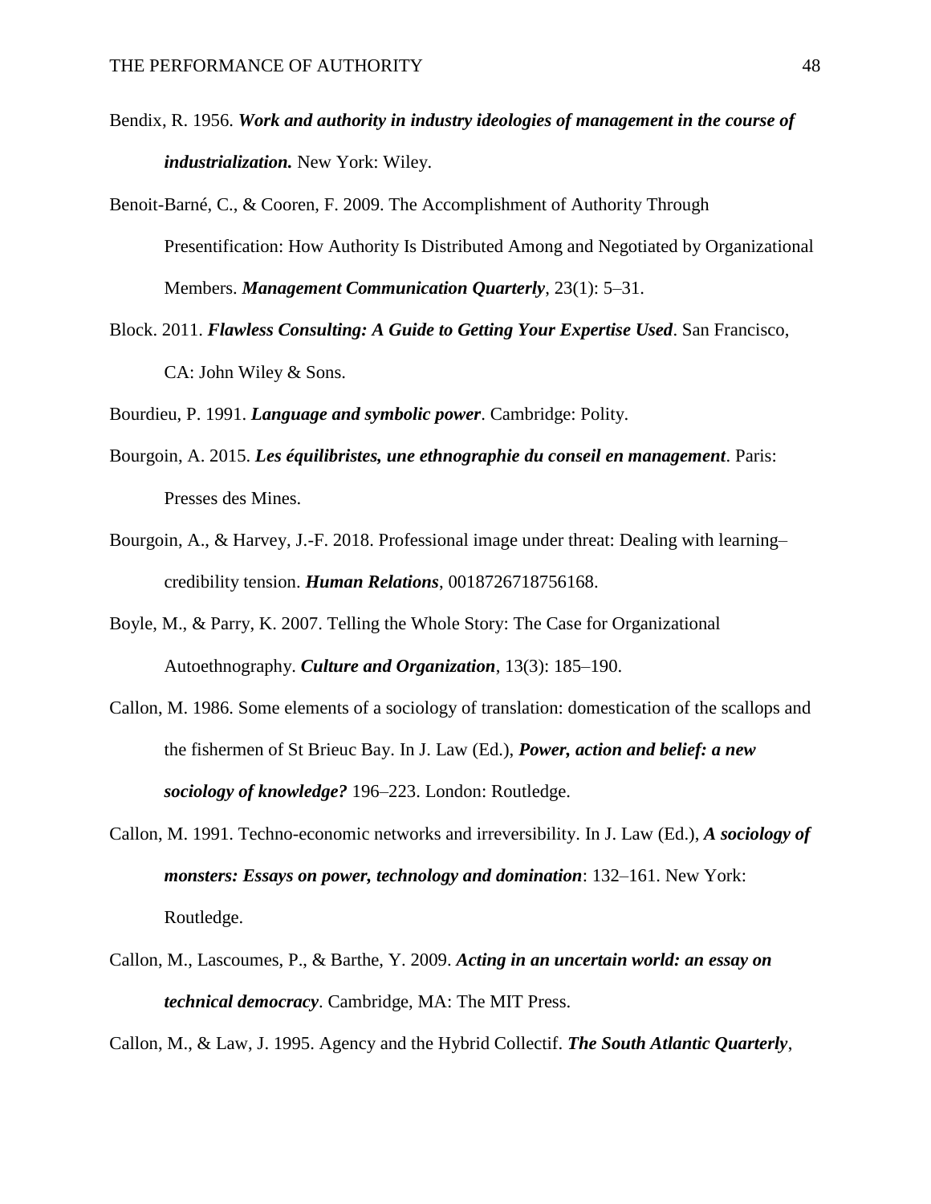Bendix, R. 1956. ***Work and authority in industry ideologies of management in the course of industrialization.*** New York: Wiley.

Benoit-Barné, C., & Cooren, F. 2009. The Accomplishment of Authority Through Presentification: How Authority Is Distributed Among and Negotiated by Organizational Members. ***Management Communication Quarterly***, 23(1): 5–31.

Block. 2011. ***Flawless Consulting: A Guide to Getting Your Expertise Used***. San Francisco, CA: John Wiley & Sons.

Bourdieu, P. 1991. ***Language and symbolic power***. Cambridge: Polity.

Bourgoin, A. 2015. ***Les équilibristes, une ethnographie du conseil en management***. Paris: Presses des Mines.

Bourgoin, A., & Harvey, J.-F. 2018. Professional image under threat: Dealing with learning–credibility tension. ***Human Relations***, 0018726718756168.

Boyle, M., & Parry, K. 2007. Telling the Whole Story: The Case for Organizational Autoethnography. ***Culture and Organization***, 13(3): 185–190.

Callon, M. 1986. Some elements of a sociology of translation: domestication of the scallops and the fishermen of St Brieuc Bay. In J. Law (Ed.), ***Power, action and belief: a new sociology of knowledge?*** 196–223. London: Routledge.

Callon, M. 1991. Techno-economic networks and irreversibility. In J. Law (Ed.), ***A sociology of monsters: Essays on power, technology and domination***: 132–161. New York: Routledge.

Callon, M., Lascoumes, P., & Barthe, Y. 2009. ***Acting in an uncertain world: an essay on technical democracy***. Cambridge, MA: The MIT Press.

Callon, M., & Law, J. 1995. Agency and the Hybrid Collectif. ***The South Atlantic Quarterly***,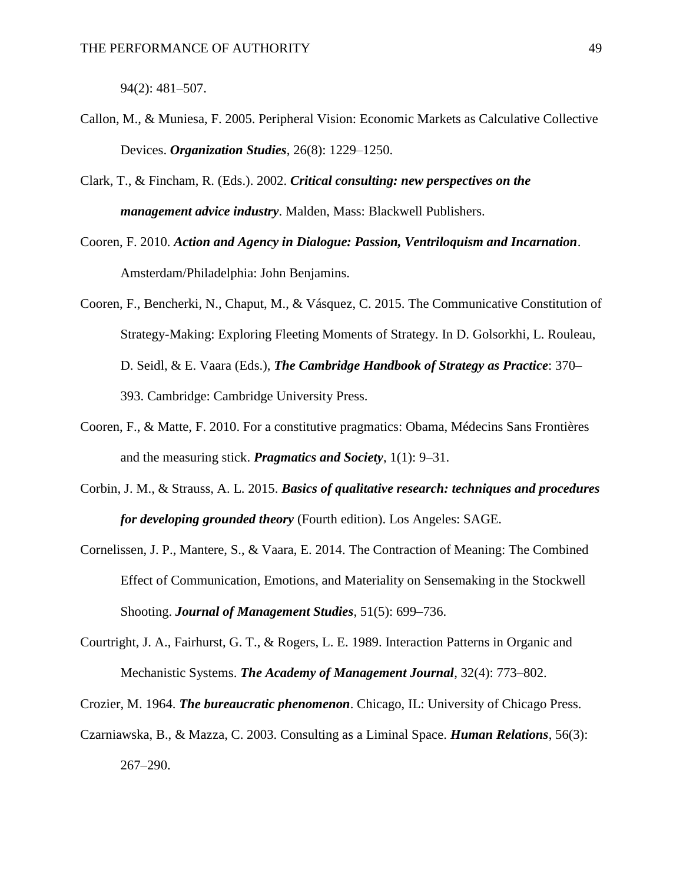94(2): 481–507.

Callon, M., & Muniesa, F. 2005. Peripheral Vision: Economic Markets as Calculative Collective Devices. ***Organization Studies***, 26(8): 1229–1250.

Clark, T., & Fincham, R. (Eds.). 2002. ***Critical consulting: new perspectives on the management advice industry***. Malden, Mass: Blackwell Publishers.

Cooren, F. 2010. ***Action and Agency in Dialogue: Passion, Ventriloquism and Incarnation***. Amsterdam/Philadelphia: John Benjamins.

Cooren, F., Bencherki, N., Chaput, M., & Vásquez, C. 2015. The Communicative Constitution of Strategy-Making: Exploring Fleeting Moments of Strategy. In D. Golsorkhi, L. Rouleau, D. Seidl, & E. Vaara (Eds.), ***The Cambridge Handbook of Strategy as Practice***: 370–393. Cambridge: Cambridge University Press.

Cooren, F., & Matte, F. 2010. For a constitutive pragmatics: Obama, Médecins Sans Frontières and the measuring stick. ***Pragmatics and Society***, 1(1): 9–31.

Corbin, J. M., & Strauss, A. L. 2015. ***Basics of qualitative research: techniques and procedures for developing grounded theory*** (Fourth edition). Los Angeles: SAGE.

Cornelissen, J. P., Mantere, S., & Vaara, E. 2014. The Contraction of Meaning: The Combined Effect of Communication, Emotions, and Materiality on Sensemaking in the Stockwell Shooting. ***Journal of Management Studies***, 51(5): 699–736.

Courtright, J. A., Fairhurst, G. T., & Rogers, L. E. 1989. Interaction Patterns in Organic and Mechanistic Systems. ***The Academy of Management Journal***, 32(4): 773–802.

Crozier, M. 1964. ***The bureaucratic phenomenon***. Chicago, IL: University of Chicago Press.

Czarniawska, B., & Mazza, C. 2003. Consulting as a Liminal Space. ***Human Relations***, 56(3): 267–290.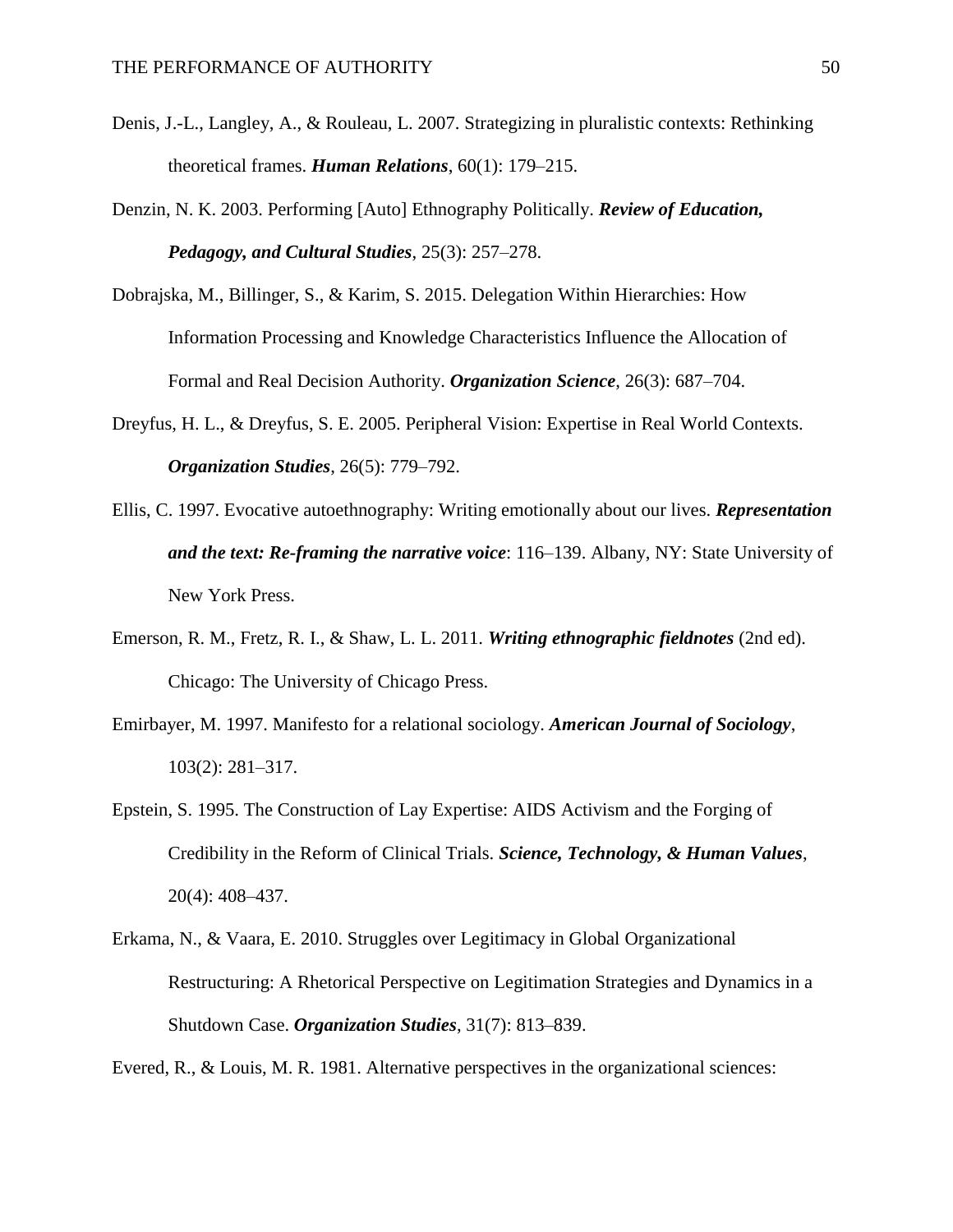Denis, J.-L., Langley, A., & Rouleau, L. 2007. Strategizing in pluralistic contexts: Rethinking theoretical frames. ***Human Relations***, 60(1): 179–215.

Denzin, N. K. 2003. Performing [Auto] Ethnography Politically. ***Review of Education, Pedagogy, and Cultural Studies***, 25(3): 257–278.

Dobrajska, M., Billinger, S., & Karim, S. 2015. Delegation Within Hierarchies: How Information Processing and Knowledge Characteristics Influence the Allocation of Formal and Real Decision Authority. ***Organization Science***, 26(3): 687–704.

Dreyfus, H. L., & Dreyfus, S. E. 2005. Peripheral Vision: Expertise in Real World Contexts. ***Organization Studies***, 26(5): 779–792.

Ellis, C. 1997. Evocative autoethnography: Writing emotionally about our lives. ***Representation and the text: Re-framing the narrative voice***: 116–139. Albany, NY: State University of New York Press.

Emerson, R. M., Fretz, R. I., & Shaw, L. L. 2011. ***Writing ethnographic fieldnotes*** (2nd ed). Chicago: The University of Chicago Press.

Emirbayer, M. 1997. Manifesto for a relational sociology. ***American Journal of Sociology***, 103(2): 281–317.

Epstein, S. 1995. The Construction of Lay Expertise: AIDS Activism and the Forging of Credibility in the Reform of Clinical Trials. ***Science, Technology, & Human Values***, 20(4): 408–437.

Erkama, N., & Vaara, E. 2010. Struggles over Legitimacy in Global Organizational Restructuring: A Rhetorical Perspective on Legitimation Strategies and Dynamics in a Shutdown Case. ***Organization Studies***, 31(7): 813–839.

Evered, R., & Louis, M. R. 1981. Alternative perspectives in the organizational sciences: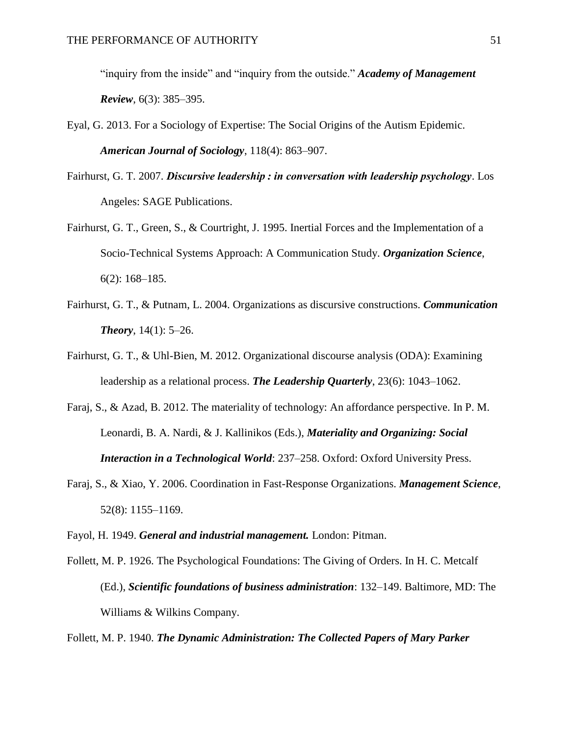"inquiry from the inside" and "inquiry from the outside." ***Academy of Management Review***, 6(3): 385–395.

Eyal, G. 2013. For a Sociology of Expertise: The Social Origins of the Autism Epidemic. ***American Journal of Sociology***, 118(4): 863–907.

Fairhurst, G. T. 2007. ***Discursive leadership : in conversation with leadership psychology***. Los Angeles: SAGE Publications.

Fairhurst, G. T., Green, S., & Courtright, J. 1995. Inertial Forces and the Implementation of a Socio-Technical Systems Approach: A Communication Study. ***Organization Science***, 6(2): 168–185.

Fairhurst, G. T., & Putnam, L. 2004. Organizations as discursive constructions. ***Communication Theory***, 14(1): 5–26.

Fairhurst, G. T., & Uhl-Bien, M. 2012. Organizational discourse analysis (ODA): Examining leadership as a relational process. ***The Leadership Quarterly***, 23(6): 1043–1062.

Faraj, S., & Azad, B. 2012. The materiality of technology: An affordance perspective. In P. M. Leonardi, B. A. Nardi, & J. Kallinikos (Eds.), ***Materiality and Organizing: Social Interaction in a Technological World***: 237–258. Oxford: Oxford University Press.

Faraj, S., & Xiao, Y. 2006. Coordination in Fast-Response Organizations. ***Management Science***, 52(8): 1155–1169.

Fayol, H. 1949. ***General and industrial management.*** London: Pitman.

Follett, M. P. 1926. The Psychological Foundations: The Giving of Orders. In H. C. Metcalf (Ed.), ***Scientific foundations of business administration***: 132–149. Baltimore, MD: The Williams & Wilkins Company.

Follett, M. P. 1940. ***The Dynamic Administration: The Collected Papers of Mary Parker***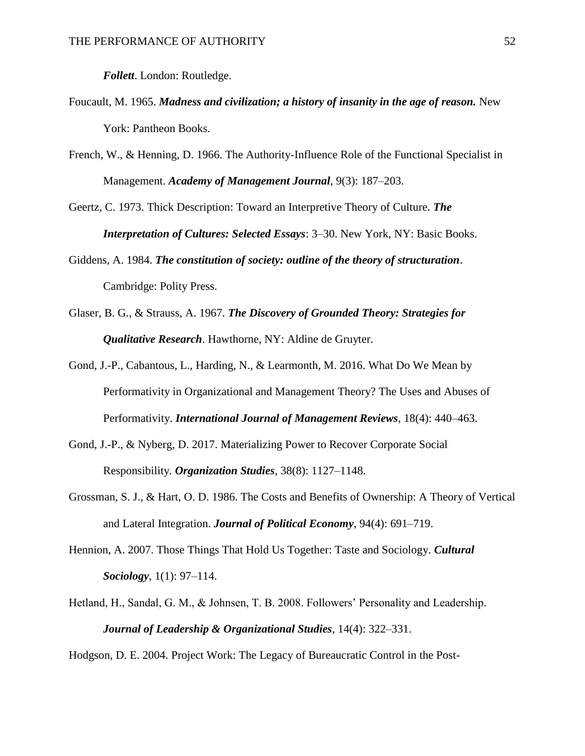***Follett***. London: Routledge.

Foucault, M. 1965. ***Madness and civilization; a history of insanity in the age of reason.*** New York: Pantheon Books.

French, W., & Henning, D. 1966. The Authority-Influence Role of the Functional Specialist in Management. ***Academy of Management Journal***, 9(3): 187–203.

Geertz, C. 1973. Thick Description: Toward an Interpretive Theory of Culture. ***The Interpretation of Cultures: Selected Essays***: 3–30. New York, NY: Basic Books.

Giddens, A. 1984. ***The constitution of society: outline of the theory of structuration***. Cambridge: Polity Press.

Glaser, B. G., & Strauss, A. 1967. ***The Discovery of Grounded Theory: Strategies for Qualitative Research***. Hawthorne, NY: Aldine de Gruyter.

Gond, J.-P., Cabantous, L., Harding, N., & Learmonth, M. 2016. What Do We Mean by Performativity in Organizational and Management Theory? The Uses and Abuses of Performativity. ***International Journal of Management Reviews***, 18(4): 440–463.

Gond, J.-P., & Nyberg, D. 2017. Materializing Power to Recover Corporate Social Responsibility. ***Organization Studies***, 38(8): 1127–1148.

Grossman, S. J., & Hart, O. D. 1986. The Costs and Benefits of Ownership: A Theory of Vertical and Lateral Integration. ***Journal of Political Economy***, 94(4): 691–719.

Hennion, A. 2007. Those Things That Hold Us Together: Taste and Sociology. ***Cultural Sociology***, 1(1): 97–114.

Hetland, H., Sandal, G. M., & Johnsen, T. B. 2008. Followers' Personality and Leadership. ***Journal of Leadership & Organizational Studies***, 14(4): 322–331.

Hodgson, D. E. 2004. Project Work: The Legacy of Bureaucratic Control in the Post-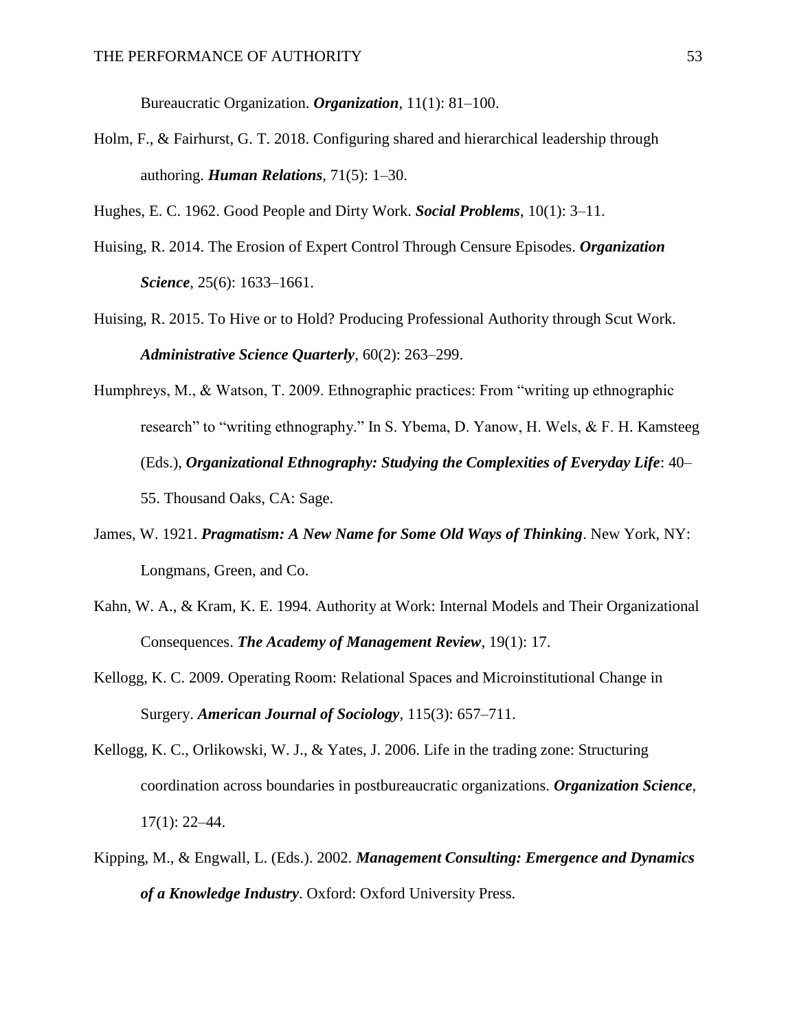Bureaucratic Organization. ***Organization***, 11(1): 81–100.

Holm, F., & Fairhurst, G. T. 2018. Configuring shared and hierarchical leadership through authoring. ***Human Relations***, 71(5): 1–30.

Hughes, E. C. 1962. Good People and Dirty Work. ***Social Problems***, 10(1): 3–11.

Huising, R. 2014. The Erosion of Expert Control Through Censure Episodes. ***Organization Science***, 25(6): 1633–1661.

Huising, R. 2015. To Hive or to Hold? Producing Professional Authority through Scut Work. ***Administrative Science Quarterly***, 60(2): 263–299.

Humphreys, M., & Watson, T. 2009. Ethnographic practices: From "writing up ethnographic research" to "writing ethnography." In S. Ybema, D. Yanow, H. Wels, & F. H. Kamsteeg (Eds.), ***Organizational Ethnography: Studying the Complexities of Everyday Life***: 40–55. Thousand Oaks, CA: Sage.

James, W. 1921. ***Pragmatism: A New Name for Some Old Ways of Thinking***. New York, NY: Longmans, Green, and Co.

Kahn, W. A., & Kram, K. E. 1994. Authority at Work: Internal Models and Their Organizational Consequences. ***The Academy of Management Review***, 19(1): 17.

Kellogg, K. C. 2009. Operating Room: Relational Spaces and Microinstitutional Change in Surgery. ***American Journal of Sociology***, 115(3): 657–711.

Kellogg, K. C., Orlikowski, W. J., & Yates, J. 2006. Life in the trading zone: Structuring coordination across boundaries in postbureaucratic organizations. ***Organization Science***, 17(1): 22–44.

Kipping, M., & Engwall, L. (Eds.). 2002. ***Management Consulting: Emergence and Dynamics of a Knowledge Industry***. Oxford: Oxford University Press.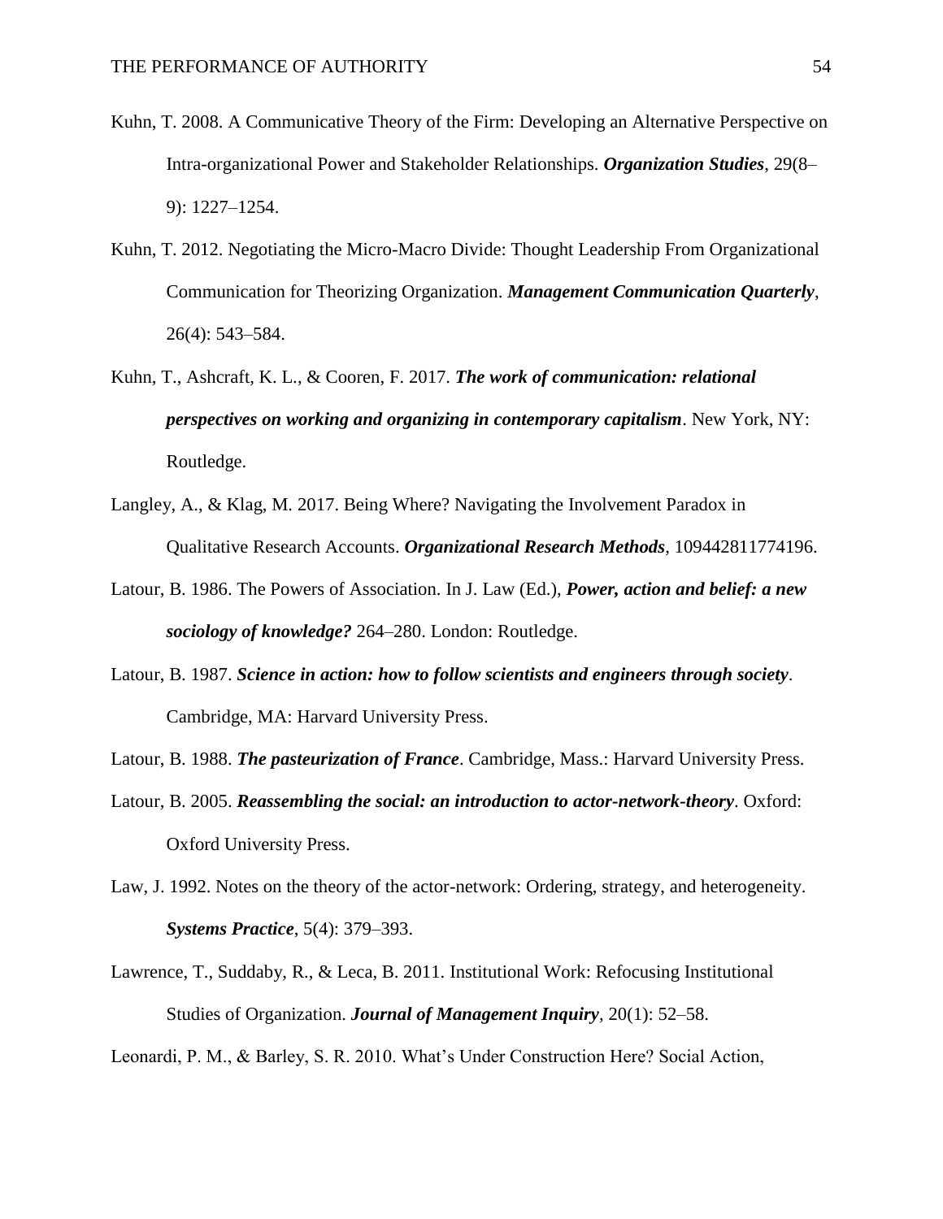Kuhn, T. 2008. A Communicative Theory of the Firm: Developing an Alternative Perspective on Intra-organizational Power and Stakeholder Relationships. ***Organization Studies***, 29(8–9): 1227–1254.

Kuhn, T. 2012. Negotiating the Micro-Macro Divide: Thought Leadership From Organizational Communication for Theorizing Organization. ***Management Communication Quarterly***, 26(4): 543–584.

Kuhn, T., Ashcraft, K. L., & Cooren, F. 2017. ***The work of communication: relational perspectives on working and organizing in contemporary capitalism***. New York, NY: Routledge.

Langley, A., & Klag, M. 2017. Being Where? Navigating the Involvement Paradox in Qualitative Research Accounts. ***Organizational Research Methods***, 109442811774196.

Latour, B. 1986. The Powers of Association. In J. Law (Ed.), ***Power, action and belief: a new sociology of knowledge?*** 264–280. London: Routledge.

Latour, B. 1987. ***Science in action: how to follow scientists and engineers through society***. Cambridge, MA: Harvard University Press.

Latour, B. 1988. ***The pasteurization of France***. Cambridge, Mass.: Harvard University Press.

Latour, B. 2005. ***Reassembling the social: an introduction to actor-network-theory***. Oxford: Oxford University Press.

Law, J. 1992. Notes on the theory of the actor-network: Ordering, strategy, and heterogeneity. ***Systems Practice***, 5(4): 379–393.

Lawrence, T., Suddaby, R., & Leca, B. 2011. Institutional Work: Refocusing Institutional Studies of Organization. ***Journal of Management Inquiry***, 20(1): 52–58.

Leonardi, P. M., & Barley, S. R. 2010. What's Under Construction Here? Social Action,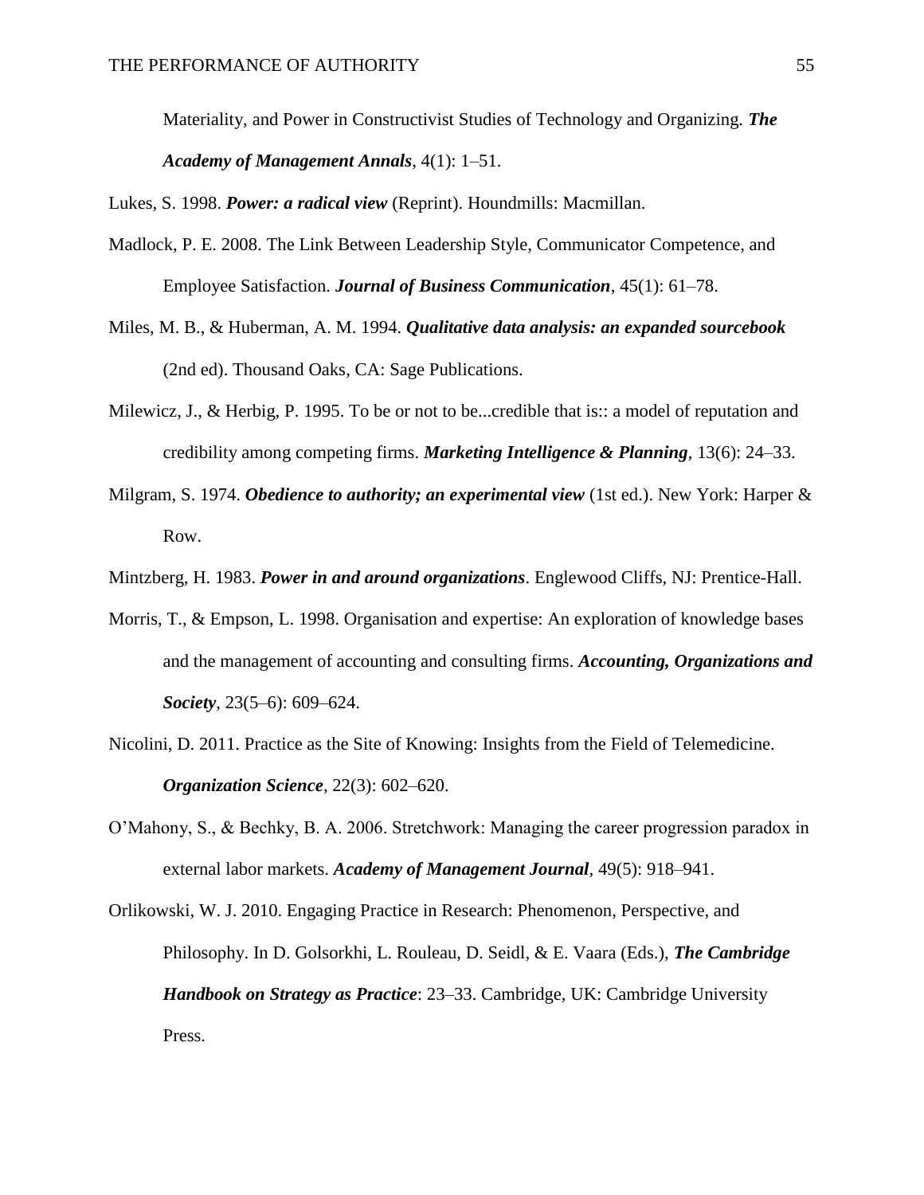Materiality, and Power in Constructivist Studies of Technology and Organizing. ***The Academy of Management Annals***, 4(1): 1–51.

Lukes, S. 1998. ***Power: a radical view*** (Reprint). Houndmills: Macmillan.

Madlock, P. E. 2008. The Link Between Leadership Style, Communicator Competence, and Employee Satisfaction. ***Journal of Business Communication***, 45(1): 61–78.

Miles, M. B., & Huberman, A. M. 1994. ***Qualitative data analysis: an expanded sourcebook*** (2nd ed). Thousand Oaks, CA: Sage Publications.

Milewicz, J., & Herbig, P. 1995. To be or not to be...credible that is:: a model of reputation and credibility among competing firms. ***Marketing Intelligence & Planning***, 13(6): 24–33.

Milgram, S. 1974. ***Obedience to authority; an experimental view*** (1st ed.). New York: Harper & Row.

Mintzberg, H. 1983. ***Power in and around organizations***. Englewood Cliffs, NJ: Prentice-Hall.

Morris, T., & Empson, L. 1998. Organisation and expertise: An exploration of knowledge bases and the management of accounting and consulting firms. ***Accounting, Organizations and Society***, 23(5–6): 609–624.

Nicolini, D. 2011. Practice as the Site of Knowing: Insights from the Field of Telemedicine. ***Organization Science***, 22(3): 602–620.

O'Mahony, S., & Bechky, B. A. 2006. Stretchwork: Managing the career progression paradox in external labor markets. ***Academy of Management Journal***, 49(5): 918–941.

Orlikowski, W. J. 2010. Engaging Practice in Research: Phenomenon, Perspective, and Philosophy. In D. Golsorkhi, L. Rouleau, D. Seidl, & E. Vaara (Eds.), ***The Cambridge Handbook on Strategy as Practice***: 23–33. Cambridge, UK: Cambridge University Press.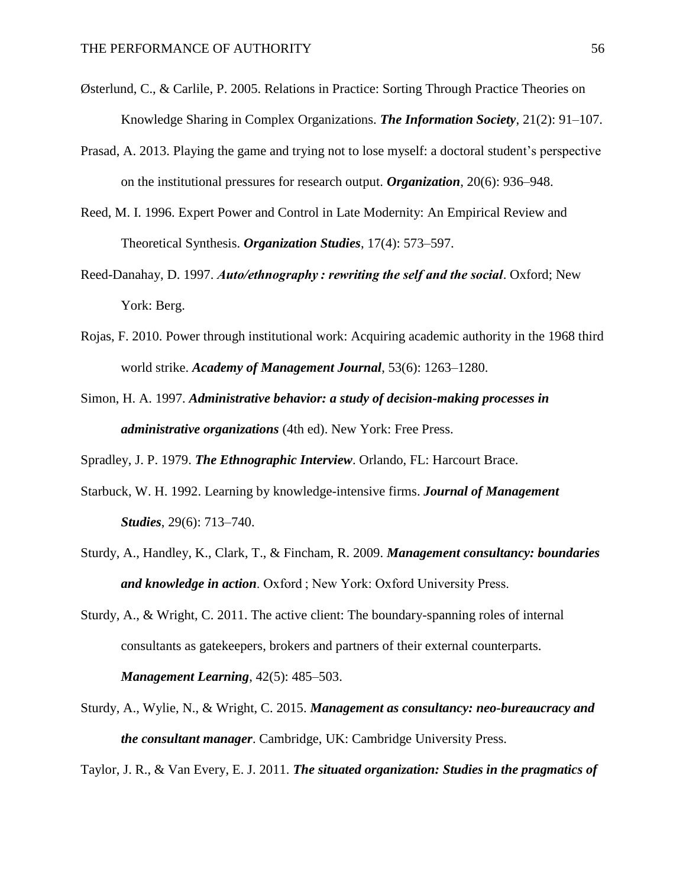Østerlund, C., & Carlile, P. 2005. Relations in Practice: Sorting Through Practice Theories on Knowledge Sharing in Complex Organizations. ***The Information Society***, 21(2): 91–107.

Prasad, A. 2013. Playing the game and trying not to lose myself: a doctoral student's perspective on the institutional pressures for research output. ***Organization***, 20(6): 936–948.

Reed, M. I. 1996. Expert Power and Control in Late Modernity: An Empirical Review and Theoretical Synthesis. ***Organization Studies***, 17(4): 573–597.

Reed-Danahay, D. 1997. ***Auto/ethnography : rewriting the self and the social***. Oxford; New York: Berg.

Rojas, F. 2010. Power through institutional work: Acquiring academic authority in the 1968 third world strike. ***Academy of Management Journal***, 53(6): 1263–1280.

Simon, H. A. 1997. ***Administrative behavior: a study of decision-making processes in administrative organizations*** (4th ed). New York: Free Press.

Spradley, J. P. 1979. ***The Ethnographic Interview***. Orlando, FL: Harcourt Brace.

Starbuck, W. H. 1992. Learning by knowledge-intensive firms. ***Journal of Management Studies***, 29(6): 713–740.

Sturdy, A., Handley, K., Clark, T., & Fincham, R. 2009. ***Management consultancy: boundaries and knowledge in action***. Oxford ; New York: Oxford University Press.

Sturdy, A., & Wright, C. 2011. The active client: The boundary-spanning roles of internal consultants as gatekeepers, brokers and partners of their external counterparts. ***Management Learning***, 42(5): 485–503.

Sturdy, A., Wylie, N., & Wright, C. 2015. ***Management as consultancy: neo-bureaucracy and the consultant manager***. Cambridge, UK: Cambridge University Press.

Taylor, J. R., & Van Every, E. J. 2011. ***The situated organization: Studies in the pragmatics of***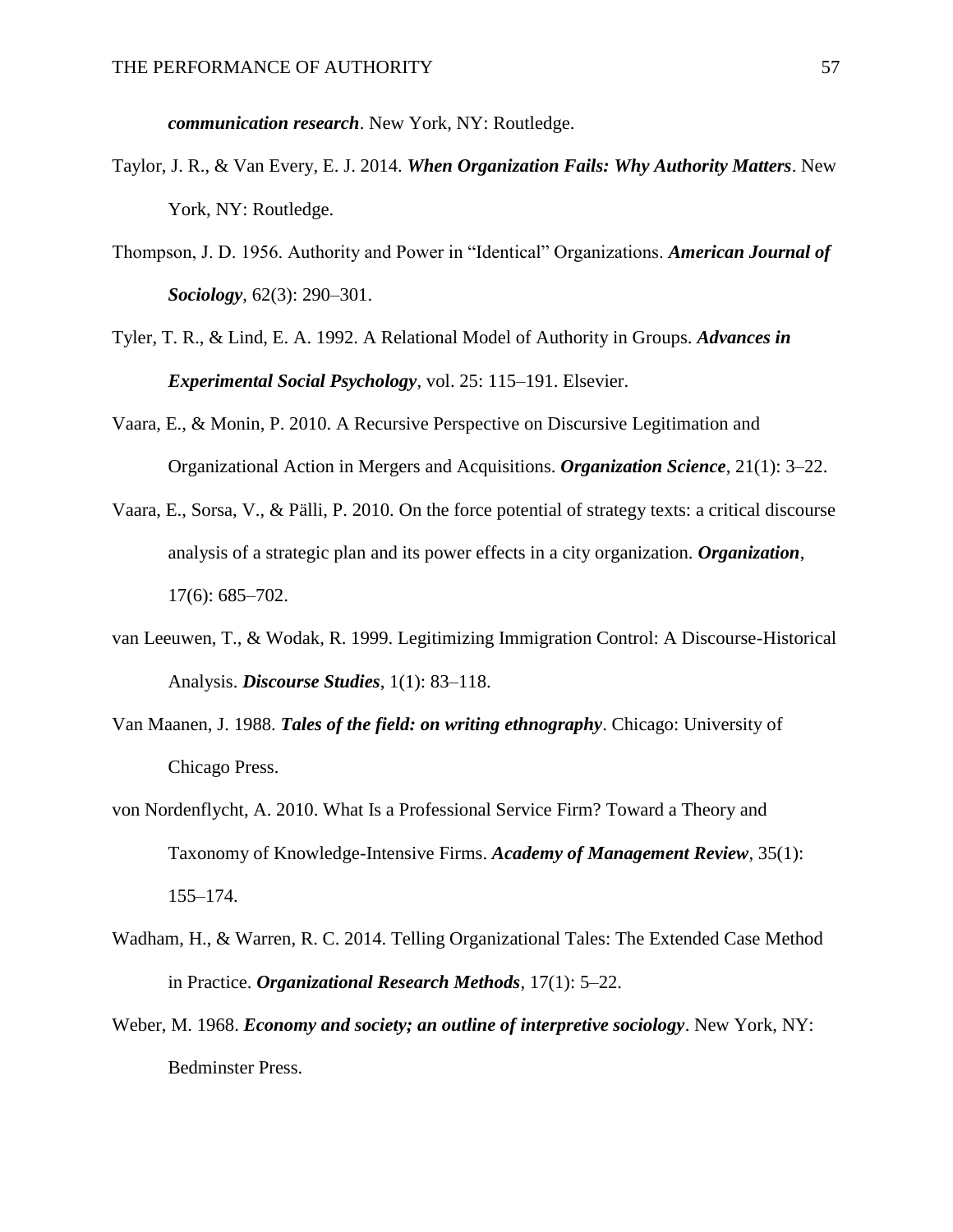***communication research***. New York, NY: Routledge.

Taylor, J. R., & Van Every, E. J. 2014. ***When Organization Fails: Why Authority Matters***. New York, NY: Routledge.

Thompson, J. D. 1956. Authority and Power in "Identical" Organizations. ***American Journal of Sociology***, 62(3): 290–301.

Tyler, T. R., & Lind, E. A. 1992. A Relational Model of Authority in Groups. ***Advances in Experimental Social Psychology***, vol. 25: 115–191. Elsevier.

Vaara, E., & Monin, P. 2010. A Recursive Perspective on Discursive Legitimation and Organizational Action in Mergers and Acquisitions. ***Organization Science***, 21(1): 3–22.

Vaara, E., Sorsa, V., & Pälli, P. 2010. On the force potential of strategy texts: a critical discourse analysis of a strategic plan and its power effects in a city organization. ***Organization***, 17(6): 685–702.

van Leeuwen, T., & Wodak, R. 1999. Legitimizing Immigration Control: A Discourse-Historical Analysis. ***Discourse Studies***, 1(1): 83–118.

Van Maanen, J. 1988. ***Tales of the field: on writing ethnography***. Chicago: University of Chicago Press.

von Nordenflycht, A. 2010. What Is a Professional Service Firm? Toward a Theory and Taxonomy of Knowledge-Intensive Firms. ***Academy of Management Review***, 35(1): 155–174.

Wadham, H., & Warren, R. C. 2014. Telling Organizational Tales: The Extended Case Method in Practice. ***Organizational Research Methods***, 17(1): 5–22.

Weber, M. 1968. ***Economy and society; an outline of interpretive sociology***. New York, NY: Bedminster Press.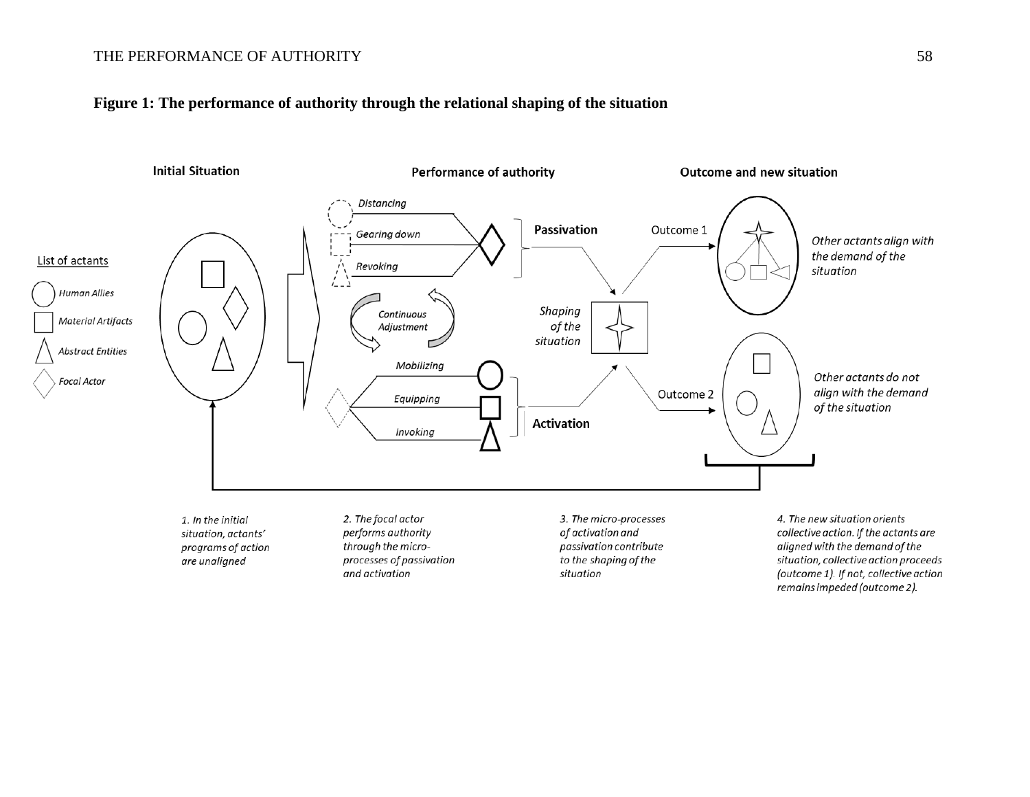**Figure 1: The performance of authority through the relational shaping of the situation**

**Initial Situation**

**Performance of authority**

**Outcome and new situation**

List of actants

*Human Allies*

*Material Artifacts*

*Abstract Entities*

*Focal Actor*

*Distancing*

*Gearing down*

*Revoking*

**Passivation**

*Continuous Adjustment*

*Mobilizing*

*Equipping*

*Invoking*

**Activation**

*Shaping of the situation*

Outcome 1

*Other actants align with the demand of the situation*

Outcome 2

*Other actants do not align with the demand of the situation*

*1. In the initial situation, actants' programs of action are unaligned*

*2. The focal actor performs authority through the micro-processes of passivation and activation*

*3. The micro-processes of activation and passivation contribute to the shaping of the situation*

*4. The new situation orients collective action. If the actants are aligned with the demand of the situation, collective action proceeds (outcome 1). If not, collective action remains impeded (outcome 2).*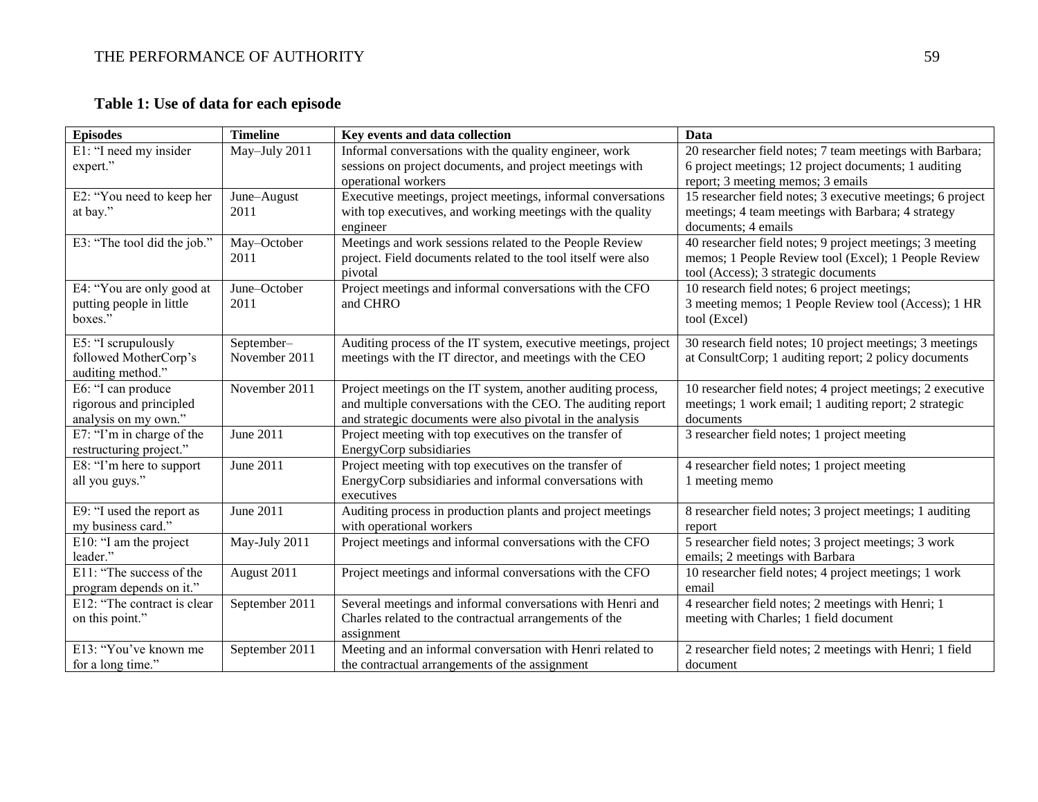**Table 1: Use of data for each episode**

| Episodes | Timeline | Key events and data collection | Data |
|---|---|---|---|
| E1: "I need my insider expert." | May–July 2011 | Informal conversations with the quality engineer, work sessions on project documents, and project meetings with operational workers | 20 researcher field notes; 7 team meetings with Barbara; 6 project meetings; 12 project documents; 1 auditing report; 3 meeting memos; 3 emails |
| E2: "You need to keep her at bay." | June–August 2011 | Executive meetings, project meetings, informal conversations with top executives, and working meetings with the quality engineer | 15 researcher field notes; 3 executive meetings; 6 project meetings; 4 team meetings with Barbara; 4 strategy documents; 4 emails |
| E3: "The tool did the job." | May–October 2011 | Meetings and work sessions related to the People Review project. Field documents related to the tool itself were also pivotal | 40 researcher field notes; 9 project meetings; 3 meeting memos; 1 People Review tool (Excel); 1 People Review tool (Access); 3 strategic documents |
| E4: "You are only good at putting people in little boxes." | June–October 2011 | Project meetings and informal conversations with the CFO and CHRO | 10 research field notes; 6 project meetings; 3 meeting memos; 1 People Review tool (Access); 1 HR tool (Excel) |
| E5: "I scrupulously followed MotherCorp's auditing method." | September–November 2011 | Auditing process of the IT system, executive meetings, project meetings with the IT director, and meetings with the CEO | 30 research field notes; 10 project meetings; 3 meetings at ConsultCorp; 1 auditing report; 2 policy documents |
| E6: "I can produce rigorous and principled analysis on my own." | November 2011 | Project meetings on the IT system, another auditing process, and multiple conversations with the CEO. The auditing report and strategic documents were also pivotal in the analysis | 10 researcher field notes; 4 project meetings; 2 executive meetings; 1 work email; 1 auditing report; 2 strategic documents |
| E7: "I'm in charge of the restructuring project." | June 2011 | Project meeting with top executives on the transfer of EnergyCorp subsidiaries | 3 researcher field notes; 1 project meeting |
| E8: "I'm here to support all you guys." | June 2011 | Project meeting with top executives on the transfer of EnergyCorp subsidiaries and informal conversations with executives | 4 researcher field notes; 1 project meeting 1 meeting memo |
| E9: "I used the report as my business card." | June 2011 | Auditing process in production plants and project meetings with operational workers | 8 researcher field notes; 3 project meetings; 1 auditing report |
| E10: "I am the project leader." | May-July 2011 | Project meetings and informal conversations with the CFO | 5 researcher field notes; 3 project meetings; 3 work emails; 2 meetings with Barbara |
| E11: "The success of the program depends on it." | August 2011 | Project meetings and informal conversations with the CFO | 10 researcher field notes; 4 project meetings; 1 work email |
| E12: "The contract is clear on this point." | September 2011 | Several meetings and informal conversations with Henri and Charles related to the contractual arrangements of the assignment | 4 researcher field notes; 2 meetings with Henri; 1 meeting with Charles; 1 field document |
| E13: "You've known me for a long time." | September 2011 | Meeting and an informal conversation with Henri related to the contractual arrangements of the assignment | 2 researcher field notes; 2 meetings with Henri; 1 field document |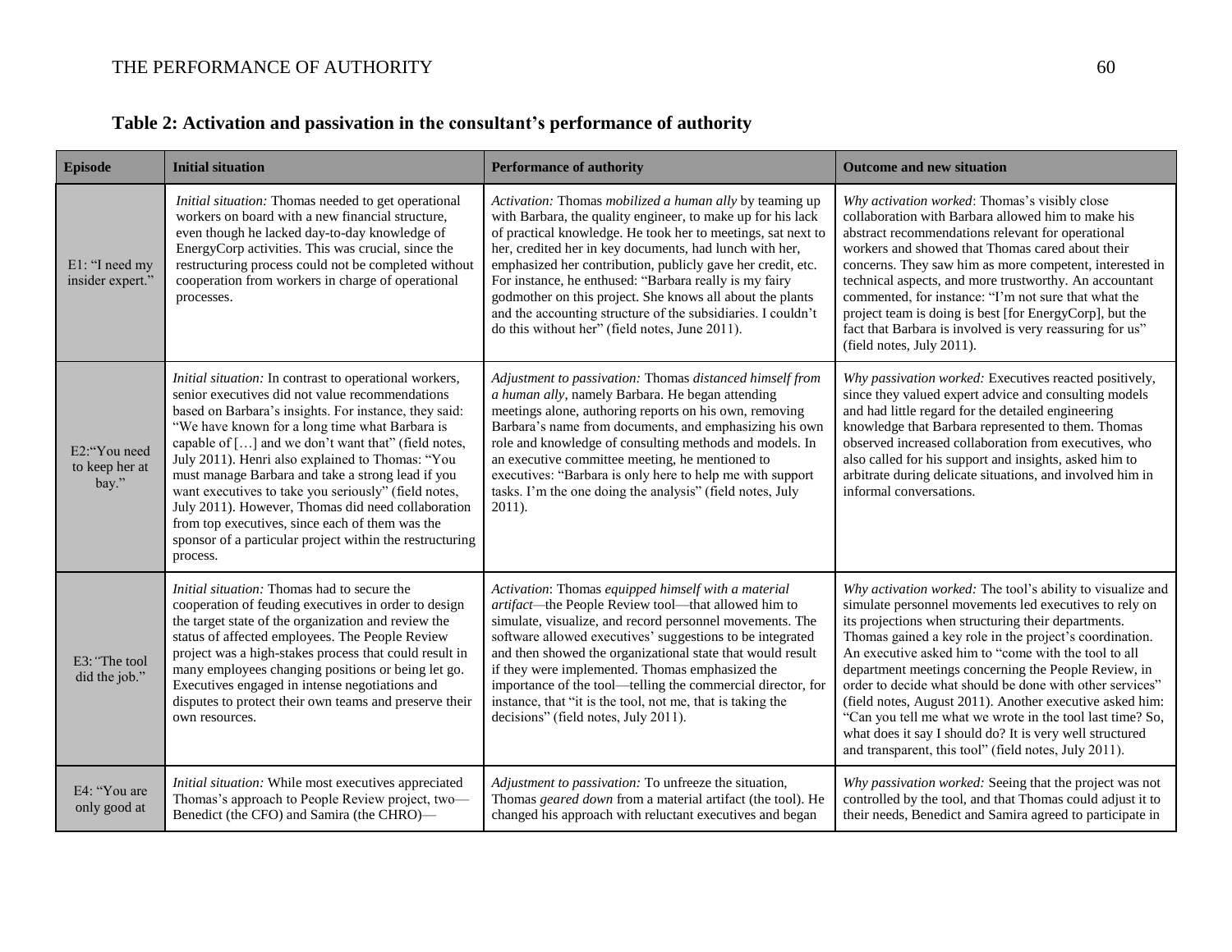**Table 2: Activation and passivation in the consultant's performance of authority**

| Episode | Initial situation | Performance of authority | Outcome and new situation |
|---|---|---|---|
| E1: "I need my insider expert." | *Initial situation:* Thomas needed to get operational workers on board with a new financial structure, even though he lacked day-to-day knowledge of EnergyCorp activities. This was crucial, since the restructuring process could not be completed without cooperation from workers in charge of operational processes. | *Activation:* Thomas *mobilized a human ally* by teaming up with Barbara, the quality engineer, to make up for his lack of practical knowledge. He took her to meetings, sat next to her, credited her in key documents, had lunch with her, emphasized her contribution, publicly gave her credit, etc. For instance, he enthused: "Barbara really is my fairy godmother on this project. She knows all about the plants and the accounting structure of the subsidiaries. I couldn't do this without her" (field notes, June 2011). | *Why activation worked*: Thomas's visibly close collaboration with Barbara allowed him to make his abstract recommendations relevant for operational workers and showed that Thomas cared about their concerns. They saw him as more competent, interested in technical aspects, and more trustworthy. An accountant commented, for instance: "I'm not sure that what the project team is doing is best [for EnergyCorp], but the fact that Barbara is involved is very reassuring for us" (field notes, July 2011). |
| E2:"You need to keep her at bay." | *Initial situation:* In contrast to operational workers, senior executives did not value recommendations based on Barbara's insights. For instance, they said: "We have known for a long time what Barbara is capable of […] and we don't want that" (field notes, July 2011). Henri also explained to Thomas: "You must manage Barbara and take a strong lead if you want executives to take you seriously" (field notes, July 2011). However, Thomas did need collaboration from top executives, since each of them was the sponsor of a particular project within the restructuring process. | *Adjustment to passivation:* Thomas *distanced himself from a human ally*, namely Barbara. He began attending meetings alone, authoring reports on his own, removing Barbara's name from documents, and emphasizing his own role and knowledge of consulting methods and models. In an executive committee meeting, he mentioned to executives: "Barbara is only here to help me with support tasks. I'm the one doing the analysis" (field notes, July 2011). | *Why passivation worked:* Executives reacted positively, since they valued expert advice and consulting models and had little regard for the detailed engineering knowledge that Barbara represented to them. Thomas observed increased collaboration from executives, who also called for his support and insights, asked him to arbitrate during delicate situations, and involved him in informal conversations. |
| E3:"The tool did the job." | *Initial situation:* Thomas had to secure the cooperation of feuding executives in order to design the target state of the organization and review the status of affected employees. The People Review project was a high-stakes process that could result in many employees changing positions or being let go. Executives engaged in intense negotiations and disputes to protect their own teams and preserve their own resources. | *Activation*: Thomas *equipped himself with a material artifact*—the People Review tool—that allowed him to simulate, visualize, and record personnel movements. The software allowed executives' suggestions to be integrated and then showed the organizational state that would result if they were implemented. Thomas emphasized the importance of the tool—telling the commercial director, for instance, that "it is the tool, not me, that is taking the decisions" (field notes, July 2011). | *Why activation worked:* The tool's ability to visualize and simulate personnel movements led executives to rely on its projections when structuring their departments. Thomas gained a key role in the project's coordination. An executive asked him to "come with the tool to all department meetings concerning the People Review, in order to decide what should be done with other services" (field notes, August 2011). Another executive asked him: "Can you tell me what we wrote in the tool last time? So, what does it say I should do? It is very well structured and transparent, this tool" (field notes, July 2011). |
| E4: "You are only good at | *Initial situation:* While most executives appreciated Thomas's approach to People Review project, two—Benedict (the CFO) and Samira (the CHRO)— | *Adjustment to passivation:* To unfreeze the situation, Thomas *geared down* from a material artifact (the tool). He changed his approach with reluctant executives and began | *Why passivation worked:* Seeing that the project was not controlled by the tool, and that Thomas could adjust it to their needs, Benedict and Samira agreed to participate in |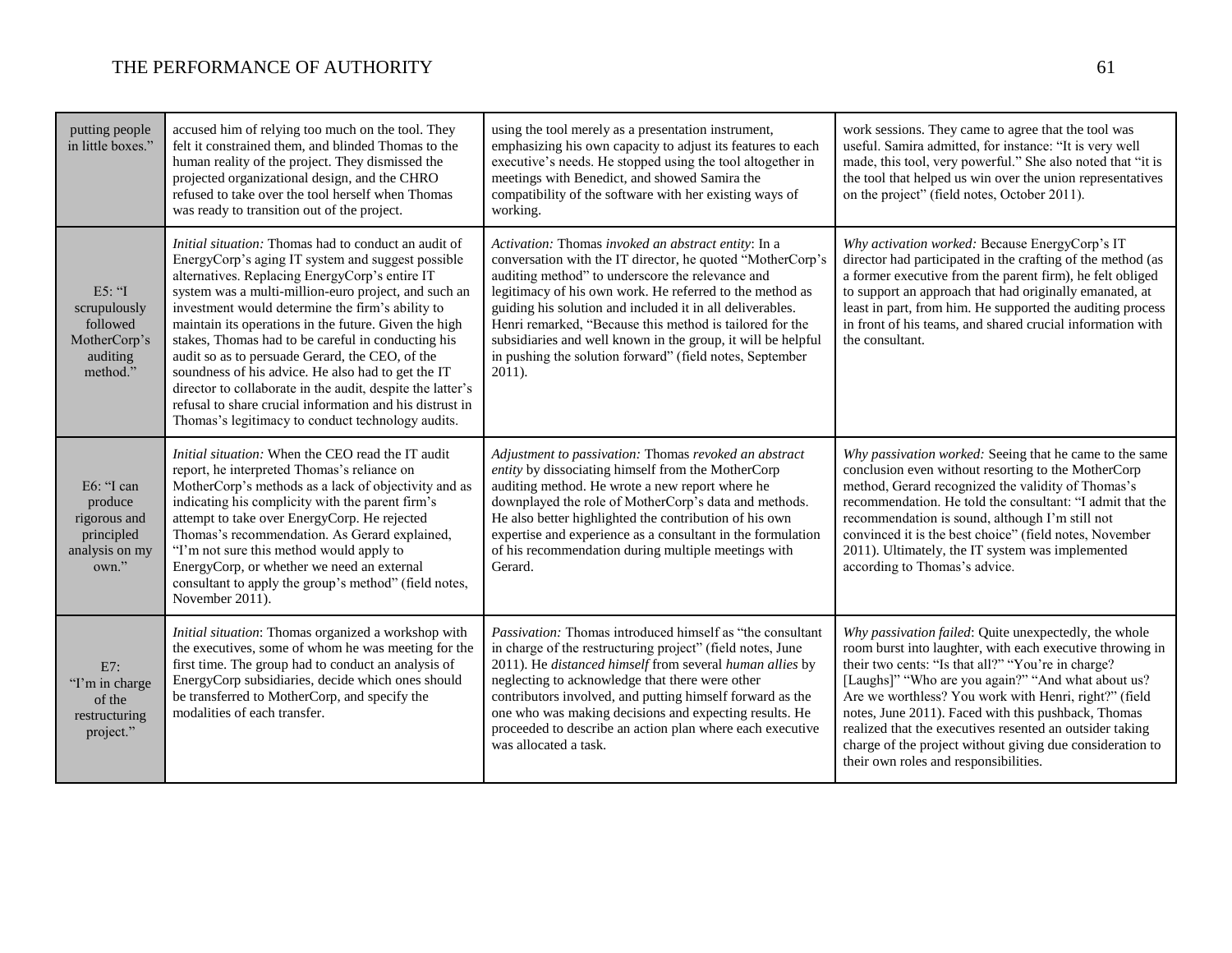| | | | |
|---|---|---|---|
| putting people in little boxes." | accused him of relying too much on the tool. They felt it constrained them, and blinded Thomas to the human reality of the project. They dismissed the projected organizational design, and the CHRO refused to take over the tool herself when Thomas was ready to transition out of the project. | using the tool merely as a presentation instrument, emphasizing his own capacity to adjust its features to each executive's needs. He stopped using the tool altogether in meetings with Benedict, and showed Samira the compatibility of the software with her existing ways of working. | work sessions. They came to agree that the tool was useful. Samira admitted, for instance: "It is very well made, this tool, very powerful." She also noted that "it is the tool that helped us win over the union representatives on the project" (field notes, October 2011). |
| E5: "I scrupulously followed MotherCorp's auditing method." | *Initial situation:* Thomas had to conduct an audit of EnergyCorp's aging IT system and suggest possible alternatives. Replacing EnergyCorp's entire IT system was a multi-million-euro project, and such an investment would determine the firm's ability to maintain its operations in the future. Given the high stakes, Thomas had to be careful in conducting his audit so as to persuade Gerard, the CEO, of the soundness of his advice. He also had to get the IT director to collaborate in the audit, despite the latter's refusal to share crucial information and his distrust in Thomas's legitimacy to conduct technology audits. | *Activation:* Thomas *invoked an abstract entity*: In a conversation with the IT director, he quoted "MotherCorp's auditing method" to underscore the relevance and legitimacy of his own work. He referred to the method as guiding his solution and included it in all deliverables. Henri remarked, "Because this method is tailored for the subsidiaries and well known in the group, it will be helpful in pushing the solution forward" (field notes, September 2011). | *Why activation worked:* Because EnergyCorp's IT director had participated in the crafting of the method (as a former executive from the parent firm), he felt obliged to support an approach that had originally emanated, at least in part, from him. He supported the auditing process in front of his teams, and shared crucial information with the consultant. |
| E6: "I can produce rigorous and principled analysis on my own." | *Initial situation:* When the CEO read the IT audit report, he interpreted Thomas's reliance on MotherCorp's methods as a lack of objectivity and as indicating his complicity with the parent firm's attempt to take over EnergyCorp. He rejected Thomas's recommendation. As Gerard explained, "I'm not sure this method would apply to EnergyCorp, or whether we need an external consultant to apply the group's method" (field notes, November 2011). | *Adjustment to passivation:* Thomas *revoked an abstract entity* by dissociating himself from the MotherCorp auditing method. He wrote a new report where he downplayed the role of MotherCorp's data and methods. He also better highlighted the contribution of his own expertise and experience as a consultant in the formulation of his recommendation during multiple meetings with Gerard. | *Why passivation worked:* Seeing that he came to the same conclusion even without resorting to the MotherCorp method, Gerard recognized the validity of Thomas's recommendation. He told the consultant: "I admit that the recommendation is sound, although I'm still not convinced it is the best choice" (field notes, November 2011). Ultimately, the IT system was implemented according to Thomas's advice. |
| E7: "I'm in charge of the restructuring project." | *Initial situation*: Thomas organized a workshop with the executives, some of whom he was meeting for the first time. The group had to conduct an analysis of EnergyCorp subsidiaries, decide which ones should be transferred to MotherCorp, and specify the modalities of each transfer. | *Passivation:* Thomas introduced himself as "the consultant in charge of the restructuring project" (field notes, June 2011). He *distanced himself* from several *human allies* by neglecting to acknowledge that there were other contributors involved, and putting himself forward as the one who was making decisions and expecting results. He proceeded to describe an action plan where each executive was allocated a task. | *Why passivation failed*: Quite unexpectedly, the whole room burst into laughter, with each executive throwing in their two cents: "Is that all?" "You're in charge? [Laughs]" "Who are you again?" "And what about us? Are we worthless? You work with Henri, right?" (field notes, June 2011). Faced with this pushback, Thomas realized that the executives resented an outsider taking charge of the project without giving due consideration to their own roles and responsibilities. |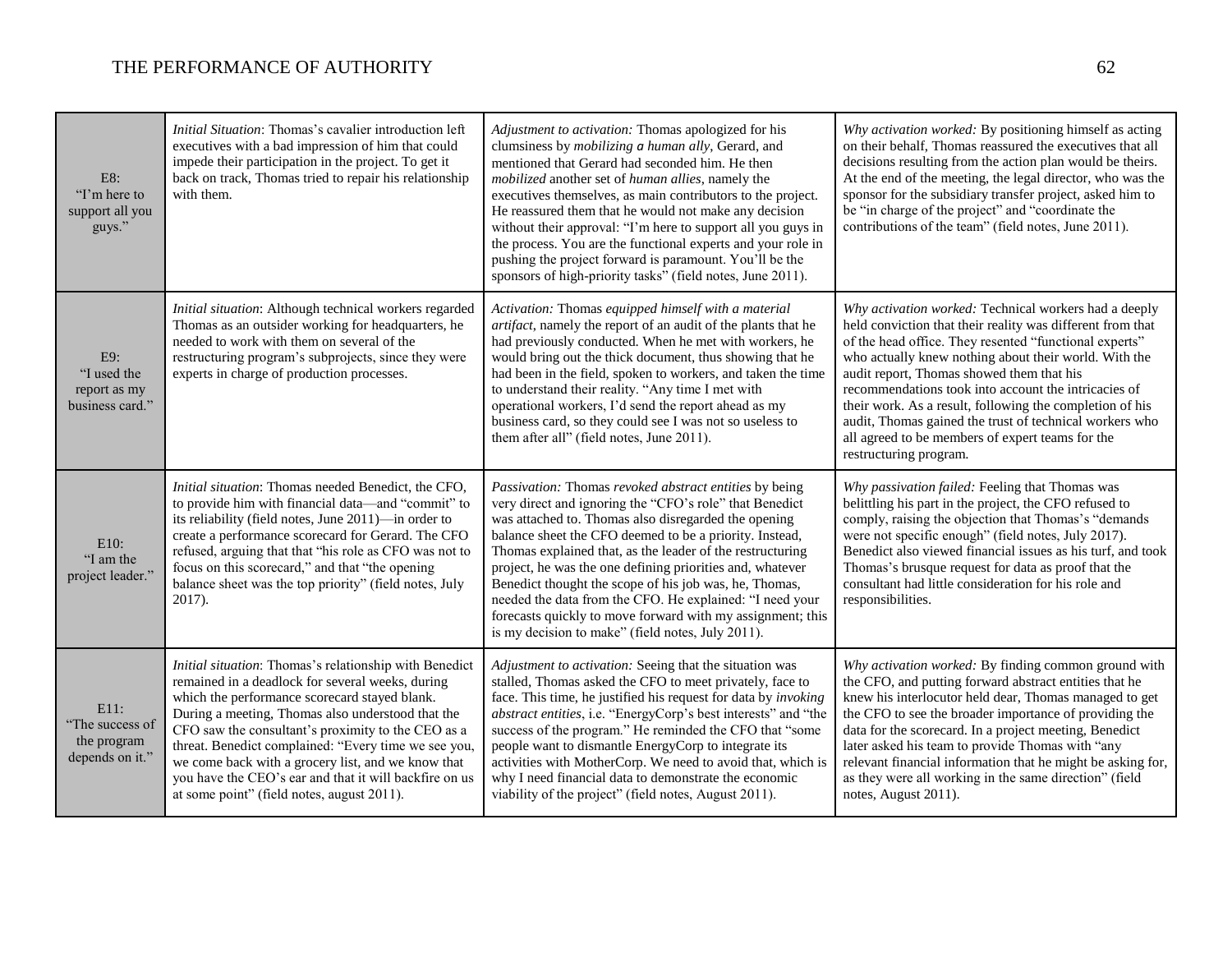| | | | |
|---|---|---|---|
| E8: "I'm here to support all you guys." | *Initial Situation*: Thomas's cavalier introduction left executives with a bad impression of him that could impede their participation in the project. To get it back on track, Thomas tried to repair his relationship with them. | *Adjustment to activation:* Thomas apologized for his clumsiness by *mobilizing a human ally*, Gerard, and mentioned that Gerard had seconded him. He then *mobilized* another set of *human allies*, namely the executives themselves, as main contributors to the project. He reassured them that he would not make any decision without their approval: "I'm here to support all you guys in the process. You are the functional experts and your role in pushing the project forward is paramount. You'll be the sponsors of high-priority tasks" (field notes, June 2011). | *Why activation worked:* By positioning himself as acting on their behalf, Thomas reassured the executives that all decisions resulting from the action plan would be theirs. At the end of the meeting, the legal director, who was the sponsor for the subsidiary transfer project, asked him to be "in charge of the project" and "coordinate the contributions of the team" (field notes, June 2011). |
| E9: "I used the report as my business card." | *Initial situation*: Although technical workers regarded Thomas as an outsider working for headquarters, he needed to work with them on several of the restructuring program's subprojects, since they were experts in charge of production processes. | *Activation:* Thomas *equipped himself with a material artifact*, namely the report of an audit of the plants that he had previously conducted. When he met with workers, he would bring out the thick document, thus showing that he had been in the field, spoken to workers, and taken the time to understand their reality. "Any time I met with operational workers, I'd send the report ahead as my business card, so they could see I was not so useless to them after all" (field notes, June 2011). | *Why activation worked:* Technical workers had a deeply held conviction that their reality was different from that of the head office. They resented "functional experts" who actually knew nothing about their world. With the audit report, Thomas showed them that his recommendations took into account the intricacies of their work. As a result, following the completion of his audit, Thomas gained the trust of technical workers who all agreed to be members of expert teams for the restructuring program. |
| E10: "I am the project leader." | *Initial situation*: Thomas needed Benedict, the CFO, to provide him with financial data—and "commit" to its reliability (field notes, June 2011)—in order to create a performance scorecard for Gerard. The CFO refused, arguing that that "his role as CFO was not to focus on this scorecard," and that "the opening balance sheet was the top priority" (field notes, July 2017). | *Passivation:* Thomas *revoked abstract entities* by being very direct and ignoring the "CFO's role" that Benedict was attached to. Thomas also disregarded the opening balance sheet the CFO deemed to be a priority. Instead, Thomas explained that, as the leader of the restructuring project, he was the one defining priorities and, whatever Benedict thought the scope of his job was, he, Thomas, needed the data from the CFO. He explained: "I need your forecasts quickly to move forward with my assignment; this is my decision to make" (field notes, July 2011). | *Why passivation failed:* Feeling that Thomas was belittling his part in the project, the CFO refused to comply, raising the objection that Thomas's "demands were not specific enough" (field notes, July 2017). Benedict also viewed financial issues as his turf, and took Thomas's brusque request for data as proof that the consultant had little consideration for his role and responsibilities. |
| E11: "The success of the program depends on it." | *Initial situation*: Thomas's relationship with Benedict remained in a deadlock for several weeks, during which the performance scorecard stayed blank. During a meeting, Thomas also understood that the CFO saw the consultant's proximity to the CEO as a threat. Benedict complained: "Every time we see you, we come back with a grocery list, and we know that you have the CEO's ear and that it will backfire on us at some point" (field notes, august 2011). | *Adjustment to activation:* Seeing that the situation was stalled, Thomas asked the CFO to meet privately, face to face. This time, he justified his request for data by *invoking abstract entities*, i.e. "EnergyCorp's best interests" and "the success of the program." He reminded the CFO that "some people want to dismantle EnergyCorp to integrate its activities with MotherCorp. We need to avoid that, which is why I need financial data to demonstrate the economic viability of the project" (field notes, August 2011). | *Why activation worked:* By finding common ground with the CFO, and putting forward abstract entities that he knew his interlocutor held dear, Thomas managed to get the CFO to see the broader importance of providing the data for the scorecard. In a project meeting, Benedict later asked his team to provide Thomas with "any relevant financial information that he might be asking for, as they were all working in the same direction" (field notes, August 2011). |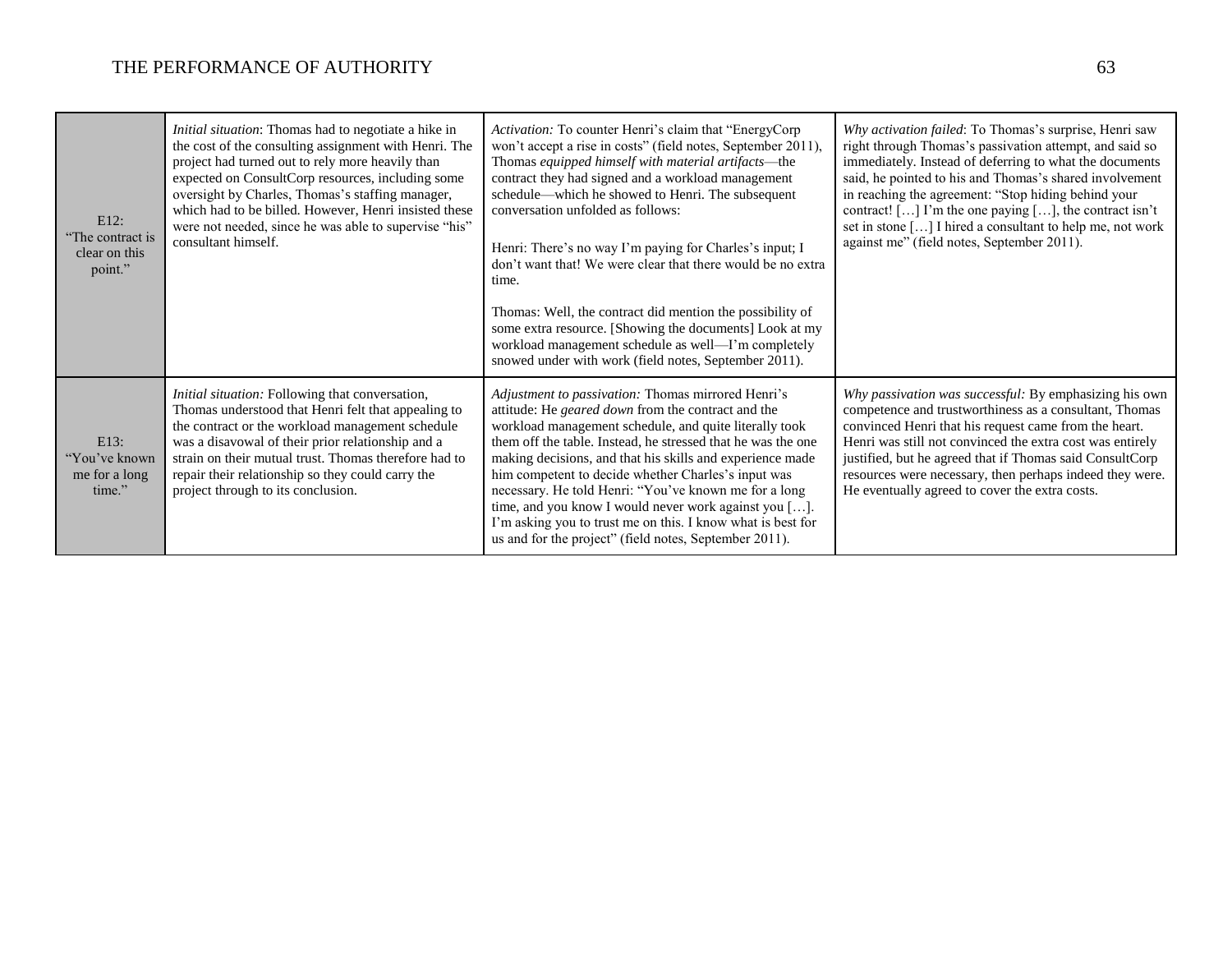| | | | |
|---|---|---|---|
| E12: "The contract is clear on this point." | *Initial situation*: Thomas had to negotiate a hike in the cost of the consulting assignment with Henri. The project had turned out to rely more heavily than expected on ConsultCorp resources, including some oversight by Charles, Thomas's staffing manager, which had to be billed. However, Henri insisted these were not needed, since he was able to supervise "his" consultant himself. | *Activation:* To counter Henri's claim that "EnergyCorp won't accept a rise in costs" (field notes, September 2011), Thomas *equipped himself with material artifacts*—the contract they had signed and a workload management schedule—which he showed to Henri. The subsequent conversation unfolded as follows:<br><br>Henri: There's no way I'm paying for Charles's input; I don't want that! We were clear that there would be no extra time.<br><br>Thomas: Well, the contract did mention the possibility of some extra resource. [Showing the documents] Look at my workload management schedule as well—I'm completely snowed under with work (field notes, September 2011). | *Why activation failed*: To Thomas's surprise, Henri saw right through Thomas's passivation attempt, and said so immediately. Instead of deferring to what the documents said, he pointed to his and Thomas's shared involvement in reaching the agreement: "Stop hiding behind your contract! […] I'm the one paying […], the contract isn't set in stone […] I hired a consultant to help me, not work against me" (field notes, September 2011). |
| E13: "You've known me for a long time." | *Initial situation:* Following that conversation, Thomas understood that Henri felt that appealing to the contract or the workload management schedule was a disavowal of their prior relationship and a strain on their mutual trust. Thomas therefore had to repair their relationship so they could carry the project through to its conclusion. | *Adjustment to passivation:* Thomas mirrored Henri's attitude: He *geared down* from the contract and the workload management schedule, and quite literally took them off the table. Instead, he stressed that he was the one making decisions, and that his skills and experience made him competent to decide whether Charles's input was necessary. He told Henri: "You've known me for a long time, and you know I would never work against you […]. I'm asking you to trust me on this. I know what is best for us and for the project" (field notes, September 2011). | *Why passivation was successful:* By emphasizing his own competence and trustworthiness as a consultant, Thomas convinced Henri that his request came from the heart. Henri was still not convinced the extra cost was entirely justified, but he agreed that if Thomas said ConsultCorp resources were necessary, then perhaps indeed they were. He eventually agreed to cover the extra costs. |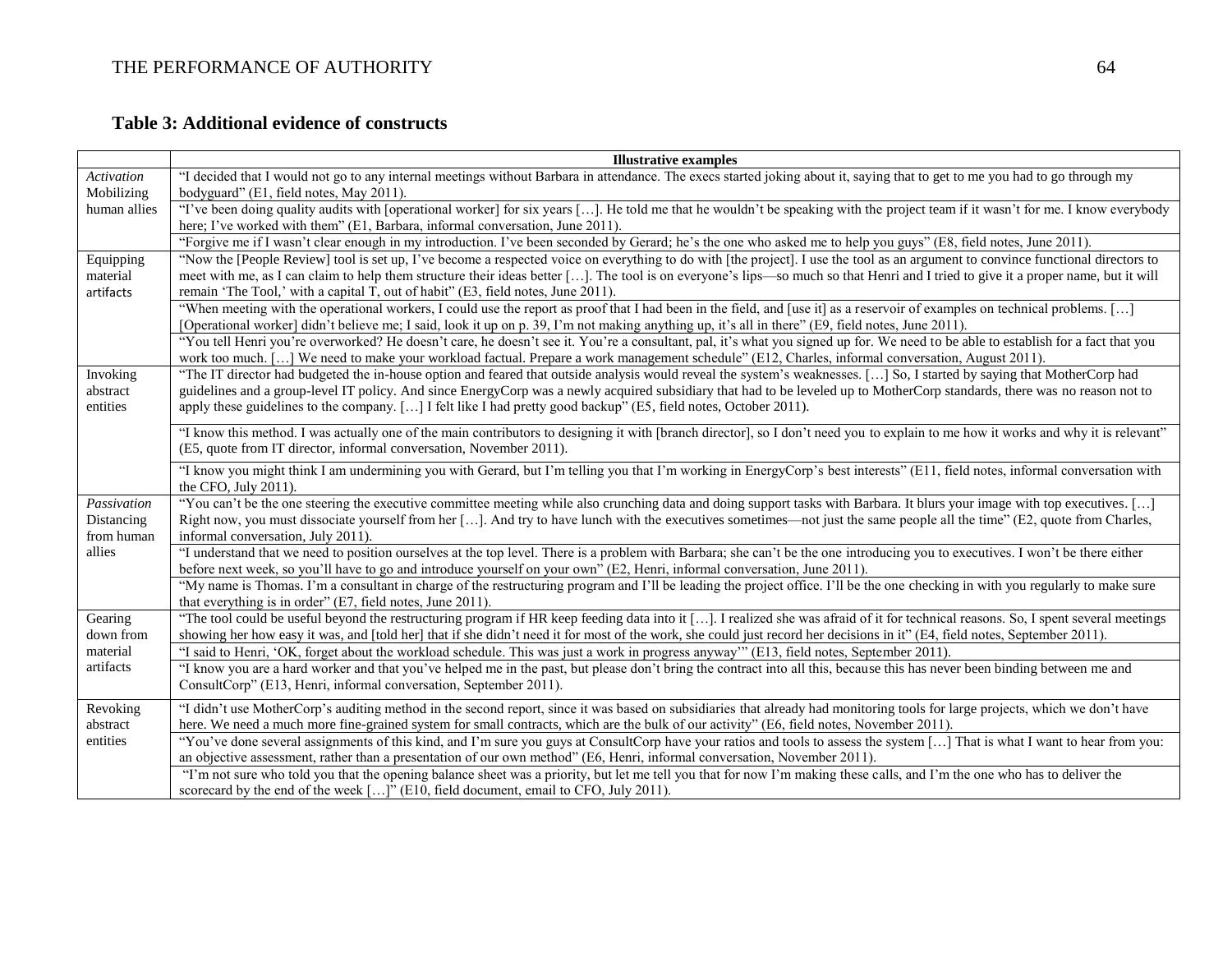## Table 3: Additional evidence of constructs

| | Illustrative examples |
|---|---|
| *Activation* Mobilizing human allies | "I decided that I would not go to any internal meetings without Barbara in attendance. The execs started joking about it, saying that to get to me you had to go through my bodyguard" (E1, field notes, May 2011). |
| | "I've been doing quality audits with [operational worker] for six years […]. He told me that he wouldn't be speaking with the project team if it wasn't for me. I know everybody here; I've worked with them" (E1, Barbara, informal conversation, June 2011). |
| | "Forgive me if I wasn't clear enough in my introduction. I've been seconded by Gerard; he's the one who asked me to help you guys" (E8, field notes, June 2011). |
| Equipping material artifacts | "Now the [People Review] tool is set up, I've become a respected voice on everything to do with [the project]. I use the tool as an argument to convince functional directors to meet with me, as I can claim to help them structure their ideas better […]. The tool is on everyone's lips—so much so that Henri and I tried to give it a proper name, but it will remain 'The Tool,' with a capital T, out of habit" (E3, field notes, June 2011). |
| | "When meeting with the operational workers, I could use the report as proof that I had been in the field, and [use it] as a reservoir of examples on technical problems. […] [Operational worker] didn't believe me; I said, look it up on p. 39, I'm not making anything up, it's all in there" (E9, field notes, June 2011). |
| | "You tell Henri you're overworked? He doesn't care, he doesn't see it. You're a consultant, pal, it's what you signed up for. We need to be able to establish for a fact that you work too much. […] We need to make your workload factual. Prepare a work management schedule" (E12, Charles, informal conversation, August 2011). |
| Invoking abstract entities | "The IT director had budgeted the in-house option and feared that outside analysis would reveal the system's weaknesses. […] So, I started by saying that MotherCorp had guidelines and a group-level IT policy. And since EnergyCorp was a newly acquired subsidiary that had to be leveled up to MotherCorp standards, there was no reason not to apply these guidelines to the company. […] I felt like I had pretty good backup" (E5, field notes, October 2011). |
| | "I know this method. I was actually one of the main contributors to designing it with [branch director], so I don't need you to explain to me how it works and why it is relevant" (E5, quote from IT director, informal conversation, November 2011). |
| | "I know you might think I am undermining you with Gerard, but I'm telling you that I'm working in EnergyCorp's best interests" (E11, field notes, informal conversation with the CFO, July 2011). |
| *Passivation* Distancing from human allies | "You can't be the one steering the executive committee meeting while also crunching data and doing support tasks with Barbara. It blurs your image with top executives. […] Right now, you must dissociate yourself from her […]. And try to have lunch with the executives sometimes—not just the same people all the time" (E2, quote from Charles, informal conversation, July 2011). |
| | "I understand that we need to position ourselves at the top level. There is a problem with Barbara; she can't be the one introducing you to executives. I won't be there either before next week, so you'll have to go and introduce yourself on your own" (E2, Henri, informal conversation, June 2011). |
| | "My name is Thomas. I'm a consultant in charge of the restructuring program and I'll be leading the project office. I'll be the one checking in with you regularly to make sure that everything is in order" (E7, field notes, June 2011). |
| Gearing down from material artifacts | "The tool could be useful beyond the restructuring program if HR keep feeding data into it […]. I realized she was afraid of it for technical reasons. So, I spent several meetings showing her how easy it was, and [told her] that if she didn't need it for most of the work, she could just record her decisions in it" (E4, field notes, September 2011). |
| | "I said to Henri, 'OK, forget about the workload schedule. This was just a work in progress anyway'" (E13, field notes, September 2011). |
| | "I know you are a hard worker and that you've helped me in the past, but please don't bring the contract into all this, because this has never been binding between me and ConsultCorp" (E13, Henri, informal conversation, September 2011). |
| Revoking abstract entities | "I didn't use MotherCorp's auditing method in the second report, since it was based on subsidiaries that already had monitoring tools for large projects, which we don't have here. We need a much more fine-grained system for small contracts, which are the bulk of our activity" (E6, field notes, November 2011). |
| | "You've done several assignments of this kind, and I'm sure you guys at ConsultCorp have your ratios and tools to assess the system […] That is what I want to hear from you: an objective assessment, rather than a presentation of our own method" (E6, Henri, informal conversation, November 2011). |
| | "I'm not sure who told you that the opening balance sheet was a priority, but let me tell you that for now I'm making these calls, and I'm the one who has to deliver the scorecard by the end of the week […]" (E10, field document, email to CFO, July 2011). |